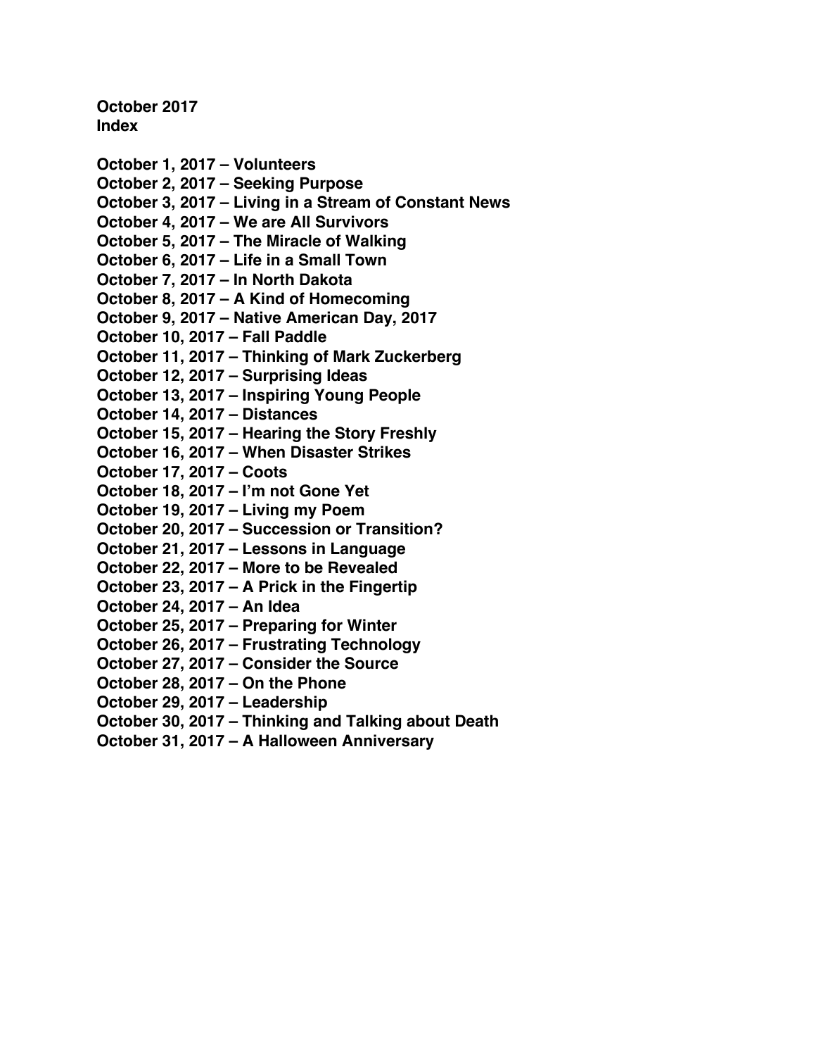**October 2017**
**Index**

**October 1, 2017 – Volunteers**
**October 2, 2017 – Seeking Purpose**
**October 3, 2017 – Living in a Stream of Constant News**
**October 4, 2017 – We are All Survivors**
**October 5, 2017 – The Miracle of Walking**
**October 6, 2017 – Life in a Small Town**
**October 7, 2017 – In North Dakota**
**October 8, 2017 – A Kind of Homecoming**
**October 9, 2017 – Native American Day, 2017**
**October 10, 2017 – Fall Paddle**
**October 11, 2017 – Thinking of Mark Zuckerberg**
**October 12, 2017 – Surprising Ideas**
**October 13, 2017 – Inspiring Young People**
**October 14, 2017 – Distances**
**October 15, 2017 – Hearing the Story Freshly**
**October 16, 2017 – When Disaster Strikes**
**October 17, 2017 – Coots**
**October 18, 2017 – I'm not Gone Yet**
**October 19, 2017 – Living my Poem**
**October 20, 2017 – Succession or Transition?**
**October 21, 2017 – Lessons in Language**
**October 22, 2017 – More to be Revealed**
**October 23, 2017 – A Prick in the Fingertip**
**October 24, 2017 – An Idea**
**October 25, 2017 – Preparing for Winter**
**October 26, 2017 – Frustrating Technology**
**October 27, 2017 – Consider the Source**
**October 28, 2017 – On the Phone**
**October 29, 2017 – Leadership**
**October 30, 2017 – Thinking and Talking about Death**
**October 31, 2017 – A Halloween Anniversary**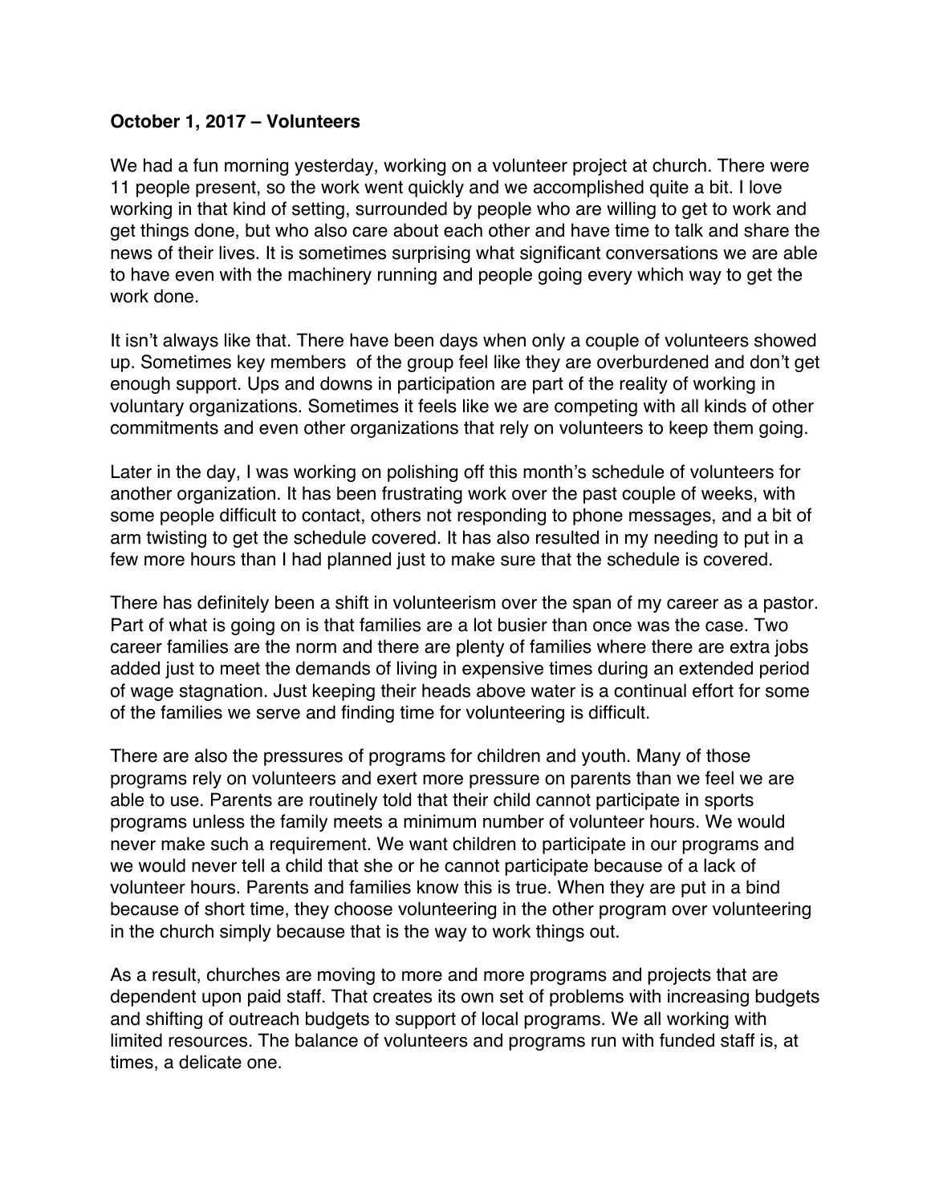**October 1, 2017 – Volunteers**

We had a fun morning yesterday, working on a volunteer project at church. There were 11 people present, so the work went quickly and we accomplished quite a bit. I love working in that kind of setting, surrounded by people who are willing to get to work and get things done, but who also care about each other and have time to talk and share the news of their lives. It is sometimes surprising what significant conversations we are able to have even with the machinery running and people going every which way to get the work done.

It isn't always like that. There have been days when only a couple of volunteers showed up. Sometimes key members of the group feel like they are overburdened and don't get enough support. Ups and downs in participation are part of the reality of working in voluntary organizations. Sometimes it feels like we are competing with all kinds of other commitments and even other organizations that rely on volunteers to keep them going.

Later in the day, I was working on polishing off this month's schedule of volunteers for another organization. It has been frustrating work over the past couple of weeks, with some people difficult to contact, others not responding to phone messages, and a bit of arm twisting to get the schedule covered. It has also resulted in my needing to put in a few more hours than I had planned just to make sure that the schedule is covered.

There has definitely been a shift in volunteerism over the span of my career as a pastor. Part of what is going on is that families are a lot busier than once was the case. Two career families are the norm and there are plenty of families where there are extra jobs added just to meet the demands of living in expensive times during an extended period of wage stagnation. Just keeping their heads above water is a continual effort for some of the families we serve and finding time for volunteering is difficult.

There are also the pressures of programs for children and youth. Many of those programs rely on volunteers and exert more pressure on parents than we feel we are able to use. Parents are routinely told that their child cannot participate in sports programs unless the family meets a minimum number of volunteer hours. We would never make such a requirement. We want children to participate in our programs and we would never tell a child that she or he cannot participate because of a lack of volunteer hours. Parents and families know this is true. When they are put in a bind because of short time, they choose volunteering in the other program over volunteering in the church simply because that is the way to work things out.

As a result, churches are moving to more and more programs and projects that are dependent upon paid staff. That creates its own set of problems with increasing budgets and shifting of outreach budgets to support of local programs. We all working with limited resources. The balance of volunteers and programs run with funded staff is, at times, a delicate one.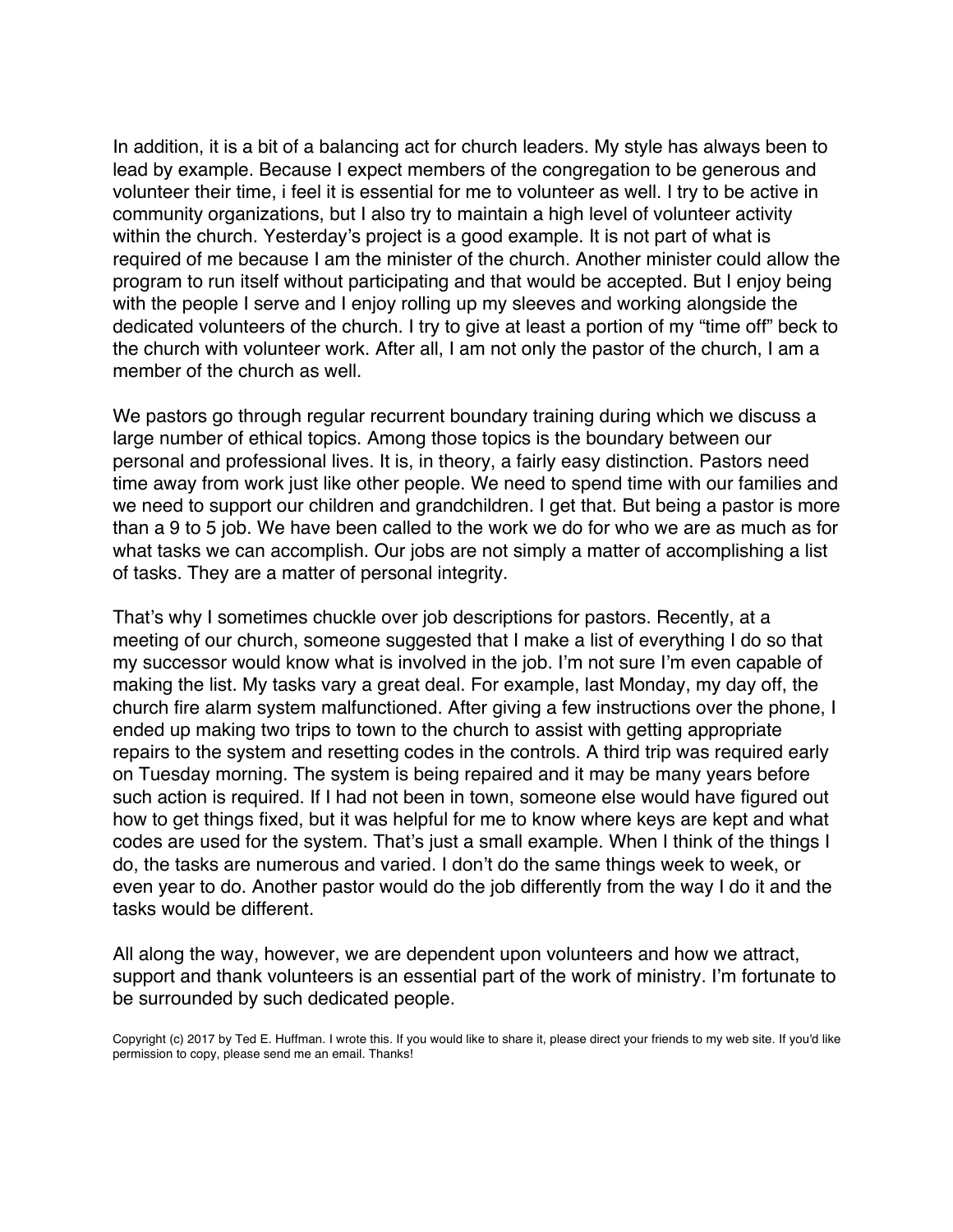In addition, it is a bit of a balancing act for church leaders. My style has always been to lead by example. Because I expect members of the congregation to be generous and volunteer their time, i feel it is essential for me to volunteer as well. I try to be active in community organizations, but I also try to maintain a high level of volunteer activity within the church. Yesterday's project is a good example. It is not part of what is required of me because I am the minister of the church. Another minister could allow the program to run itself without participating and that would be accepted. But I enjoy being with the people I serve and I enjoy rolling up my sleeves and working alongside the dedicated volunteers of the church. I try to give at least a portion of my "time off" beck to the church with volunteer work. After all, I am not only the pastor of the church, I am a member of the church as well.

We pastors go through regular recurrent boundary training during which we discuss a large number of ethical topics. Among those topics is the boundary between our personal and professional lives. It is, in theory, a fairly easy distinction. Pastors need time away from work just like other people. We need to spend time with our families and we need to support our children and grandchildren. I get that. But being a pastor is more than a 9 to 5 job. We have been called to the work we do for who we are as much as for what tasks we can accomplish. Our jobs are not simply a matter of accomplishing a list of tasks. They are a matter of personal integrity.

That's why I sometimes chuckle over job descriptions for pastors. Recently, at a meeting of our church, someone suggested that I make a list of everything I do so that my successor would know what is involved in the job. I'm not sure I'm even capable of making the list. My tasks vary a great deal. For example, last Monday, my day off, the church fire alarm system malfunctioned. After giving a few instructions over the phone, I ended up making two trips to town to the church to assist with getting appropriate repairs to the system and resetting codes in the controls. A third trip was required early on Tuesday morning. The system is being repaired and it may be many years before such action is required. If I had not been in town, someone else would have figured out how to get things fixed, but it was helpful for me to know where keys are kept and what codes are used for the system. That's just a small example. When I think of the things I do, the tasks are numerous and varied. I don't do the same things week to week, or even year to do. Another pastor would do the job differently from the way I do it and the tasks would be different.

All along the way, however, we are dependent upon volunteers and how we attract, support and thank volunteers is an essential part of the work of ministry. I'm fortunate to be surrounded by such dedicated people.

Copyright (c) 2017 by Ted E. Huffman. I wrote this. If you would like to share it, please direct your friends to my web site. If you'd like permission to copy, please send me an email. Thanks!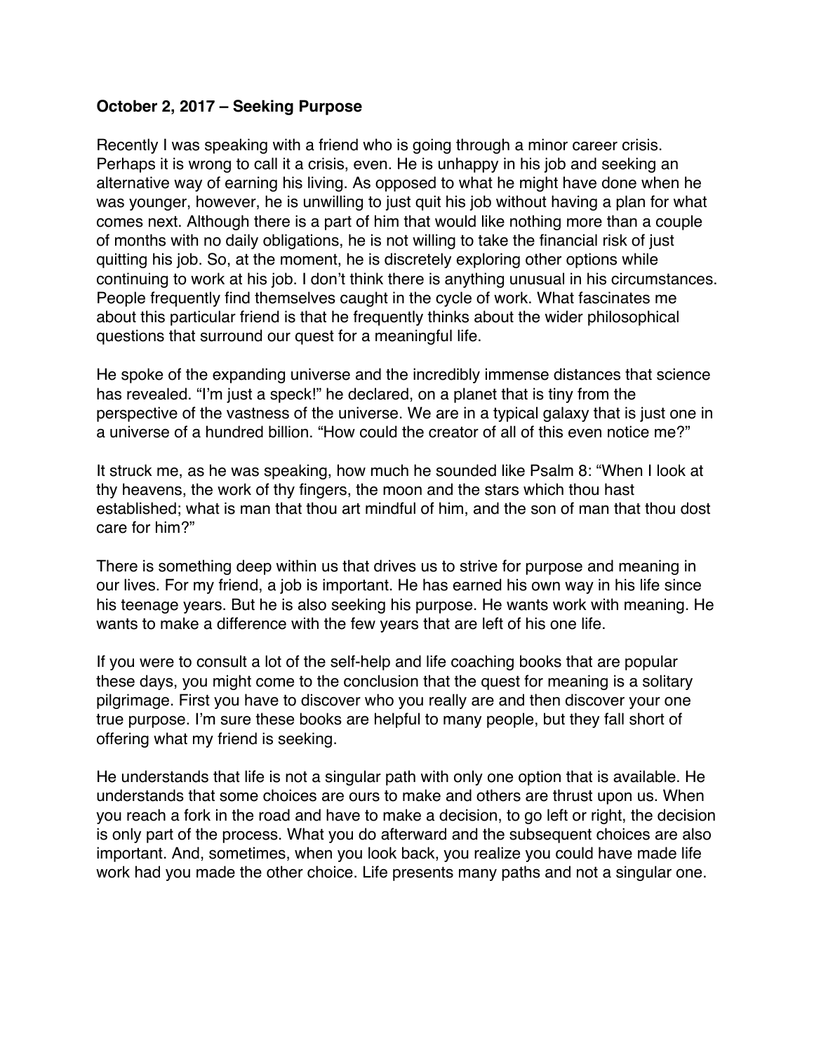**October 2, 2017 – Seeking Purpose**

Recently I was speaking with a friend who is going through a minor career crisis. Perhaps it is wrong to call it a crisis, even. He is unhappy in his job and seeking an alternative way of earning his living. As opposed to what he might have done when he was younger, however, he is unwilling to just quit his job without having a plan for what comes next. Although there is a part of him that would like nothing more than a couple of months with no daily obligations, he is not willing to take the financial risk of just quitting his job. So, at the moment, he is discretely exploring other options while continuing to work at his job. I don't think there is anything unusual in his circumstances. People frequently find themselves caught in the cycle of work. What fascinates me about this particular friend is that he frequently thinks about the wider philosophical questions that surround our quest for a meaningful life.

He spoke of the expanding universe and the incredibly immense distances that science has revealed. "I'm just a speck!" he declared, on a planet that is tiny from the perspective of the vastness of the universe. We are in a typical galaxy that is just one in a universe of a hundred billion. "How could the creator of all of this even notice me?"

It struck me, as he was speaking, how much he sounded like Psalm 8: "When I look at thy heavens, the work of thy fingers, the moon and the stars which thou hast established; what is man that thou art mindful of him, and the son of man that thou dost care for him?"

There is something deep within us that drives us to strive for purpose and meaning in our lives. For my friend, a job is important. He has earned his own way in his life since his teenage years. But he is also seeking his purpose. He wants work with meaning. He wants to make a difference with the few years that are left of his one life.

If you were to consult a lot of the self-help and life coaching books that are popular these days, you might come to the conclusion that the quest for meaning is a solitary pilgrimage. First you have to discover who you really are and then discover your one true purpose. I'm sure these books are helpful to many people, but they fall short of offering what my friend is seeking.

He understands that life is not a singular path with only one option that is available. He understands that some choices are ours to make and others are thrust upon us. When you reach a fork in the road and have to make a decision, to go left or right, the decision is only part of the process. What you do afterward and the subsequent choices are also important. And, sometimes, when you look back, you realize you could have made life work had you made the other choice. Life presents many paths and not a singular one.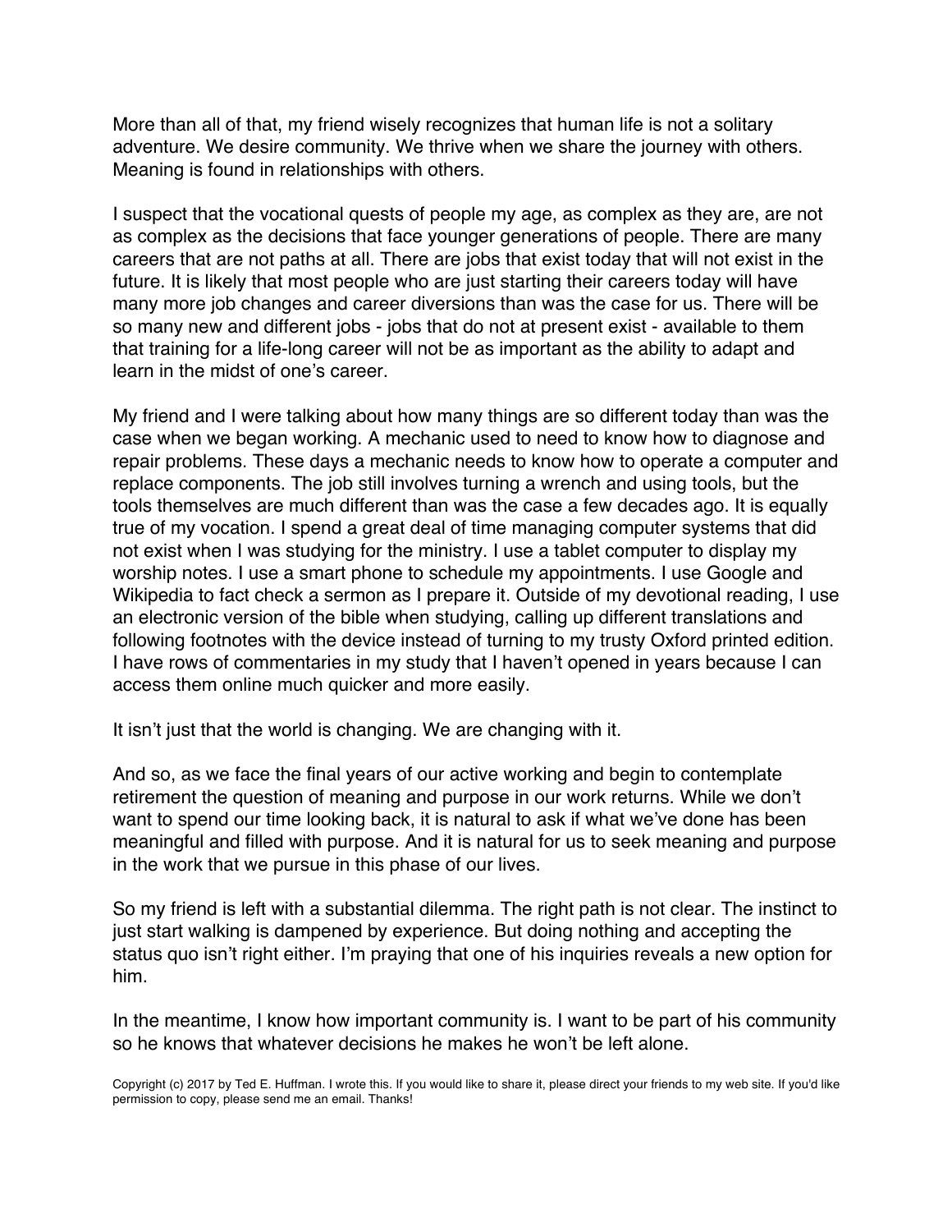More than all of that, my friend wisely recognizes that human life is not a solitary adventure. We desire community. We thrive when we share the journey with others. Meaning is found in relationships with others.

I suspect that the vocational quests of people my age, as complex as they are, are not as complex as the decisions that face younger generations of people. There are many careers that are not paths at all. There are jobs that exist today that will not exist in the future. It is likely that most people who are just starting their careers today will have many more job changes and career diversions than was the case for us. There will be so many new and different jobs - jobs that do not at present exist - available to them that training for a life-long career will not be as important as the ability to adapt and learn in the midst of one's career.

My friend and I were talking about how many things are so different today than was the case when we began working. A mechanic used to need to know how to diagnose and repair problems. These days a mechanic needs to know how to operate a computer and replace components. The job still involves turning a wrench and using tools, but the tools themselves are much different than was the case a few decades ago. It is equally true of my vocation. I spend a great deal of time managing computer systems that did not exist when I was studying for the ministry. I use a tablet computer to display my worship notes. I use a smart phone to schedule my appointments. I use Google and Wikipedia to fact check a sermon as I prepare it. Outside of my devotional reading, I use an electronic version of the bible when studying, calling up different translations and following footnotes with the device instead of turning to my trusty Oxford printed edition. I have rows of commentaries in my study that I haven't opened in years because I can access them online much quicker and more easily.

It isn't just that the world is changing. We are changing with it.

And so, as we face the final years of our active working and begin to contemplate retirement the question of meaning and purpose in our work returns. While we don't want to spend our time looking back, it is natural to ask if what we've done has been meaningful and filled with purpose. And it is natural for us to seek meaning and purpose in the work that we pursue in this phase of our lives.

So my friend is left with a substantial dilemma. The right path is not clear. The instinct to just start walking is dampened by experience. But doing nothing and accepting the status quo isn't right either. I'm praying that one of his inquiries reveals a new option for him.

In the meantime, I know how important community is. I want to be part of his community so he knows that whatever decisions he makes he won't be left alone.

Copyright (c) 2017 by Ted E. Huffman. I wrote this. If you would like to share it, please direct your friends to my web site. If you'd like permission to copy, please send me an email. Thanks!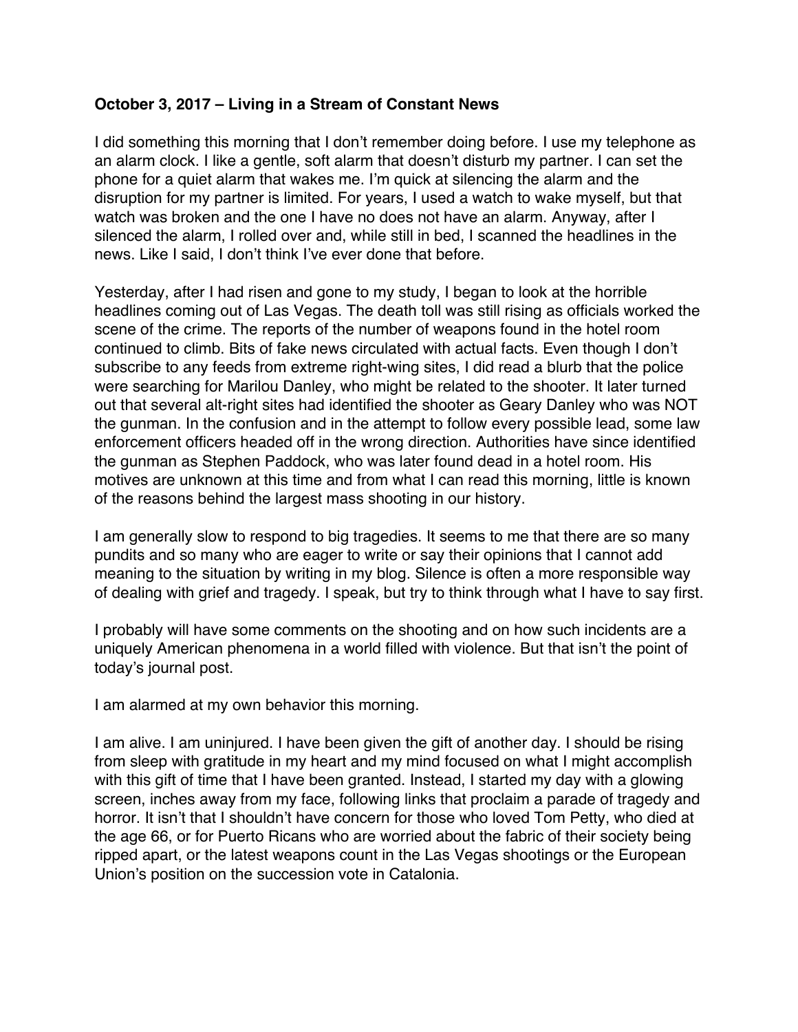**October 3, 2017 – Living in a Stream of Constant News**

I did something this morning that I don't remember doing before. I use my telephone as an alarm clock. I like a gentle, soft alarm that doesn't disturb my partner. I can set the phone for a quiet alarm that wakes me. I'm quick at silencing the alarm and the disruption for my partner is limited. For years, I used a watch to wake myself, but that watch was broken and the one I have no does not have an alarm. Anyway, after I silenced the alarm, I rolled over and, while still in bed, I scanned the headlines in the news. Like I said, I don't think I've ever done that before.

Yesterday, after I had risen and gone to my study, I began to look at the horrible headlines coming out of Las Vegas. The death toll was still rising as officials worked the scene of the crime. The reports of the number of weapons found in the hotel room continued to climb. Bits of fake news circulated with actual facts. Even though I don't subscribe to any feeds from extreme right-wing sites, I did read a blurb that the police were searching for Marilou Danley, who might be related to the shooter. It later turned out that several alt-right sites had identified the shooter as Geary Danley who was NOT the gunman. In the confusion and in the attempt to follow every possible lead, some law enforcement officers headed off in the wrong direction. Authorities have since identified the gunman as Stephen Paddock, who was later found dead in a hotel room. His motives are unknown at this time and from what I can read this morning, little is known of the reasons behind the largest mass shooting in our history.

I am generally slow to respond to big tragedies. It seems to me that there are so many pundits and so many who are eager to write or say their opinions that I cannot add meaning to the situation by writing in my blog. Silence is often a more responsible way of dealing with grief and tragedy. I speak, but try to think through what I have to say first.

I probably will have some comments on the shooting and on how such incidents are a uniquely American phenomena in a world filled with violence. But that isn't the point of today's journal post.

I am alarmed at my own behavior this morning.

I am alive. I am uninjured. I have been given the gift of another day. I should be rising from sleep with gratitude in my heart and my mind focused on what I might accomplish with this gift of time that I have been granted. Instead, I started my day with a glowing screen, inches away from my face, following links that proclaim a parade of tragedy and horror. It isn't that I shouldn't have concern for those who loved Tom Petty, who died at the age 66, or for Puerto Ricans who are worried about the fabric of their society being ripped apart, or the latest weapons count in the Las Vegas shootings or the European Union's position on the succession vote in Catalonia.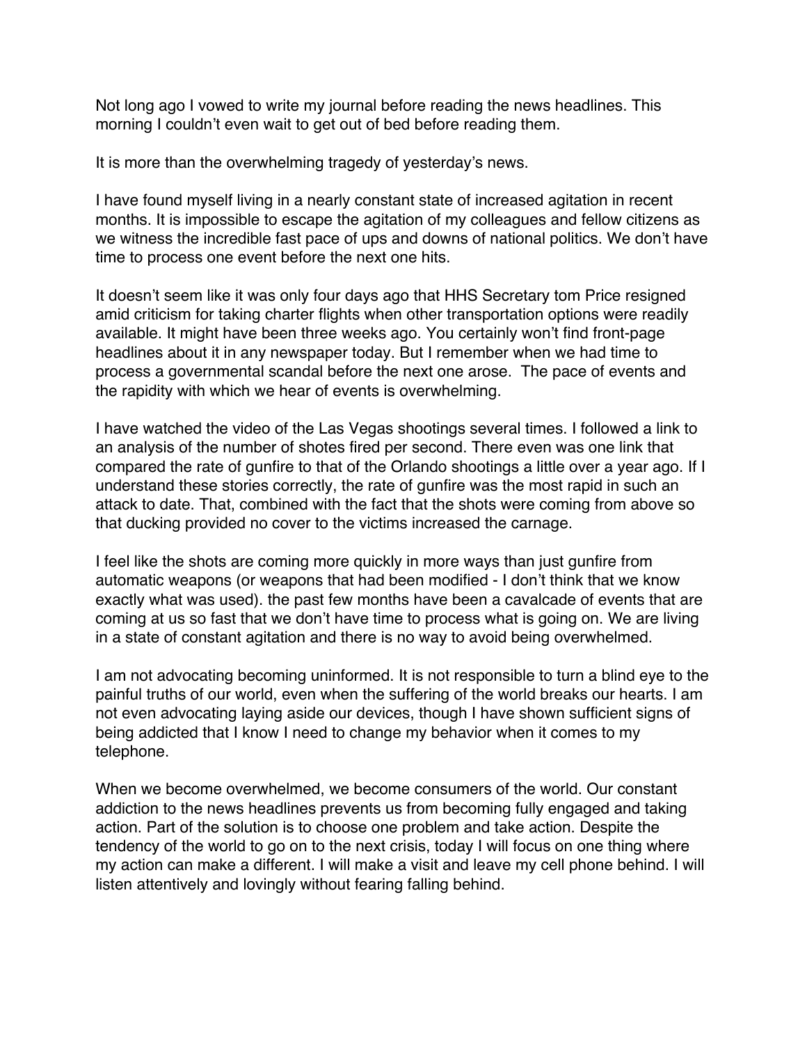Not long ago I vowed to write my journal before reading the news headlines. This morning I couldn't even wait to get out of bed before reading them.

It is more than the overwhelming tragedy of yesterday's news.

I have found myself living in a nearly constant state of increased agitation in recent months. It is impossible to escape the agitation of my colleagues and fellow citizens as we witness the incredible fast pace of ups and downs of national politics. We don't have time to process one event before the next one hits.

It doesn't seem like it was only four days ago that HHS Secretary tom Price resigned amid criticism for taking charter flights when other transportation options were readily available. It might have been three weeks ago. You certainly won't find front-page headlines about it in any newspaper today. But I remember when we had time to process a governmental scandal before the next one arose. The pace of events and the rapidity with which we hear of events is overwhelming.

I have watched the video of the Las Vegas shootings several times. I followed a link to an analysis of the number of shotes fired per second. There even was one link that compared the rate of gunfire to that of the Orlando shootings a little over a year ago. If I understand these stories correctly, the rate of gunfire was the most rapid in such an attack to date. That, combined with the fact that the shots were coming from above so that ducking provided no cover to the victims increased the carnage.

I feel like the shots are coming more quickly in more ways than just gunfire from automatic weapons (or weapons that had been modified - I don't think that we know exactly what was used). the past few months have been a cavalcade of events that are coming at us so fast that we don't have time to process what is going on. We are living in a state of constant agitation and there is no way to avoid being overwhelmed.

I am not advocating becoming uninformed. It is not responsible to turn a blind eye to the painful truths of our world, even when the suffering of the world breaks our hearts. I am not even advocating laying aside our devices, though I have shown sufficient signs of being addicted that I know I need to change my behavior when it comes to my telephone.

When we become overwhelmed, we become consumers of the world. Our constant addiction to the news headlines prevents us from becoming fully engaged and taking action. Part of the solution is to choose one problem and take action. Despite the tendency of the world to go on to the next crisis, today I will focus on one thing where my action can make a different. I will make a visit and leave my cell phone behind. I will listen attentively and lovingly without fearing falling behind.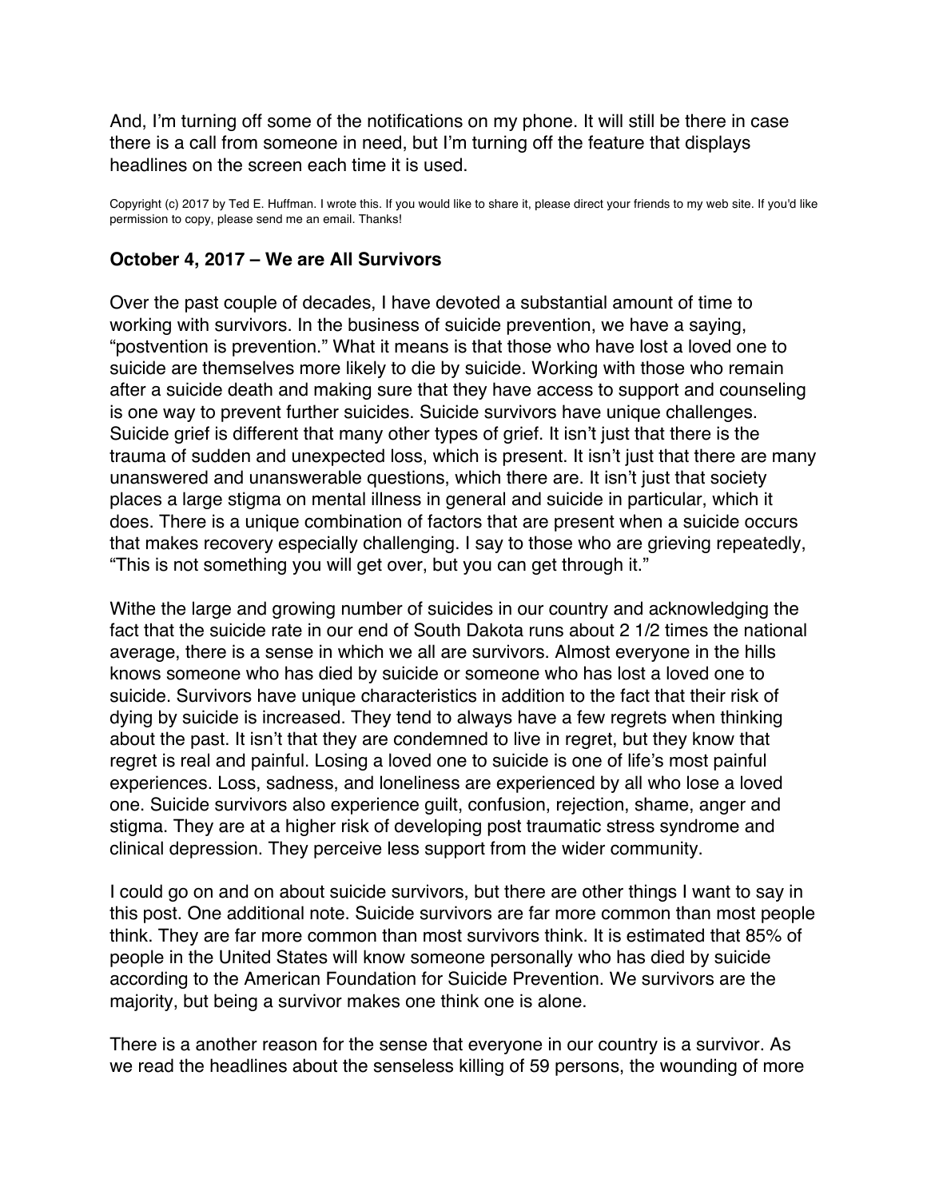And, I'm turning off some of the notifications on my phone. It will still be there in case there is a call from someone in need, but I'm turning off the feature that displays headlines on the screen each time it is used.

Copyright (c) 2017 by Ted E. Huffman. I wrote this. If you would like to share it, please direct your friends to my web site. If you'd like permission to copy, please send me an email. Thanks!

### October 4, 2017 – We are All Survivors

Over the past couple of decades, I have devoted a substantial amount of time to working with survivors. In the business of suicide prevention, we have a saying, "postvention is prevention." What it means is that those who have lost a loved one to suicide are themselves more likely to die by suicide. Working with those who remain after a suicide death and making sure that they have access to support and counseling is one way to prevent further suicides. Suicide survivors have unique challenges. Suicide grief is different that many other types of grief. It isn't just that there is the trauma of sudden and unexpected loss, which is present. It isn't just that there are many unanswered and unanswerable questions, which there are. It isn't just that society places a large stigma on mental illness in general and suicide in particular, which it does. There is a unique combination of factors that are present when a suicide occurs that makes recovery especially challenging. I say to those who are grieving repeatedly, "This is not something you will get over, but you can get through it."

Withe the large and growing number of suicides in our country and acknowledging the fact that the suicide rate in our end of South Dakota runs about 2 1/2 times the national average, there is a sense in which we all are survivors. Almost everyone in the hills knows someone who has died by suicide or someone who has lost a loved one to suicide. Survivors have unique characteristics in addition to the fact that their risk of dying by suicide is increased. They tend to always have a few regrets when thinking about the past. It isn't that they are condemned to live in regret, but they know that regret is real and painful. Losing a loved one to suicide is one of life's most painful experiences. Loss, sadness, and loneliness are experienced by all who lose a loved one. Suicide survivors also experience guilt, confusion, rejection, shame, anger and stigma. They are at a higher risk of developing post traumatic stress syndrome and clinical depression. They perceive less support from the wider community.

I could go on and on about suicide survivors, but there are other things I want to say in this post. One additional note. Suicide survivors are far more common than most people think. They are far more common than most survivors think. It is estimated that 85% of people in the United States will know someone personally who has died by suicide according to the American Foundation for Suicide Prevention. We survivors are the majority, but being a survivor makes one think one is alone.

There is a another reason for the sense that everyone in our country is a survivor. As we read the headlines about the senseless killing of 59 persons, the wounding of more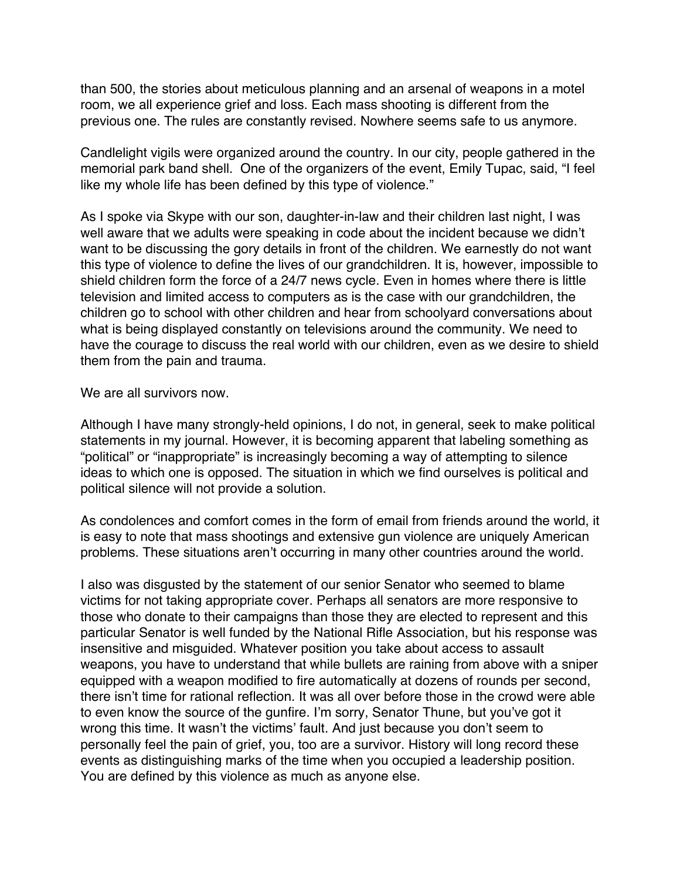than 500, the stories about meticulous planning and an arsenal of weapons in a motel room, we all experience grief and loss. Each mass shooting is different from the previous one. The rules are constantly revised. Nowhere seems safe to us anymore.

Candlelight vigils were organized around the country. In our city, people gathered in the memorial park band shell. One of the organizers of the event, Emily Tupac, said, "I feel like my whole life has been defined by this type of violence."

As I spoke via Skype with our son, daughter-in-law and their children last night, I was well aware that we adults were speaking in code about the incident because we didn't want to be discussing the gory details in front of the children. We earnestly do not want this type of violence to define the lives of our grandchildren. It is, however, impossible to shield children form the force of a 24/7 news cycle. Even in homes where there is little television and limited access to computers as is the case with our grandchildren, the children go to school with other children and hear from schoolyard conversations about what is being displayed constantly on televisions around the community. We need to have the courage to discuss the real world with our children, even as we desire to shield them from the pain and trauma.

We are all survivors now.

Although I have many strongly-held opinions, I do not, in general, seek to make political statements in my journal. However, it is becoming apparent that labeling something as "political" or "inappropriate" is increasingly becoming a way of attempting to silence ideas to which one is opposed. The situation in which we find ourselves is political and political silence will not provide a solution.

As condolences and comfort comes in the form of email from friends around the world, it is easy to note that mass shootings and extensive gun violence are uniquely American problems. These situations aren't occurring in many other countries around the world.

I also was disgusted by the statement of our senior Senator who seemed to blame victims for not taking appropriate cover. Perhaps all senators are more responsive to those who donate to their campaigns than those they are elected to represent and this particular Senator is well funded by the National Rifle Association, but his response was insensitive and misguided. Whatever position you take about access to assault weapons, you have to understand that while bullets are raining from above with a sniper equipped with a weapon modified to fire automatically at dozens of rounds per second, there isn't time for rational reflection. It was all over before those in the crowd were able to even know the source of the gunfire. I'm sorry, Senator Thune, but you've got it wrong this time. It wasn't the victims' fault. And just because you don't seem to personally feel the pain of grief, you, too are a survivor. History will long record these events as distinguishing marks of the time when you occupied a leadership position. You are defined by this violence as much as anyone else.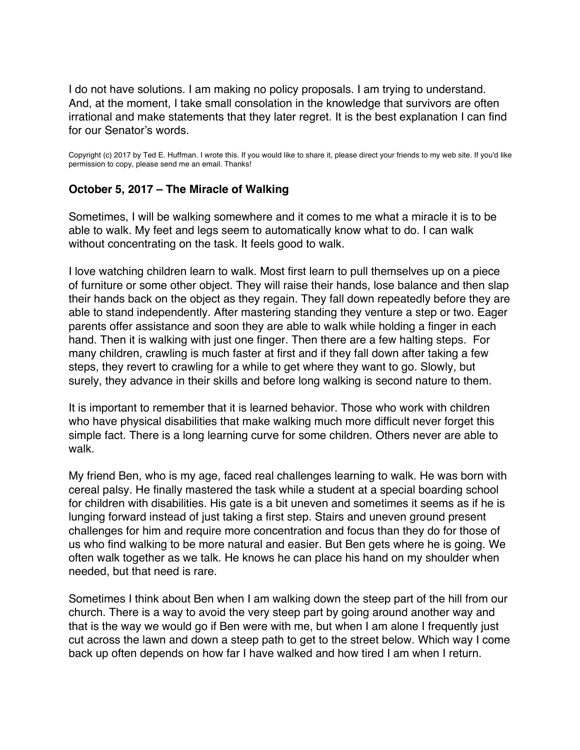I do not have solutions. I am making no policy proposals. I am trying to understand. And, at the moment, I take small consolation in the knowledge that survivors are often irrational and make statements that they later regret. It is the best explanation I can find for our Senator's words.

Copyright (c) 2017 by Ted E. Huffman. I wrote this. If you would like to share it, please direct your friends to my web site. If you'd like permission to copy, please send me an email. Thanks!

### October 5, 2017 – The Miracle of Walking

Sometimes, I will be walking somewhere and it comes to me what a miracle it is to be able to walk. My feet and legs seem to automatically know what to do. I can walk without concentrating on the task. It feels good to walk.

I love watching children learn to walk. Most first learn to pull themselves up on a piece of furniture or some other object. They will raise their hands, lose balance and then slap their hands back on the object as they regain. They fall down repeatedly before they are able to stand independently. After mastering standing they venture a step or two. Eager parents offer assistance and soon they are able to walk while holding a finger in each hand. Then it is walking with just one finger. Then there are a few halting steps. For many children, crawling is much faster at first and if they fall down after taking a few steps, they revert to crawling for a while to get where they want to go. Slowly, but surely, they advance in their skills and before long walking is second nature to them.

It is important to remember that it is learned behavior. Those who work with children who have physical disabilities that make walking much more difficult never forget this simple fact. There is a long learning curve for some children. Others never are able to walk.

My friend Ben, who is my age, faced real challenges learning to walk. He was born with cereal palsy. He finally mastered the task while a student at a special boarding school for children with disabilities. His gate is a bit uneven and sometimes it seems as if he is lunging forward instead of just taking a first step. Stairs and uneven ground present challenges for him and require more concentration and focus than they do for those of us who find walking to be more natural and easier. But Ben gets where he is going. We often walk together as we talk. He knows he can place his hand on my shoulder when needed, but that need is rare.

Sometimes I think about Ben when I am walking down the steep part of the hill from our church. There is a way to avoid the very steep part by going around another way and that is the way we would go if Ben were with me, but when I am alone I frequently just cut across the lawn and down a steep path to get to the street below. Which way I come back up often depends on how far I have walked and how tired I am when I return.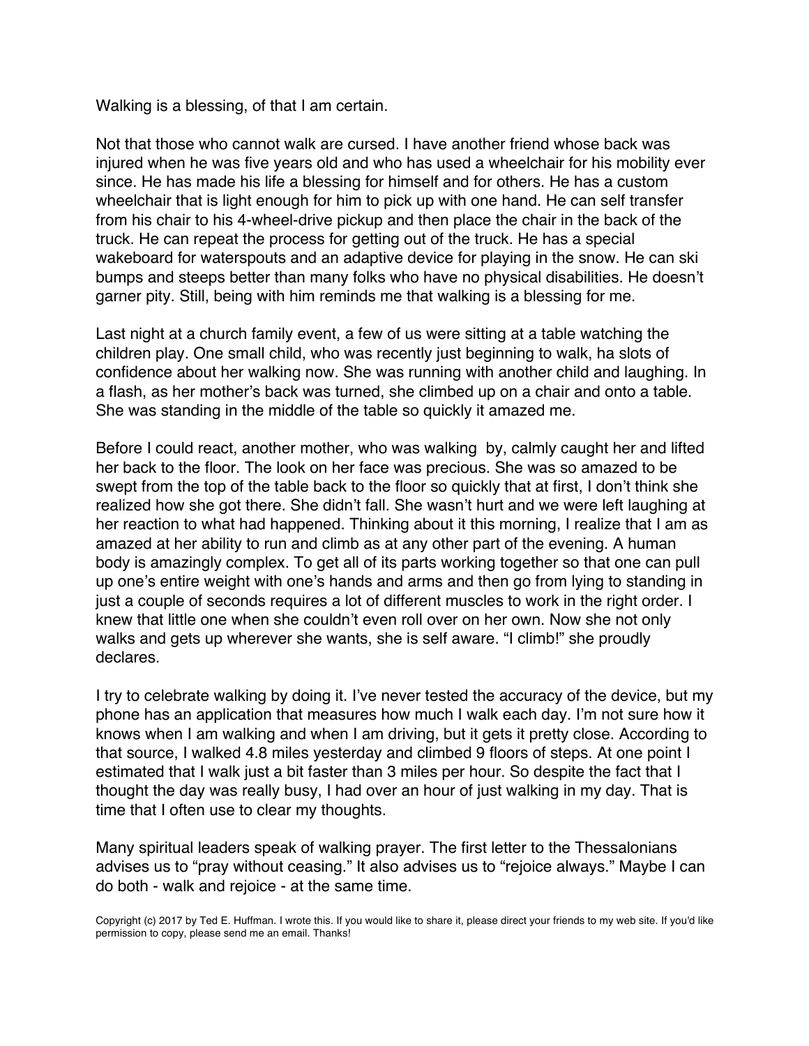Walking is a blessing, of that I am certain.

Not that those who cannot walk are cursed. I have another friend whose back was injured when he was five years old and who has used a wheelchair for his mobility ever since. He has made his life a blessing for himself and for others. He has a custom wheelchair that is light enough for him to pick up with one hand. He can self transfer from his chair to his 4-wheel-drive pickup and then place the chair in the back of the truck. He can repeat the process for getting out of the truck. He has a special wakeboard for waterspouts and an adaptive device for playing in the snow. He can ski bumps and steeps better than many folks who have no physical disabilities. He doesn't garner pity. Still, being with him reminds me that walking is a blessing for me.

Last night at a church family event, a few of us were sitting at a table watching the children play. One small child, who was recently just beginning to walk, ha slots of confidence about her walking now. She was running with another child and laughing. In a flash, as her mother's back was turned, she climbed up on a chair and onto a table. She was standing in the middle of the table so quickly it amazed me.

Before I could react, another mother, who was walking by, calmly caught her and lifted her back to the floor. The look on her face was precious. She was so amazed to be swept from the top of the table back to the floor so quickly that at first, I don't think she realized how she got there. She didn't fall. She wasn't hurt and we were left laughing at her reaction to what had happened. Thinking about it this morning, I realize that I am as amazed at her ability to run and climb as at any other part of the evening. A human body is amazingly complex. To get all of its parts working together so that one can pull up one's entire weight with one's hands and arms and then go from lying to standing in just a couple of seconds requires a lot of different muscles to work in the right order. I knew that little one when she couldn't even roll over on her own. Now she not only walks and gets up wherever she wants, she is self aware. "I climb!" she proudly declares.

I try to celebrate walking by doing it. I've never tested the accuracy of the device, but my phone has an application that measures how much I walk each day. I'm not sure how it knows when I am walking and when I am driving, but it gets it pretty close. According to that source, I walked 4.8 miles yesterday and climbed 9 floors of steps. At one point I estimated that I walk just a bit faster than 3 miles per hour. So despite the fact that I thought the day was really busy, I had over an hour of just walking in my day. That is time that I often use to clear my thoughts.

Many spiritual leaders speak of walking prayer. The first letter to the Thessalonians advises us to "pray without ceasing." It also advises us to "rejoice always." Maybe I can do both - walk and rejoice - at the same time.

Copyright (c) 2017 by Ted E. Huffman. I wrote this. If you would like to share it, please direct your friends to my web site. If you'd like permission to copy, please send me an email. Thanks!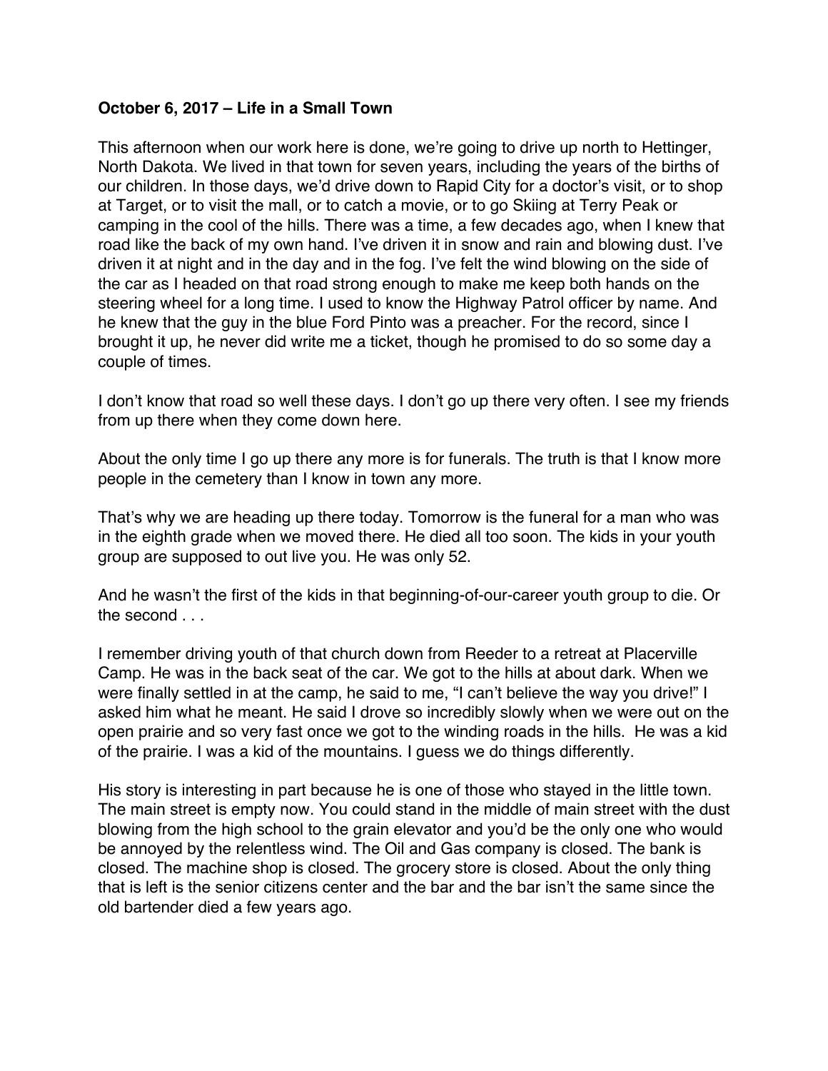**October 6, 2017 – Life in a Small Town**

This afternoon when our work here is done, we're going to drive up north to Hettinger, North Dakota. We lived in that town for seven years, including the years of the births of our children. In those days, we'd drive down to Rapid City for a doctor's visit, or to shop at Target, or to visit the mall, or to catch a movie, or to go Skiing at Terry Peak or camping in the cool of the hills. There was a time, a few decades ago, when I knew that road like the back of my own hand. I've driven it in snow and rain and blowing dust. I've driven it at night and in the day and in the fog. I've felt the wind blowing on the side of the car as I headed on that road strong enough to make me keep both hands on the steering wheel for a long time. I used to know the Highway Patrol officer by name. And he knew that the guy in the blue Ford Pinto was a preacher. For the record, since I brought it up, he never did write me a ticket, though he promised to do so some day a couple of times.

I don't know that road so well these days. I don't go up there very often. I see my friends from up there when they come down here.

About the only time I go up there any more is for funerals. The truth is that I know more people in the cemetery than I know in town any more.

That's why we are heading up there today. Tomorrow is the funeral for a man who was in the eighth grade when we moved there. He died all too soon. The kids in your youth group are supposed to out live you. He was only 52.

And he wasn't the first of the kids in that beginning-of-our-career youth group to die. Or the second . . .

I remember driving youth of that church down from Reeder to a retreat at Placerville Camp. He was in the back seat of the car. We got to the hills at about dark. When we were finally settled in at the camp, he said to me, "I can't believe the way you drive!" I asked him what he meant. He said I drove so incredibly slowly when we were out on the open prairie and so very fast once we got to the winding roads in the hills. He was a kid of the prairie. I was a kid of the mountains. I guess we do things differently.

His story is interesting in part because he is one of those who stayed in the little town. The main street is empty now. You could stand in the middle of main street with the dust blowing from the high school to the grain elevator and you'd be the only one who would be annoyed by the relentless wind. The Oil and Gas company is closed. The bank is closed. The machine shop is closed. The grocery store is closed. About the only thing that is left is the senior citizens center and the bar and the bar isn't the same since the old bartender died a few years ago.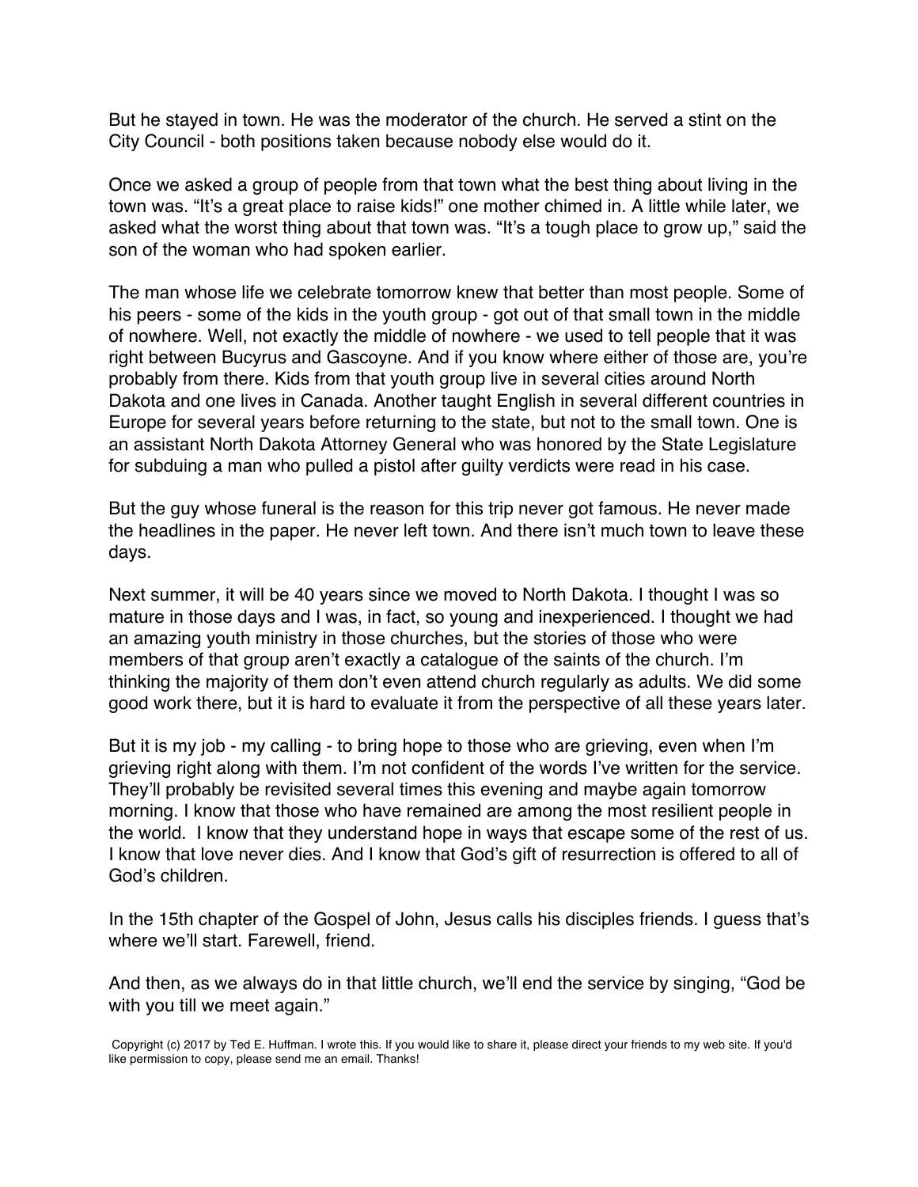But he stayed in town. He was the moderator of the church. He served a stint on the City Council - both positions taken because nobody else would do it.

Once we asked a group of people from that town what the best thing about living in the town was. “It’s a great place to raise kids!” one mother chimed in. A little while later, we asked what the worst thing about that town was. “It’s a tough place to grow up,” said the son of the woman who had spoken earlier.

The man whose life we celebrate tomorrow knew that better than most people. Some of his peers - some of the kids in the youth group - got out of that small town in the middle of nowhere. Well, not exactly the middle of nowhere - we used to tell people that it was right between Bucyrus and Gascoyne. And if you know where either of those are, you’re probably from there. Kids from that youth group live in several cities around North Dakota and one lives in Canada. Another taught English in several different countries in Europe for several years before returning to the state, but not to the small town. One is an assistant North Dakota Attorney General who was honored by the State Legislature for subduing a man who pulled a pistol after guilty verdicts were read in his case.

But the guy whose funeral is the reason for this trip never got famous. He never made the headlines in the paper. He never left town. And there isn’t much town to leave these days.

Next summer, it will be 40 years since we moved to North Dakota. I thought I was so mature in those days and I was, in fact, so young and inexperienced. I thought we had an amazing youth ministry in those churches, but the stories of those who were members of that group aren’t exactly a catalogue of the saints of the church. I’m thinking the majority of them don’t even attend church regularly as adults. We did some good work there, but it is hard to evaluate it from the perspective of all these years later.

But it is my job - my calling - to bring hope to those who are grieving, even when I’m grieving right along with them. I’m not confident of the words I’ve written for the service. They’ll probably be revisited several times this evening and maybe again tomorrow morning. I know that those who have remained are among the most resilient people in the world. I know that they understand hope in ways that escape some of the rest of us. I know that love never dies. And I know that God’s gift of resurrection is offered to all of God’s children.

In the 15th chapter of the Gospel of John, Jesus calls his disciples friends. I guess that’s where we’ll start. Farewell, friend.

And then, as we always do in that little church, we’ll end the service by singing, “God be with you till we meet again.”

Copyright (c) 2017 by Ted E. Huffman. I wrote this. If you would like to share it, please direct your friends to my web site. If you'd like permission to copy, please send me an email. Thanks!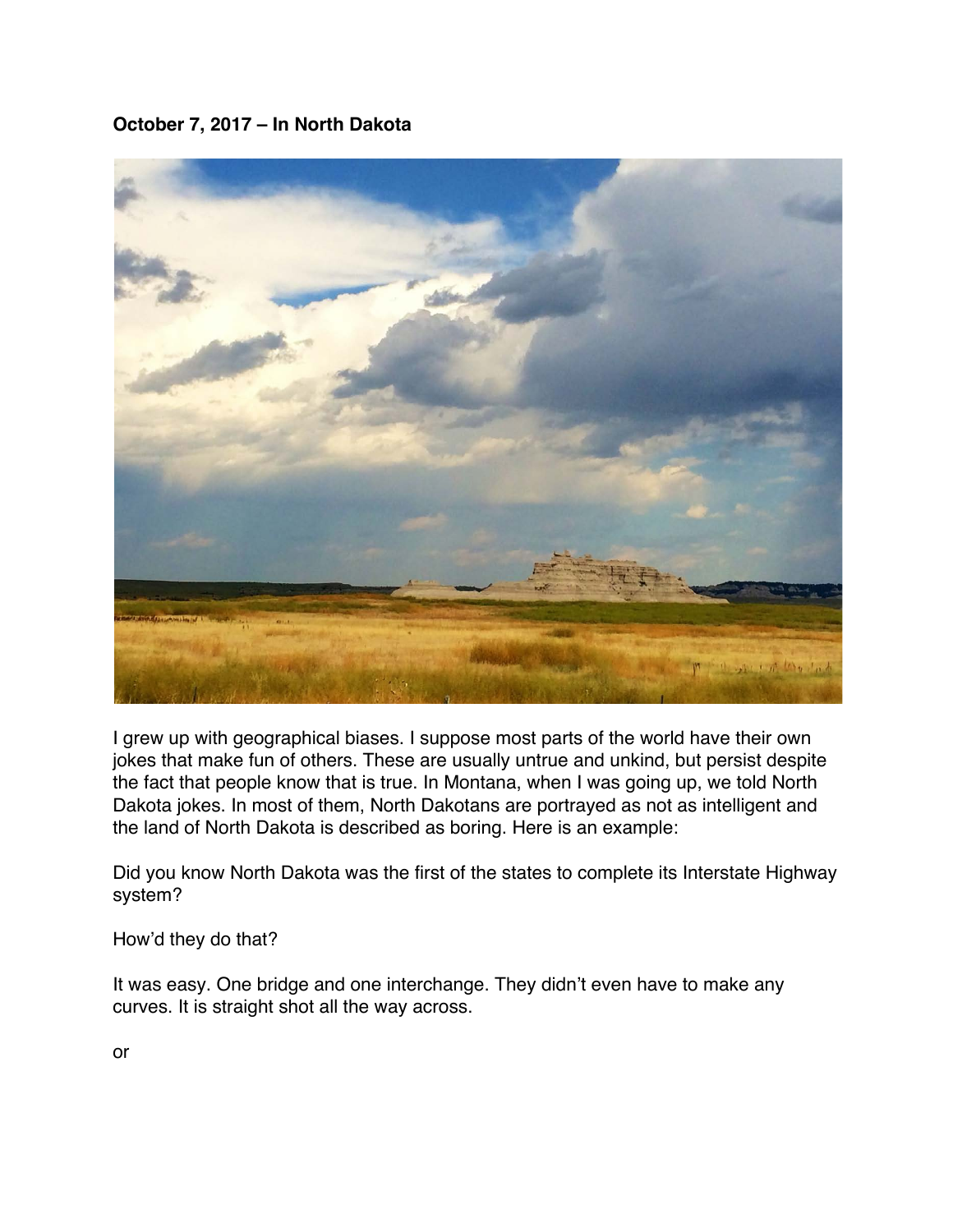**October 7, 2017 – In North Dakota**

I grew up with geographical biases. I suppose most parts of the world have their own jokes that make fun of others. These are usually untrue and unkind, but persist despite the fact that people know that is true. In Montana, when I was going up, we told North Dakota jokes. In most of them, North Dakotans are portrayed as not as intelligent and the land of North Dakota is described as boring. Here is an example:

Did you know North Dakota was the first of the states to complete its Interstate Highway system?

How'd they do that?

It was easy. One bridge and one interchange. They didn't even have to make any curves. It is straight shot all the way across.

or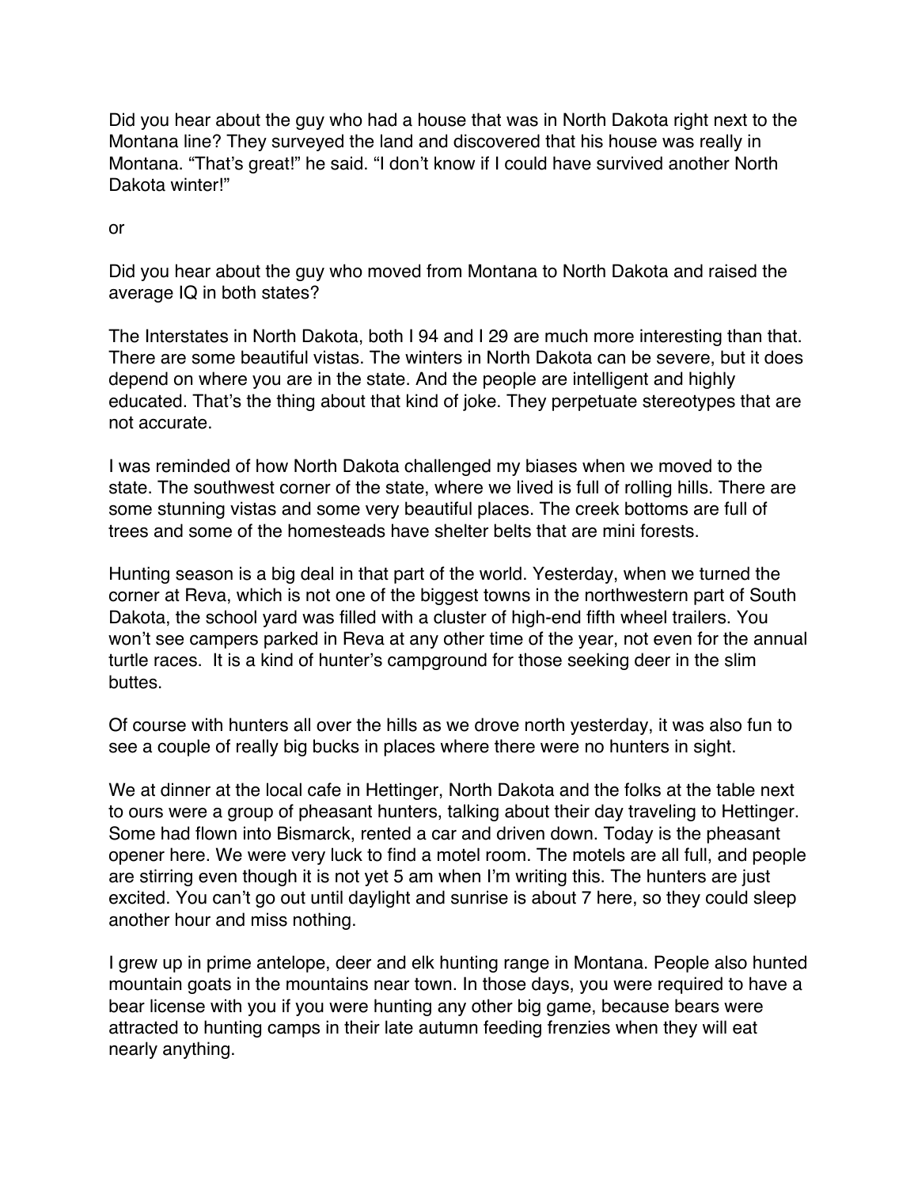Did you hear about the guy who had a house that was in North Dakota right next to the Montana line? They surveyed the land and discovered that his house was really in Montana. "That's great!" he said. "I don't know if I could have survived another North Dakota winter!"

or

Did you hear about the guy who moved from Montana to North Dakota and raised the average IQ in both states?

The Interstates in North Dakota, both I 94 and I 29 are much more interesting than that. There are some beautiful vistas. The winters in North Dakota can be severe, but it does depend on where you are in the state. And the people are intelligent and highly educated. That's the thing about that kind of joke. They perpetuate stereotypes that are not accurate.

I was reminded of how North Dakota challenged my biases when we moved to the state. The southwest corner of the state, where we lived is full of rolling hills. There are some stunning vistas and some very beautiful places. The creek bottoms are full of trees and some of the homesteads have shelter belts that are mini forests.

Hunting season is a big deal in that part of the world. Yesterday, when we turned the corner at Reva, which is not one of the biggest towns in the northwestern part of South Dakota, the school yard was filled with a cluster of high-end fifth wheel trailers. You won't see campers parked in Reva at any other time of the year, not even for the annual turtle races. It is a kind of hunter's campground for those seeking deer in the slim buttes.

Of course with hunters all over the hills as we drove north yesterday, it was also fun to see a couple of really big bucks in places where there were no hunters in sight.

We at dinner at the local cafe in Hettinger, North Dakota and the folks at the table next to ours were a group of pheasant hunters, talking about their day traveling to Hettinger. Some had flown into Bismarck, rented a car and driven down. Today is the pheasant opener here. We were very luck to find a motel room. The motels are all full, and people are stirring even though it is not yet 5 am when I'm writing this. The hunters are just excited. You can't go out until daylight and sunrise is about 7 here, so they could sleep another hour and miss nothing.

I grew up in prime antelope, deer and elk hunting range in Montana. People also hunted mountain goats in the mountains near town. In those days, you were required to have a bear license with you if you were hunting any other big game, because bears were attracted to hunting camps in their late autumn feeding frenzies when they will eat nearly anything.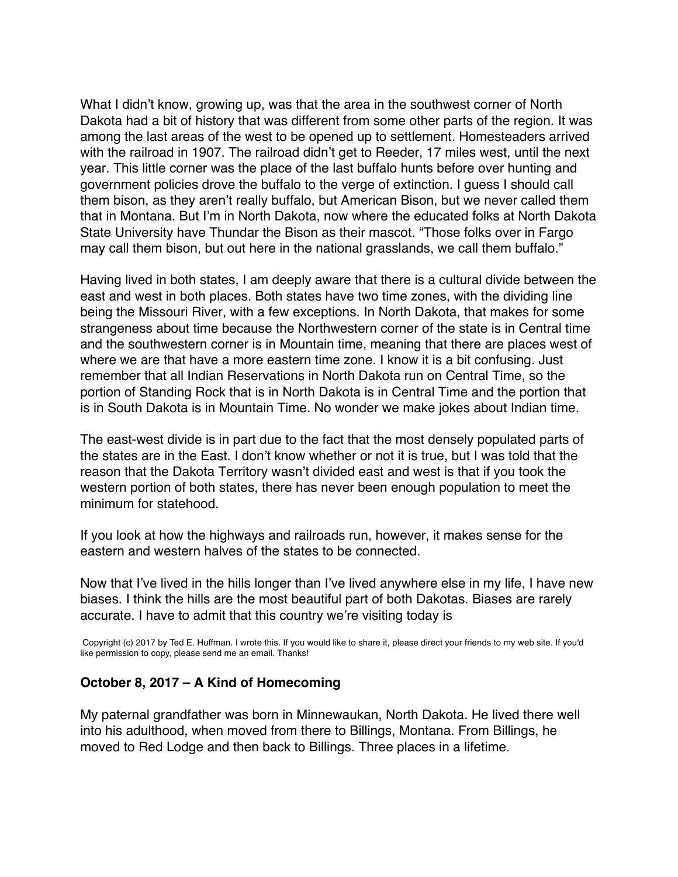What I didn't know, growing up, was that the area in the southwest corner of North Dakota had a bit of history that was different from some other parts of the region. It was among the last areas of the west to be opened up to settlement. Homesteaders arrived with the railroad in 1907. The railroad didn't get to Reeder, 17 miles west, until the next year. This little corner was the place of the last buffalo hunts before over hunting and government policies drove the buffalo to the verge of extinction. I guess I should call them bison, as they aren't really buffalo, but American Bison, but we never called them that in Montana. But I'm in North Dakota, now where the educated folks at North Dakota State University have Thundar the Bison as their mascot. "Those folks over in Fargo may call them bison, but out here in the national grasslands, we call them buffalo."

Having lived in both states, I am deeply aware that there is a cultural divide between the east and west in both places. Both states have two time zones, with the dividing line being the Missouri River, with a few exceptions. In North Dakota, that makes for some strangeness about time because the Northwestern corner of the state is in Central time and the southwestern corner is in Mountain time, meaning that there are places west of where we are that have a more eastern time zone. I know it is a bit confusing. Just remember that all Indian Reservations in North Dakota run on Central Time, so the portion of Standing Rock that is in North Dakota is in Central Time and the portion that is in South Dakota is in Mountain Time. No wonder we make jokes about Indian time.

The east-west divide is in part due to the fact that the most densely populated parts of the states are in the East. I don't know whether or not it is true, but I was told that the reason that the Dakota Territory wasn't divided east and west is that if you took the western portion of both states, there has never been enough population to meet the minimum for statehood.

If you look at how the highways and railroads run, however, it makes sense for the eastern and western halves of the states to be connected.

Now that I've lived in the hills longer than I've lived anywhere else in my life, I have new biases. I think the hills are the most beautiful part of both Dakotas. Biases are rarely accurate. I have to admit that this country we're visiting today is

Copyright (c) 2017 by Ted E. Huffman. I wrote this. If you would like to share it, please direct your friends to my web site. If you'd like permission to copy, please send me an email. Thanks!

## October 8, 2017 – A Kind of Homecoming

My paternal grandfather was born in Minnewaukan, North Dakota. He lived there well into his adulthood, when moved from there to Billings, Montana. From Billings, he moved to Red Lodge and then back to Billings. Three places in a lifetime.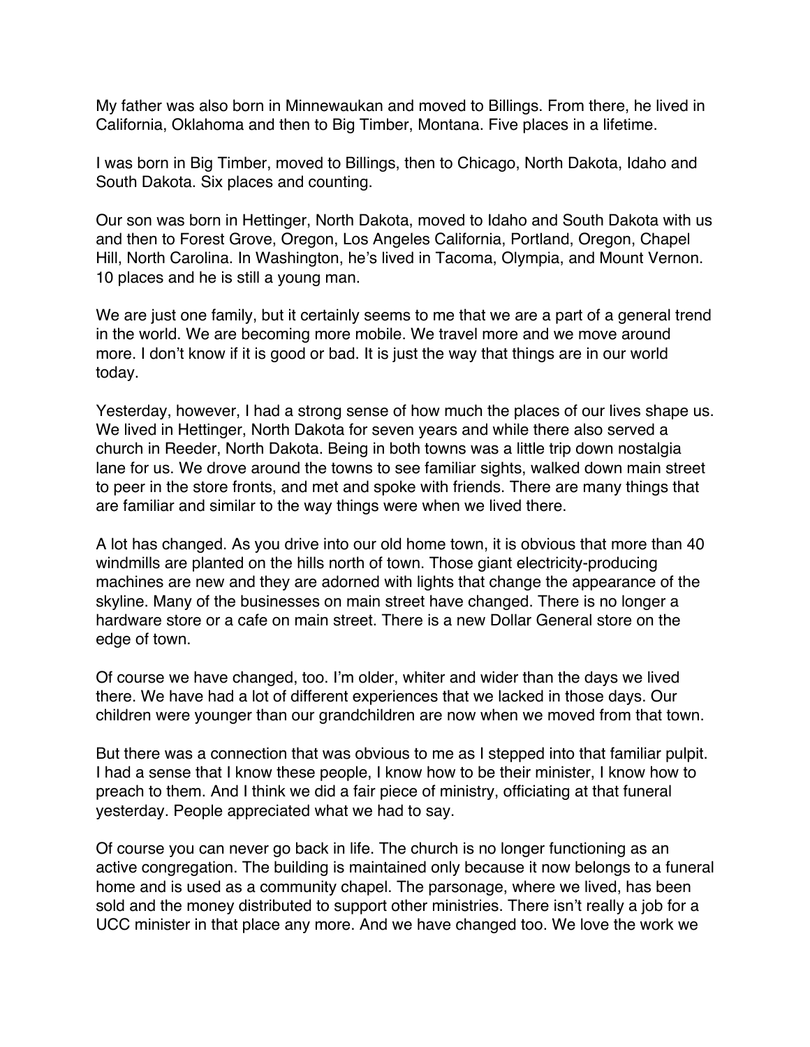My father was also born in Minnewaukan and moved to Billings. From there, he lived in California, Oklahoma and then to Big Timber, Montana. Five places in a lifetime.

I was born in Big Timber, moved to Billings, then to Chicago, North Dakota, Idaho and South Dakota. Six places and counting.

Our son was born in Hettinger, North Dakota, moved to Idaho and South Dakota with us and then to Forest Grove, Oregon, Los Angeles California, Portland, Oregon, Chapel Hill, North Carolina. In Washington, he's lived in Tacoma, Olympia, and Mount Vernon. 10 places and he is still a young man.

We are just one family, but it certainly seems to me that we are a part of a general trend in the world. We are becoming more mobile. We travel more and we move around more. I don't know if it is good or bad. It is just the way that things are in our world today.

Yesterday, however, I had a strong sense of how much the places of our lives shape us. We lived in Hettinger, North Dakota for seven years and while there also served a church in Reeder, North Dakota. Being in both towns was a little trip down nostalgia lane for us. We drove around the towns to see familiar sights, walked down main street to peer in the store fronts, and met and spoke with friends. There are many things that are familiar and similar to the way things were when we lived there.

A lot has changed. As you drive into our old home town, it is obvious that more than 40 windmills are planted on the hills north of town. Those giant electricity-producing machines are new and they are adorned with lights that change the appearance of the skyline. Many of the businesses on main street have changed. There is no longer a hardware store or a cafe on main street. There is a new Dollar General store on the edge of town.

Of course we have changed, too. I'm older, whiter and wider than the days we lived there. We have had a lot of different experiences that we lacked in those days. Our children were younger than our grandchildren are now when we moved from that town.

But there was a connection that was obvious to me as I stepped into that familiar pulpit. I had a sense that I know these people, I know how to be their minister, I know how to preach to them. And I think we did a fair piece of ministry, officiating at that funeral yesterday. People appreciated what we had to say.

Of course you can never go back in life. The church is no longer functioning as an active congregation. The building is maintained only because it now belongs to a funeral home and is used as a community chapel. The parsonage, where we lived, has been sold and the money distributed to support other ministries. There isn't really a job for a UCC minister in that place any more. And we have changed too. We love the work we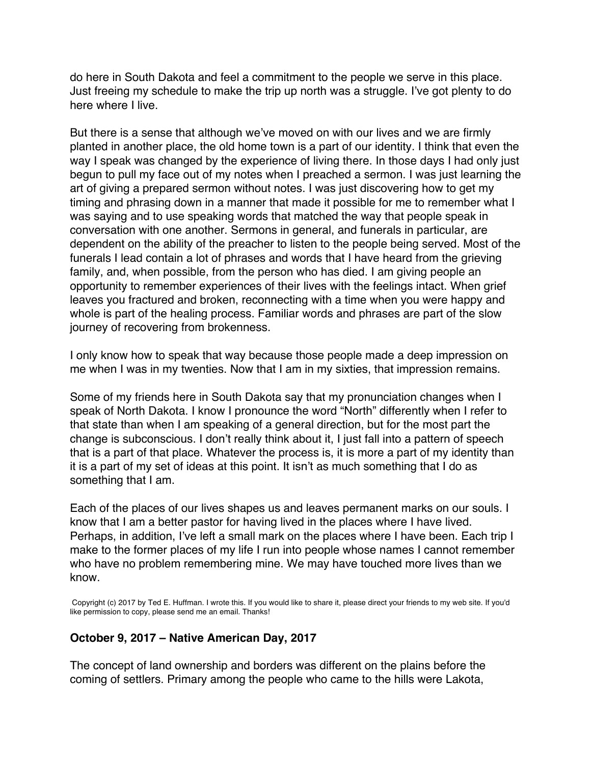do here in South Dakota and feel a commitment to the people we serve in this place. Just freeing my schedule to make the trip up north was a struggle. I've got plenty to do here where I live.

But there is a sense that although we've moved on with our lives and we are firmly planted in another place, the old home town is a part of our identity. I think that even the way I speak was changed by the experience of living there. In those days I had only just begun to pull my face out of my notes when I preached a sermon. I was just learning the art of giving a prepared sermon without notes. I was just discovering how to get my timing and phrasing down in a manner that made it possible for me to remember what I was saying and to use speaking words that matched the way that people speak in conversation with one another. Sermons in general, and funerals in particular, are dependent on the ability of the preacher to listen to the people being served. Most of the funerals I lead contain a lot of phrases and words that I have heard from the grieving family, and, when possible, from the person who has died. I am giving people an opportunity to remember experiences of their lives with the feelings intact. When grief leaves you fractured and broken, reconnecting with a time when you were happy and whole is part of the healing process. Familiar words and phrases are part of the slow journey of recovering from brokenness.

I only know how to speak that way because those people made a deep impression on me when I was in my twenties. Now that I am in my sixties, that impression remains.

Some of my friends here in South Dakota say that my pronunciation changes when I speak of North Dakota. I know I pronounce the word "North" differently when I refer to that state than when I am speaking of a general direction, but for the most part the change is subconscious. I don't really think about it, I just fall into a pattern of speech that is a part of that place. Whatever the process is, it is more a part of my identity than it is a part of my set of ideas at this point. It isn't as much something that I do as something that I am.

Each of the places of our lives shapes us and leaves permanent marks on our souls. I know that I am a better pastor for having lived in the places where I have lived. Perhaps, in addition, I've left a small mark on the places where I have been. Each trip I make to the former places of my life I run into people whose names I cannot remember who have no problem remembering mine. We may have touched more lives than we know.

Copyright (c) 2017 by Ted E. Huffman. I wrote this. If you would like to share it, please direct your friends to my web site. If you'd like permission to copy, please send me an email. Thanks!

## October 9, 2017 – Native American Day, 2017

The concept of land ownership and borders was different on the plains before the coming of settlers. Primary among the people who came to the hills were Lakota,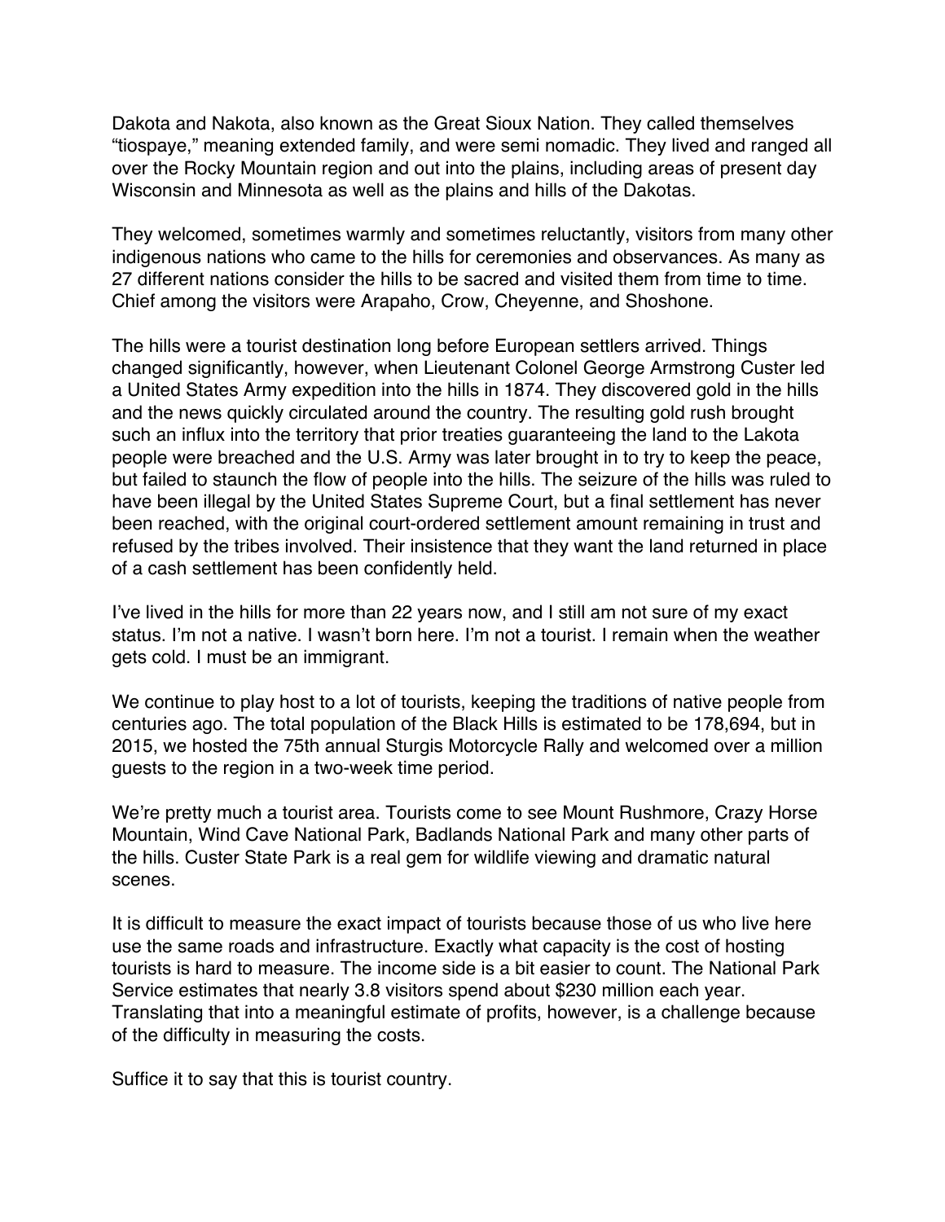Dakota and Nakota, also known as the Great Sioux Nation. They called themselves "tiospaye," meaning extended family, and were semi nomadic. They lived and ranged all over the Rocky Mountain region and out into the plains, including areas of present day Wisconsin and Minnesota as well as the plains and hills of the Dakotas.

They welcomed, sometimes warmly and sometimes reluctantly, visitors from many other indigenous nations who came to the hills for ceremonies and observances. As many as 27 different nations consider the hills to be sacred and visited them from time to time. Chief among the visitors were Arapaho, Crow, Cheyenne, and Shoshone.

The hills were a tourist destination long before European settlers arrived. Things changed significantly, however, when Lieutenant Colonel George Armstrong Custer led a United States Army expedition into the hills in 1874. They discovered gold in the hills and the news quickly circulated around the country. The resulting gold rush brought such an influx into the territory that prior treaties guaranteeing the land to the Lakota people were breached and the U.S. Army was later brought in to try to keep the peace, but failed to staunch the flow of people into the hills. The seizure of the hills was ruled to have been illegal by the United States Supreme Court, but a final settlement has never been reached, with the original court-ordered settlement amount remaining in trust and refused by the tribes involved. Their insistence that they want the land returned in place of a cash settlement has been confidently held.

I've lived in the hills for more than 22 years now, and I still am not sure of my exact status. I'm not a native. I wasn't born here. I'm not a tourist. I remain when the weather gets cold. I must be an immigrant.

We continue to play host to a lot of tourists, keeping the traditions of native people from centuries ago. The total population of the Black Hills is estimated to be 178,694, but in 2015, we hosted the 75th annual Sturgis Motorcycle Rally and welcomed over a million guests to the region in a two-week time period.

We're pretty much a tourist area. Tourists come to see Mount Rushmore, Crazy Horse Mountain, Wind Cave National Park, Badlands National Park and many other parts of the hills. Custer State Park is a real gem for wildlife viewing and dramatic natural scenes.

It is difficult to measure the exact impact of tourists because those of us who live here use the same roads and infrastructure. Exactly what capacity is the cost of hosting tourists is hard to measure. The income side is a bit easier to count. The National Park Service estimates that nearly 3.8 visitors spend about $230 million each year. Translating that into a meaningful estimate of profits, however, is a challenge because of the difficulty in measuring the costs.

Suffice it to say that this is tourist country.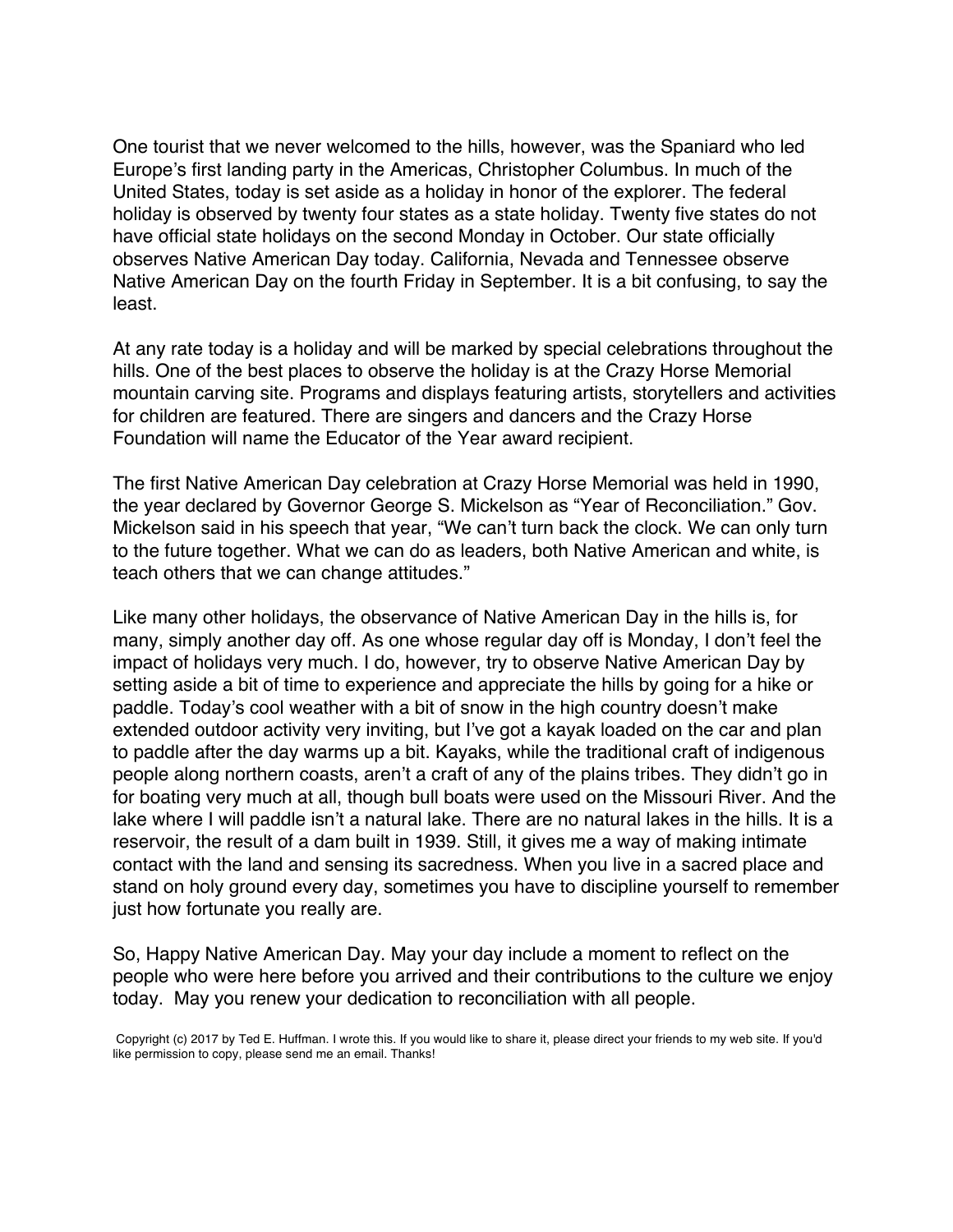One tourist that we never welcomed to the hills, however, was the Spaniard who led Europe's first landing party in the Americas, Christopher Columbus. In much of the United States, today is set aside as a holiday in honor of the explorer. The federal holiday is observed by twenty four states as a state holiday. Twenty five states do not have official state holidays on the second Monday in October. Our state officially observes Native American Day today. California, Nevada and Tennessee observe Native American Day on the fourth Friday in September. It is a bit confusing, to say the least.

At any rate today is a holiday and will be marked by special celebrations throughout the hills. One of the best places to observe the holiday is at the Crazy Horse Memorial mountain carving site. Programs and displays featuring artists, storytellers and activities for children are featured. There are singers and dancers and the Crazy Horse Foundation will name the Educator of the Year award recipient.

The first Native American Day celebration at Crazy Horse Memorial was held in 1990, the year declared by Governor George S. Mickelson as "Year of Reconciliation." Gov. Mickelson said in his speech that year, "We can't turn back the clock. We can only turn to the future together. What we can do as leaders, both Native American and white, is teach others that we can change attitudes."

Like many other holidays, the observance of Native American Day in the hills is, for many, simply another day off. As one whose regular day off is Monday, I don't feel the impact of holidays very much. I do, however, try to observe Native American Day by setting aside a bit of time to experience and appreciate the hills by going for a hike or paddle. Today's cool weather with a bit of snow in the high country doesn't make extended outdoor activity very inviting, but I've got a kayak loaded on the car and plan to paddle after the day warms up a bit. Kayaks, while the traditional craft of indigenous people along northern coasts, aren't a craft of any of the plains tribes. They didn't go in for boating very much at all, though bull boats were used on the Missouri River. And the lake where I will paddle isn't a natural lake. There are no natural lakes in the hills. It is a reservoir, the result of a dam built in 1939. Still, it gives me a way of making intimate contact with the land and sensing its sacredness. When you live in a sacred place and stand on holy ground every day, sometimes you have to discipline yourself to remember just how fortunate you really are.

So, Happy Native American Day. May your day include a moment to reflect on the people who were here before you arrived and their contributions to the culture we enjoy today. May you renew your dedication to reconciliation with all people.

Copyright (c) 2017 by Ted E. Huffman. I wrote this. If you would like to share it, please direct your friends to my web site. If you'd like permission to copy, please send me an email. Thanks!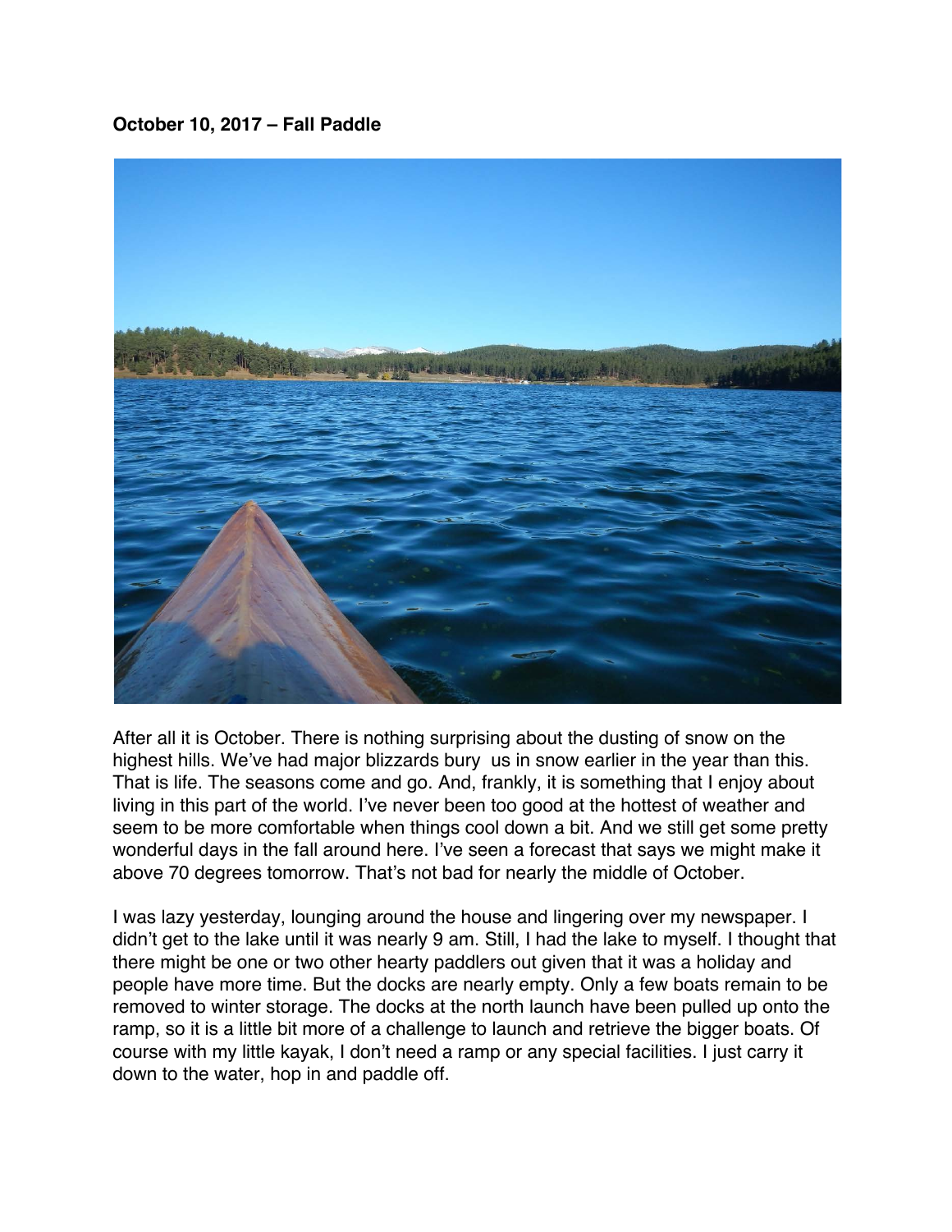**October 10, 2017 – Fall Paddle**

After all it is October. There is nothing surprising about the dusting of snow on the highest hills. We've had major blizzards bury us in snow earlier in the year than this. That is life. The seasons come and go. And, frankly, it is something that I enjoy about living in this part of the world. I've never been too good at the hottest of weather and seem to be more comfortable when things cool down a bit. And we still get some pretty wonderful days in the fall around here. I've seen a forecast that says we might make it above 70 degrees tomorrow. That's not bad for nearly the middle of October.

I was lazy yesterday, lounging around the house and lingering over my newspaper. I didn't get to the lake until it was nearly 9 am. Still, I had the lake to myself. I thought that there might be one or two other hearty paddlers out given that it was a holiday and people have more time. But the docks are nearly empty. Only a few boats remain to be removed to winter storage. The docks at the north launch have been pulled up onto the ramp, so it is a little bit more of a challenge to launch and retrieve the bigger boats. Of course with my little kayak, I don't need a ramp or any special facilities. I just carry it down to the water, hop in and paddle off.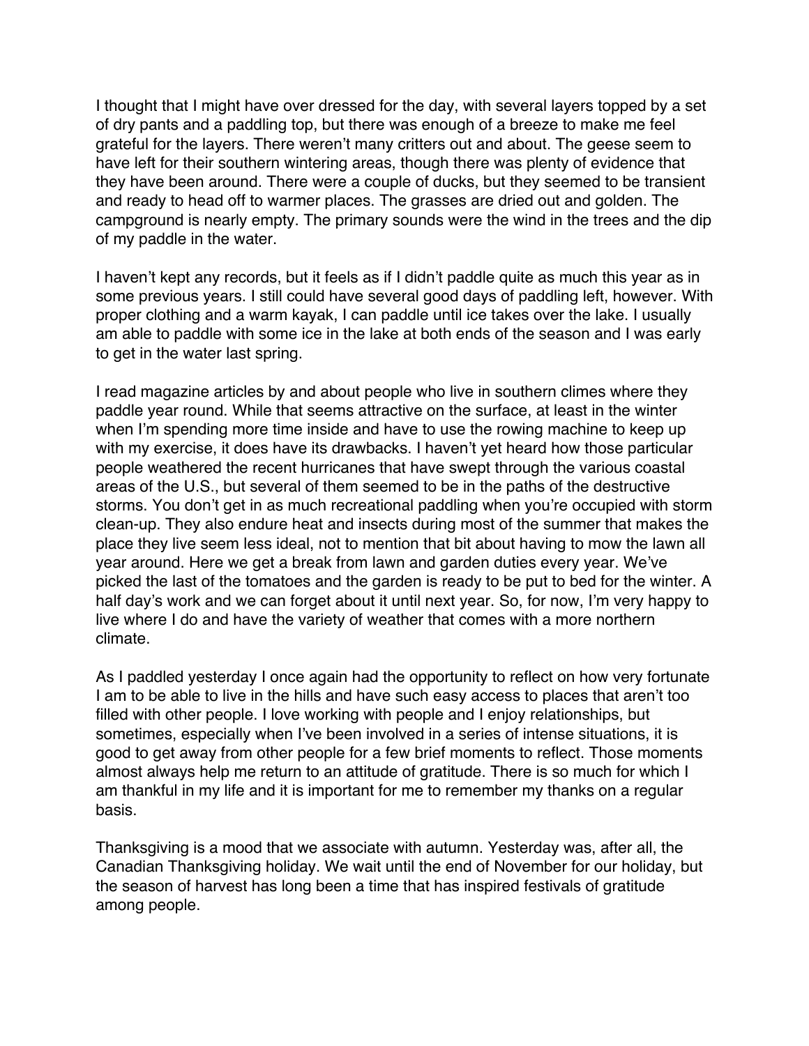I thought that I might have over dressed for the day, with several layers topped by a set of dry pants and a paddling top, but there was enough of a breeze to make me feel grateful for the layers. There weren't many critters out and about. The geese seem to have left for their southern wintering areas, though there was plenty of evidence that they have been around. There were a couple of ducks, but they seemed to be transient and ready to head off to warmer places. The grasses are dried out and golden. The campground is nearly empty. The primary sounds were the wind in the trees and the dip of my paddle in the water.

I haven't kept any records, but it feels as if I didn't paddle quite as much this year as in some previous years. I still could have several good days of paddling left, however. With proper clothing and a warm kayak, I can paddle until ice takes over the lake. I usually am able to paddle with some ice in the lake at both ends of the season and I was early to get in the water last spring.

I read magazine articles by and about people who live in southern climes where they paddle year round. While that seems attractive on the surface, at least in the winter when I'm spending more time inside and have to use the rowing machine to keep up with my exercise, it does have its drawbacks. I haven't yet heard how those particular people weathered the recent hurricanes that have swept through the various coastal areas of the U.S., but several of them seemed to be in the paths of the destructive storms. You don't get in as much recreational paddling when you're occupied with storm clean-up. They also endure heat and insects during most of the summer that makes the place they live seem less ideal, not to mention that bit about having to mow the lawn all year around. Here we get a break from lawn and garden duties every year. We've picked the last of the tomatoes and the garden is ready to be put to bed for the winter. A half day's work and we can forget about it until next year. So, for now, I'm very happy to live where I do and have the variety of weather that comes with a more northern climate.

As I paddled yesterday I once again had the opportunity to reflect on how very fortunate I am to be able to live in the hills and have such easy access to places that aren't too filled with other people. I love working with people and I enjoy relationships, but sometimes, especially when I've been involved in a series of intense situations, it is good to get away from other people for a few brief moments to reflect. Those moments almost always help me return to an attitude of gratitude. There is so much for which I am thankful in my life and it is important for me to remember my thanks on a regular basis.

Thanksgiving is a mood that we associate with autumn. Yesterday was, after all, the Canadian Thanksgiving holiday. We wait until the end of November for our holiday, but the season of harvest has long been a time that has inspired festivals of gratitude among people.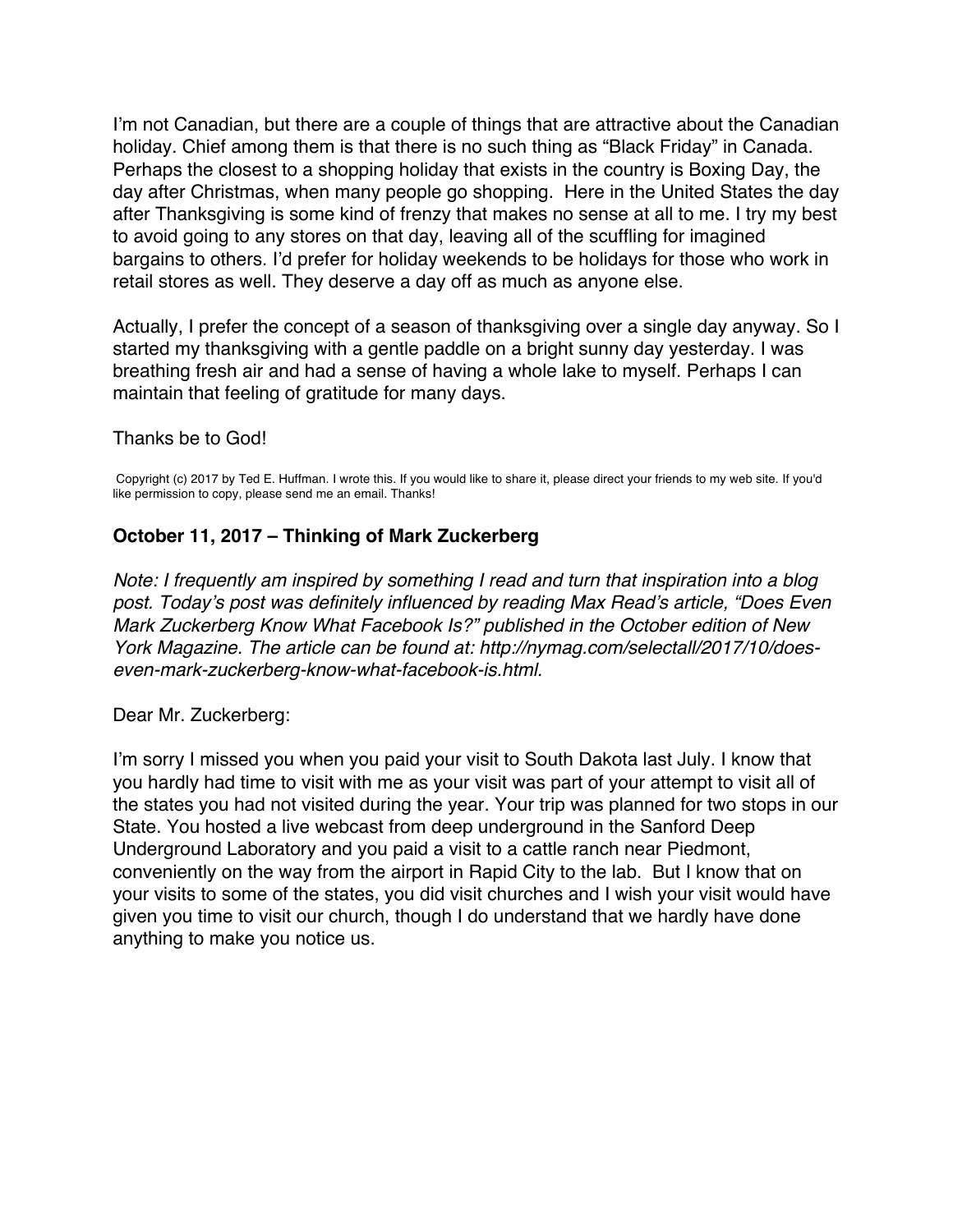I'm not Canadian, but there are a couple of things that are attractive about the Canadian holiday. Chief among them is that there is no such thing as "Black Friday" in Canada. Perhaps the closest to a shopping holiday that exists in the country is Boxing Day, the day after Christmas, when many people go shopping. Here in the United States the day after Thanksgiving is some kind of frenzy that makes no sense at all to me. I try my best to avoid going to any stores on that day, leaving all of the scuffling for imagined bargains to others. I'd prefer for holiday weekends to be holidays for those who work in retail stores as well. They deserve a day off as much as anyone else.

Actually, I prefer the concept of a season of thanksgiving over a single day anyway. So I started my thanksgiving with a gentle paddle on a bright sunny day yesterday. I was breathing fresh air and had a sense of having a whole lake to myself. Perhaps I can maintain that feeling of gratitude for many days.

Thanks be to God!

Copyright (c) 2017 by Ted E. Huffman. I wrote this. If you would like to share it, please direct your friends to my web site. If you'd like permission to copy, please send me an email. Thanks!

### October 11, 2017 – Thinking of Mark Zuckerberg

*Note: I frequently am inspired by something I read and turn that inspiration into a blog post. Today's post was definitely influenced by reading Max Read's article, "Does Even Mark Zuckerberg Know What Facebook Is?" published in the October edition of New York Magazine. The article can be found at: http://nymag.com/selectall/2017/10/does-even-mark-zuckerberg-know-what-facebook-is.html.*

Dear Mr. Zuckerberg:

I'm sorry I missed you when you paid your visit to South Dakota last July. I know that you hardly had time to visit with me as your visit was part of your attempt to visit all of the states you had not visited during the year. Your trip was planned for two stops in our State. You hosted a live webcast from deep underground in the Sanford Deep Underground Laboratory and you paid a visit to a cattle ranch near Piedmont, conveniently on the way from the airport in Rapid City to the lab. But I know that on your visits to some of the states, you did visit churches and I wish your visit would have given you time to visit our church, though I do understand that we hardly have done anything to make you notice us.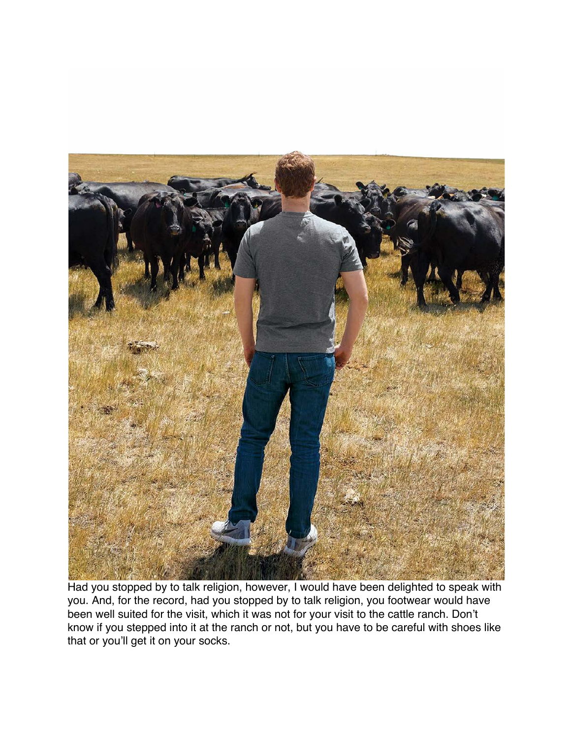Had you stopped by to talk religion, however, I would have been delighted to speak with you. And, for the record, had you stopped by to talk religion, you footwear would have been well suited for the visit, which it was not for your visit to the cattle ranch. Don't know if you stepped into it at the ranch or not, but you have to be careful with shoes like that or you'll get it on your socks.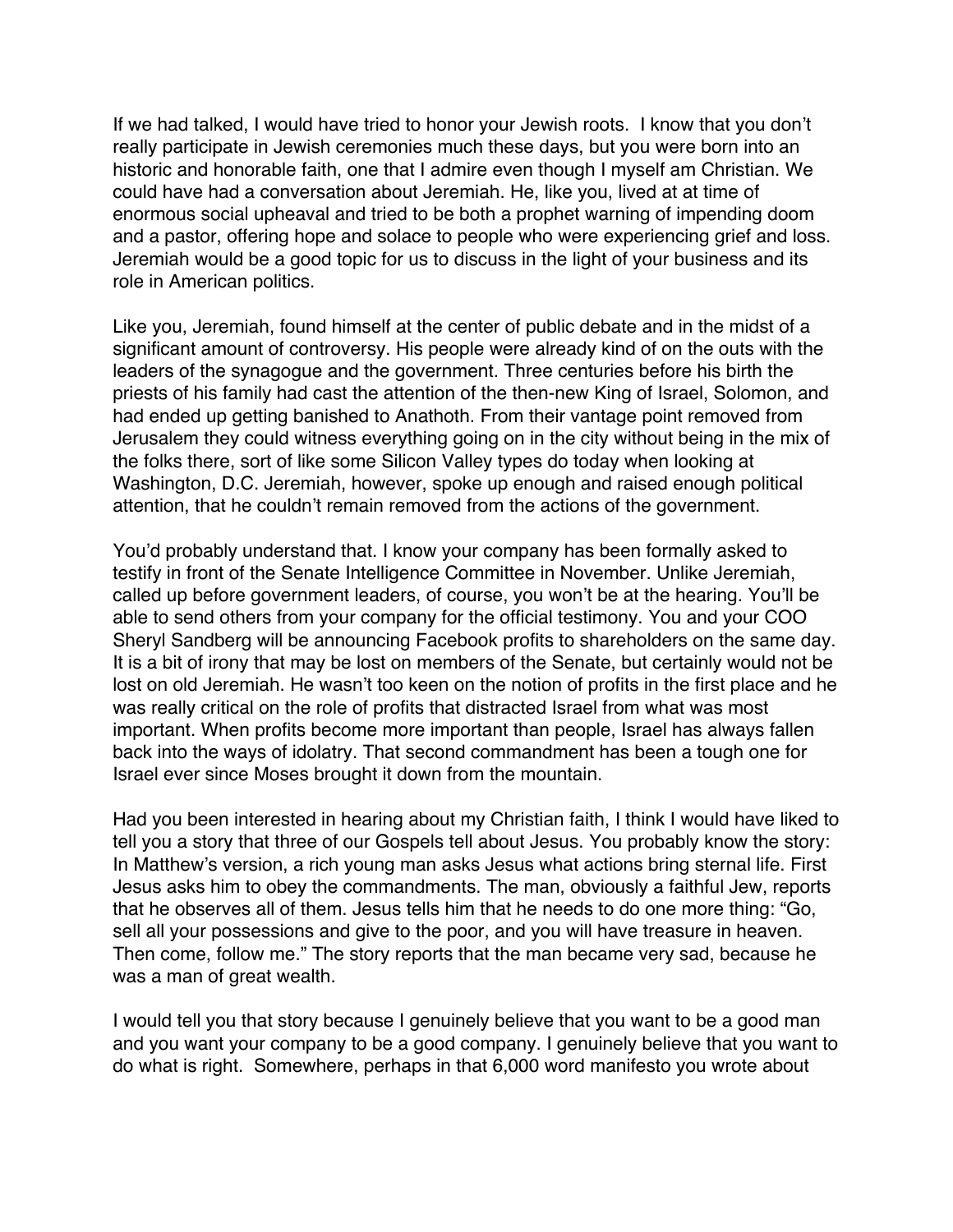If we had talked, I would have tried to honor your Jewish roots. I know that you don't really participate in Jewish ceremonies much these days, but you were born into an historic and honorable faith, one that I admire even though I myself am Christian. We could have had a conversation about Jeremiah. He, like you, lived at at time of enormous social upheaval and tried to be both a prophet warning of impending doom and a pastor, offering hope and solace to people who were experiencing grief and loss. Jeremiah would be a good topic for us to discuss in the light of your business and its role in American politics.

Like you, Jeremiah, found himself at the center of public debate and in the midst of a significant amount of controversy. His people were already kind of on the outs with the leaders of the synagogue and the government. Three centuries before his birth the priests of his family had cast the attention of the then-new King of Israel, Solomon, and had ended up getting banished to Anathoth. From their vantage point removed from Jerusalem they could witness everything going on in the city without being in the mix of the folks there, sort of like some Silicon Valley types do today when looking at Washington, D.C. Jeremiah, however, spoke up enough and raised enough political attention, that he couldn't remain removed from the actions of the government.

You'd probably understand that. I know your company has been formally asked to testify in front of the Senate Intelligence Committee in November. Unlike Jeremiah, called up before government leaders, of course, you won't be at the hearing. You'll be able to send others from your company for the official testimony. You and your COO Sheryl Sandberg will be announcing Facebook profits to shareholders on the same day. It is a bit of irony that may be lost on members of the Senate, but certainly would not be lost on old Jeremiah. He wasn't too keen on the notion of profits in the first place and he was really critical on the role of profits that distracted Israel from what was most important. When profits become more important than people, Israel has always fallen back into the ways of idolatry. That second commandment has been a tough one for Israel ever since Moses brought it down from the mountain.

Had you been interested in hearing about my Christian faith, I think I would have liked to tell you a story that three of our Gospels tell about Jesus. You probably know the story: In Matthew's version, a rich young man asks Jesus what actions bring sternal life. First Jesus asks him to obey the commandments. The man, obviously a faithful Jew, reports that he observes all of them. Jesus tells him that he needs to do one more thing: "Go, sell all your possessions and give to the poor, and you will have treasure in heaven. Then come, follow me." The story reports that the man became very sad, because he was a man of great wealth.

I would tell you that story because I genuinely believe that you want to be a good man and you want your company to be a good company. I genuinely believe that you want to do what is right. Somewhere, perhaps in that 6,000 word manifesto you wrote about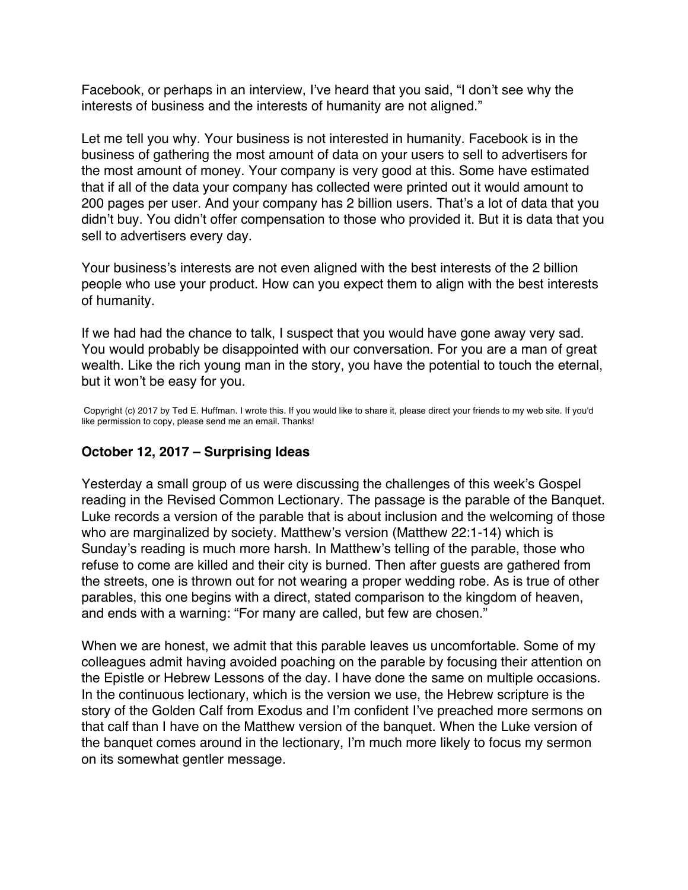Facebook, or perhaps in an interview, I've heard that you said, "I don't see why the interests of business and the interests of humanity are not aligned."

Let me tell you why. Your business is not interested in humanity. Facebook is in the business of gathering the most amount of data on your users to sell to advertisers for the most amount of money. Your company is very good at this. Some have estimated that if all of the data your company has collected were printed out it would amount to 200 pages per user. And your company has 2 billion users. That's a lot of data that you didn't buy. You didn't offer compensation to those who provided it. But it is data that you sell to advertisers every day.

Your business's interests are not even aligned with the best interests of the 2 billion people who use your product. How can you expect them to align with the best interests of humanity.

If we had had the chance to talk, I suspect that you would have gone away very sad. You would probably be disappointed with our conversation. For you are a man of great wealth. Like the rich young man in the story, you have the potential to touch the eternal, but it won't be easy for you.

Copyright (c) 2017 by Ted E. Huffman. I wrote this. If you would like to share it, please direct your friends to my web site. If you'd like permission to copy, please send me an email. Thanks!

### October 12, 2017 – Surprising Ideas

Yesterday a small group of us were discussing the challenges of this week's Gospel reading in the Revised Common Lectionary. The passage is the parable of the Banquet. Luke records a version of the parable that is about inclusion and the welcoming of those who are marginalized by society. Matthew's version (Matthew 22:1-14) which is Sunday's reading is much more harsh. In Matthew's telling of the parable, those who refuse to come are killed and their city is burned. Then after guests are gathered from the streets, one is thrown out for not wearing a proper wedding robe. As is true of other parables, this one begins with a direct, stated comparison to the kingdom of heaven, and ends with a warning: "For many are called, but few are chosen."

When we are honest, we admit that this parable leaves us uncomfortable. Some of my colleagues admit having avoided poaching on the parable by focusing their attention on the Epistle or Hebrew Lessons of the day. I have done the same on multiple occasions. In the continuous lectionary, which is the version we use, the Hebrew scripture is the story of the Golden Calf from Exodus and I'm confident I've preached more sermons on that calf than I have on the Matthew version of the banquet. When the Luke version of the banquet comes around in the lectionary, I'm much more likely to focus my sermon on its somewhat gentler message.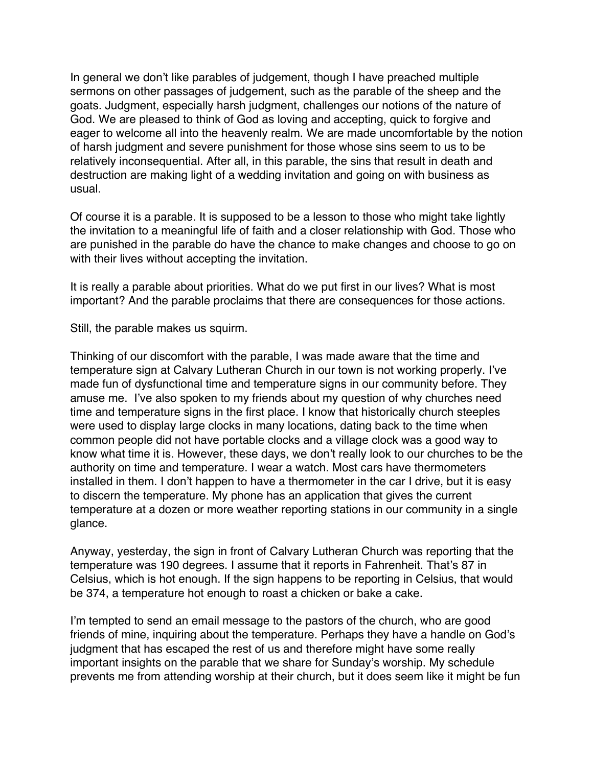In general we don't like parables of judgement, though I have preached multiple sermons on other passages of judgement, such as the parable of the sheep and the goats. Judgment, especially harsh judgment, challenges our notions of the nature of God. We are pleased to think of God as loving and accepting, quick to forgive and eager to welcome all into the heavenly realm. We are made uncomfortable by the notion of harsh judgment and severe punishment for those whose sins seem to us to be relatively inconsequential. After all, in this parable, the sins that result in death and destruction are making light of a wedding invitation and going on with business as usual.

Of course it is a parable. It is supposed to be a lesson to those who might take lightly the invitation to a meaningful life of faith and a closer relationship with God. Those who are punished in the parable do have the chance to make changes and choose to go on with their lives without accepting the invitation.

It is really a parable about priorities. What do we put first in our lives? What is most important? And the parable proclaims that there are consequences for those actions.

Still, the parable makes us squirm.

Thinking of our discomfort with the parable, I was made aware that the time and temperature sign at Calvary Lutheran Church in our town is not working properly. I've made fun of dysfunctional time and temperature signs in our community before. They amuse me. I've also spoken to my friends about my question of why churches need time and temperature signs in the first place. I know that historically church steeples were used to display large clocks in many locations, dating back to the time when common people did not have portable clocks and a village clock was a good way to know what time it is. However, these days, we don't really look to our churches to be the authority on time and temperature. I wear a watch. Most cars have thermometers installed in them. I don't happen to have a thermometer in the car I drive, but it is easy to discern the temperature. My phone has an application that gives the current temperature at a dozen or more weather reporting stations in our community in a single glance.

Anyway, yesterday, the sign in front of Calvary Lutheran Church was reporting that the temperature was 190 degrees. I assume that it reports in Fahrenheit. That's 87 in Celsius, which is hot enough. If the sign happens to be reporting in Celsius, that would be 374, a temperature hot enough to roast a chicken or bake a cake.

I'm tempted to send an email message to the pastors of the church, who are good friends of mine, inquiring about the temperature. Perhaps they have a handle on God's judgment that has escaped the rest of us and therefore might have some really important insights on the parable that we share for Sunday's worship. My schedule prevents me from attending worship at their church, but it does seem like it might be fun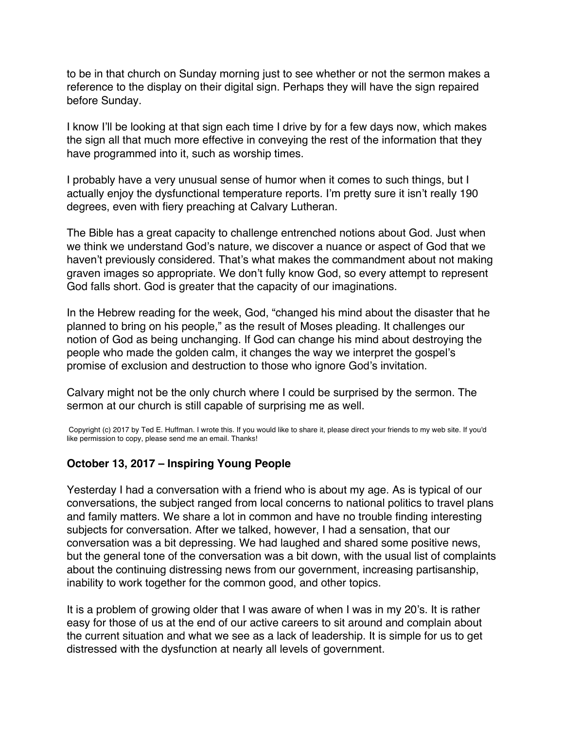to be in that church on Sunday morning just to see whether or not the sermon makes a reference to the display on their digital sign. Perhaps they will have the sign repaired before Sunday.

I know I'll be looking at that sign each time I drive by for a few days now, which makes the sign all that much more effective in conveying the rest of the information that they have programmed into it, such as worship times.

I probably have a very unusual sense of humor when it comes to such things, but I actually enjoy the dysfunctional temperature reports. I'm pretty sure it isn't really 190 degrees, even with fiery preaching at Calvary Lutheran.

The Bible has a great capacity to challenge entrenched notions about God. Just when we think we understand God's nature, we discover a nuance or aspect of God that we haven't previously considered. That's what makes the commandment about not making graven images so appropriate. We don't fully know God, so every attempt to represent God falls short. God is greater that the capacity of our imaginations.

In the Hebrew reading for the week, God, "changed his mind about the disaster that he planned to bring on his people," as the result of Moses pleading. It challenges our notion of God as being unchanging. If God can change his mind about destroying the people who made the golden calm, it changes the way we interpret the gospel's promise of exclusion and destruction to those who ignore God's invitation.

Calvary might not be the only church where I could be surprised by the sermon. The sermon at our church is still capable of surprising me as well.

Copyright (c) 2017 by Ted E. Huffman. I wrote this. If you would like to share it, please direct your friends to my web site. If you'd like permission to copy, please send me an email. Thanks!

### October 13, 2017 – Inspiring Young People

Yesterday I had a conversation with a friend who is about my age. As is typical of our conversations, the subject ranged from local concerns to national politics to travel plans and family matters. We share a lot in common and have no trouble finding interesting subjects for conversation. After we talked, however, I had a sensation, that our conversation was a bit depressing. We had laughed and shared some positive news, but the general tone of the conversation was a bit down, with the usual list of complaints about the continuing distressing news from our government, increasing partisanship, inability to work together for the common good, and other topics.

It is a problem of growing older that I was aware of when I was in my 20's. It is rather easy for those of us at the end of our active careers to sit around and complain about the current situation and what we see as a lack of leadership. It is simple for us to get distressed with the dysfunction at nearly all levels of government.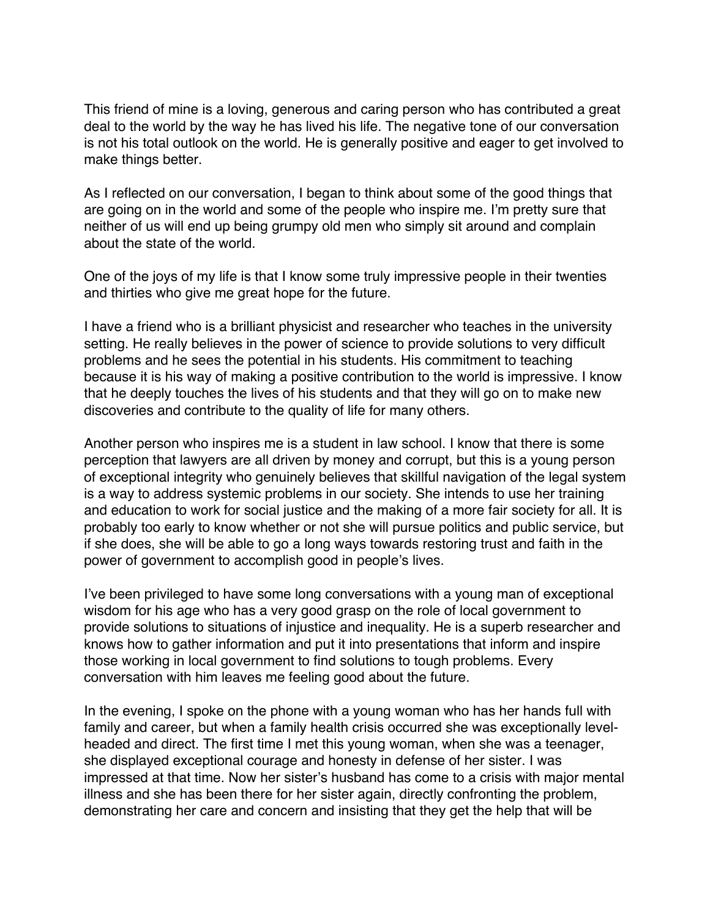This friend of mine is a loving, generous and caring person who has contributed a great deal to the world by the way he has lived his life. The negative tone of our conversation is not his total outlook on the world. He is generally positive and eager to get involved to make things better.

As I reflected on our conversation, I began to think about some of the good things that are going on in the world and some of the people who inspire me. I'm pretty sure that neither of us will end up being grumpy old men who simply sit around and complain about the state of the world.

One of the joys of my life is that I know some truly impressive people in their twenties and thirties who give me great hope for the future.

I have a friend who is a brilliant physicist and researcher who teaches in the university setting. He really believes in the power of science to provide solutions to very difficult problems and he sees the potential in his students. His commitment to teaching because it is his way of making a positive contribution to the world is impressive. I know that he deeply touches the lives of his students and that they will go on to make new discoveries and contribute to the quality of life for many others.

Another person who inspires me is a student in law school. I know that there is some perception that lawyers are all driven by money and corrupt, but this is a young person of exceptional integrity who genuinely believes that skillful navigation of the legal system is a way to address systemic problems in our society. She intends to use her training and education to work for social justice and the making of a more fair society for all. It is probably too early to know whether or not she will pursue politics and public service, but if she does, she will be able to go a long ways towards restoring trust and faith in the power of government to accomplish good in people's lives.

I've been privileged to have some long conversations with a young man of exceptional wisdom for his age who has a very good grasp on the role of local government to provide solutions to situations of injustice and inequality. He is a superb researcher and knows how to gather information and put it into presentations that inform and inspire those working in local government to find solutions to tough problems. Every conversation with him leaves me feeling good about the future.

In the evening, I spoke on the phone with a young woman who has her hands full with family and career, but when a family health crisis occurred she was exceptionally level-headed and direct. The first time I met this young woman, when she was a teenager, she displayed exceptional courage and honesty in defense of her sister. I was impressed at that time. Now her sister's husband has come to a crisis with major mental illness and she has been there for her sister again, directly confronting the problem, demonstrating her care and concern and insisting that they get the help that will be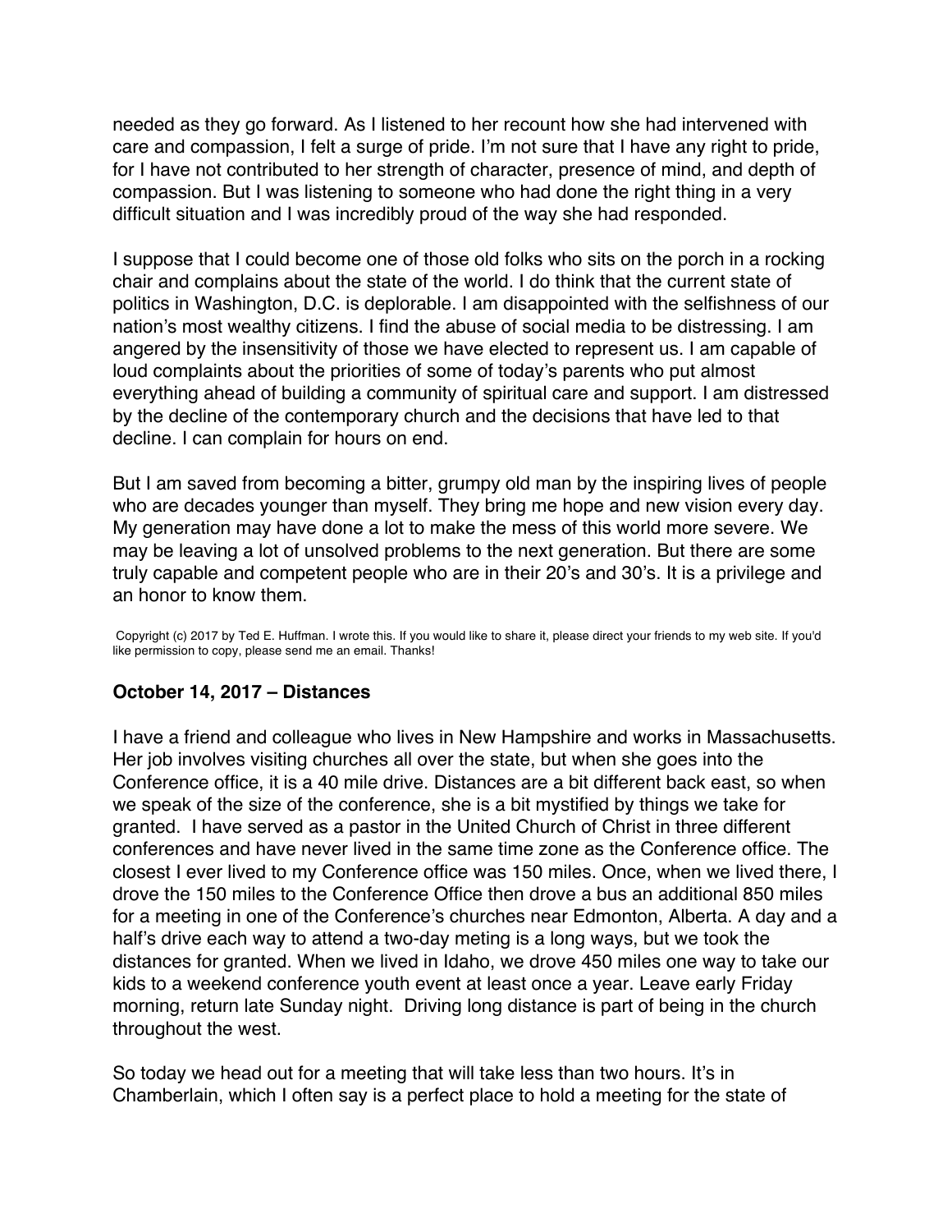needed as they go forward. As I listened to her recount how she had intervened with care and compassion, I felt a surge of pride. I'm not sure that I have any right to pride, for I have not contributed to her strength of character, presence of mind, and depth of compassion. But I was listening to someone who had done the right thing in a very difficult situation and I was incredibly proud of the way she had responded.

I suppose that I could become one of those old folks who sits on the porch in a rocking chair and complains about the state of the world. I do think that the current state of politics in Washington, D.C. is deplorable. I am disappointed with the selfishness of our nation's most wealthy citizens. I find the abuse of social media to be distressing. I am angered by the insensitivity of those we have elected to represent us. I am capable of loud complaints about the priorities of some of today's parents who put almost everything ahead of building a community of spiritual care and support. I am distressed by the decline of the contemporary church and the decisions that have led to that decline. I can complain for hours on end.

But I am saved from becoming a bitter, grumpy old man by the inspiring lives of people who are decades younger than myself. They bring me hope and new vision every day. My generation may have done a lot to make the mess of this world more severe. We may be leaving a lot of unsolved problems to the next generation. But there are some truly capable and competent people who are in their 20's and 30's. It is a privilege and an honor to know them.

Copyright (c) 2017 by Ted E. Huffman. I wrote this. If you would like to share it, please direct your friends to my web site. If you'd like permission to copy, please send me an email. Thanks!

### October 14, 2017 – Distances

I have a friend and colleague who lives in New Hampshire and works in Massachusetts. Her job involves visiting churches all over the state, but when she goes into the Conference office, it is a 40 mile drive. Distances are a bit different back east, so when we speak of the size of the conference, she is a bit mystified by things we take for granted. I have served as a pastor in the United Church of Christ in three different conferences and have never lived in the same time zone as the Conference office. The closest I ever lived to my Conference office was 150 miles. Once, when we lived there, I drove the 150 miles to the Conference Office then drove a bus an additional 850 miles for a meeting in one of the Conference's churches near Edmonton, Alberta. A day and a half's drive each way to attend a two-day meting is a long ways, but we took the distances for granted. When we lived in Idaho, we drove 450 miles one way to take our kids to a weekend conference youth event at least once a year. Leave early Friday morning, return late Sunday night. Driving long distance is part of being in the church throughout the west.

So today we head out for a meeting that will take less than two hours. It's in Chamberlain, which I often say is a perfect place to hold a meeting for the state of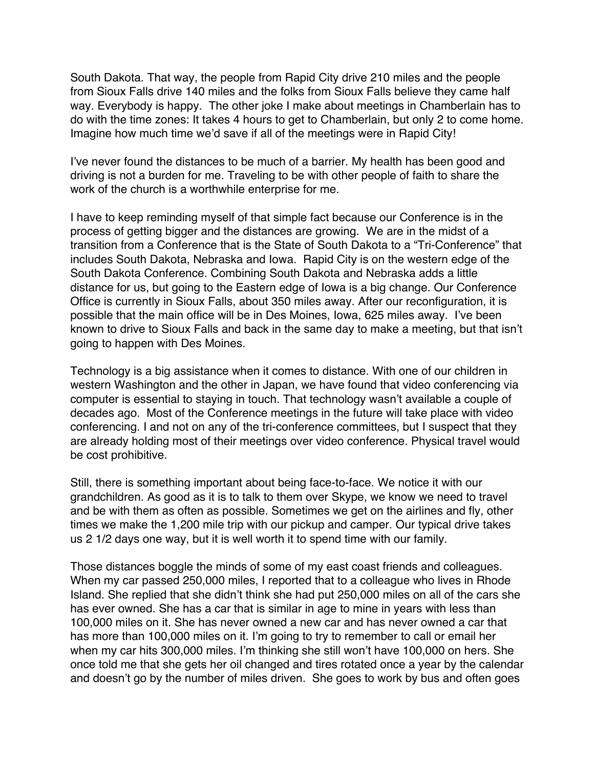South Dakota. That way, the people from Rapid City drive 210 miles and the people from Sioux Falls drive 140 miles and the folks from Sioux Falls believe they came half way. Everybody is happy. The other joke I make about meetings in Chamberlain has to do with the time zones: It takes 4 hours to get to Chamberlain, but only 2 to come home. Imagine how much time we'd save if all of the meetings were in Rapid City!

I've never found the distances to be much of a barrier. My health has been good and driving is not a burden for me. Traveling to be with other people of faith to share the work of the church is a worthwhile enterprise for me.

I have to keep reminding myself of that simple fact because our Conference is in the process of getting bigger and the distances are growing. We are in the midst of a transition from a Conference that is the State of South Dakota to a "Tri-Conference" that includes South Dakota, Nebraska and Iowa. Rapid City is on the western edge of the South Dakota Conference. Combining South Dakota and Nebraska adds a little distance for us, but going to the Eastern edge of Iowa is a big change. Our Conference Office is currently in Sioux Falls, about 350 miles away. After our reconfiguration, it is possible that the main office will be in Des Moines, Iowa, 625 miles away. I've been known to drive to Sioux Falls and back in the same day to make a meeting, but that isn't going to happen with Des Moines.

Technology is a big assistance when it comes to distance. With one of our children in western Washington and the other in Japan, we have found that video conferencing via computer is essential to staying in touch. That technology wasn't available a couple of decades ago. Most of the Conference meetings in the future will take place with video conferencing. I and not on any of the tri-conference committees, but I suspect that they are already holding most of their meetings over video conference. Physical travel would be cost prohibitive.

Still, there is something important about being face-to-face. We notice it with our grandchildren. As good as it is to talk to them over Skype, we know we need to travel and be with them as often as possible. Sometimes we get on the airlines and fly, other times we make the 1,200 mile trip with our pickup and camper. Our typical drive takes us 2 1/2 days one way, but it is well worth it to spend time with our family.

Those distances boggle the minds of some of my east coast friends and colleagues. When my car passed 250,000 miles, I reported that to a colleague who lives in Rhode Island. She replied that she didn't think she had put 250,000 miles on all of the cars she has ever owned. She has a car that is similar in age to mine in years with less than 100,000 miles on it. She has never owned a new car and has never owned a car that has more than 100,000 miles on it. I'm going to try to remember to call or email her when my car hits 300,000 miles. I'm thinking she still won't have 100,000 on hers. She once told me that she gets her oil changed and tires rotated once a year by the calendar and doesn't go by the number of miles driven. She goes to work by bus and often goes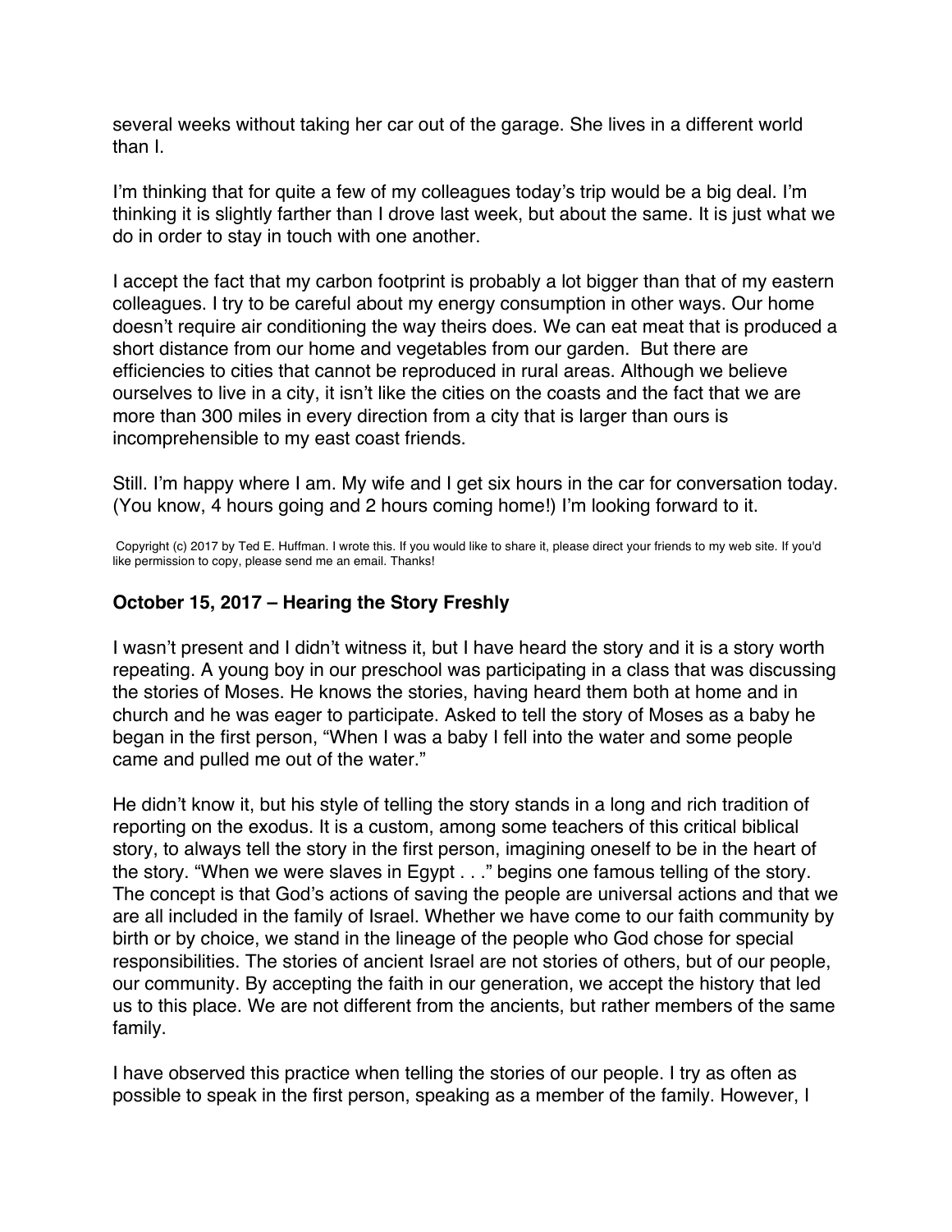several weeks without taking her car out of the garage. She lives in a different world than I.

I'm thinking that for quite a few of my colleagues today's trip would be a big deal. I'm thinking it is slightly farther than I drove last week, but about the same. It is just what we do in order to stay in touch with one another.

I accept the fact that my carbon footprint is probably a lot bigger than that of my eastern colleagues. I try to be careful about my energy consumption in other ways. Our home doesn't require air conditioning the way theirs does. We can eat meat that is produced a short distance from our home and vegetables from our garden. But there are efficiencies to cities that cannot be reproduced in rural areas. Although we believe ourselves to live in a city, it isn't like the cities on the coasts and the fact that we are more than 300 miles in every direction from a city that is larger than ours is incomprehensible to my east coast friends.

Still. I'm happy where I am. My wife and I get six hours in the car for conversation today. (You know, 4 hours going and 2 hours coming home!) I'm looking forward to it.

Copyright (c) 2017 by Ted E. Huffman. I wrote this. If you would like to share it, please direct your friends to my web site. If you'd like permission to copy, please send me an email. Thanks!

### October 15, 2017 – Hearing the Story Freshly

I wasn't present and I didn't witness it, but I have heard the story and it is a story worth repeating. A young boy in our preschool was participating in a class that was discussing the stories of Moses. He knows the stories, having heard them both at home and in church and he was eager to participate. Asked to tell the story of Moses as a baby he began in the first person, "When I was a baby I fell into the water and some people came and pulled me out of the water."

He didn't know it, but his style of telling the story stands in a long and rich tradition of reporting on the exodus. It is a custom, among some teachers of this critical biblical story, to always tell the story in the first person, imagining oneself to be in the heart of the story. "When we were slaves in Egypt . . ." begins one famous telling of the story. The concept is that God's actions of saving the people are universal actions and that we are all included in the family of Israel. Whether we have come to our faith community by birth or by choice, we stand in the lineage of the people who God chose for special responsibilities. The stories of ancient Israel are not stories of others, but of our people, our community. By accepting the faith in our generation, we accept the history that led us to this place. We are not different from the ancients, but rather members of the same family.

I have observed this practice when telling the stories of our people. I try as often as possible to speak in the first person, speaking as a member of the family. However, I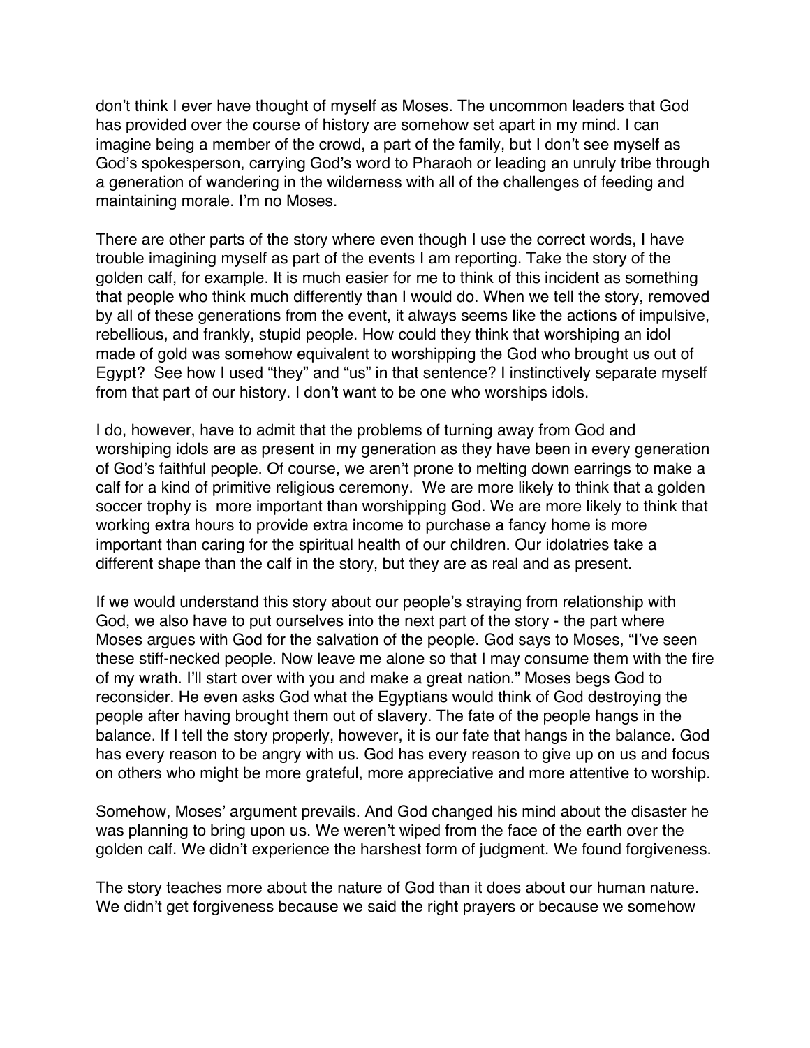don’t think I ever have thought of myself as Moses. The uncommon leaders that God has provided over the course of history are somehow set apart in my mind. I can imagine being a member of the crowd, a part of the family, but I don’t see myself as God’s spokesperson, carrying God’s word to Pharaoh or leading an unruly tribe through a generation of wandering in the wilderness with all of the challenges of feeding and maintaining morale. I’m no Moses.

There are other parts of the story where even though I use the correct words, I have trouble imagining myself as part of the events I am reporting. Take the story of the golden calf, for example. It is much easier for me to think of this incident as something that people who think much differently than I would do. When we tell the story, removed by all of these generations from the event, it always seems like the actions of impulsive, rebellious, and frankly, stupid people. How could they think that worshiping an idol made of gold was somehow equivalent to worshipping the God who brought us out of Egypt? See how I used “they” and “us” in that sentence? I instinctively separate myself from that part of our history. I don’t want to be one who worships idols.

I do, however, have to admit that the problems of turning away from God and worshiping idols are as present in my generation as they have been in every generation of God’s faithful people. Of course, we aren’t prone to melting down earrings to make a calf for a kind of primitive religious ceremony. We are more likely to think that a golden soccer trophy is more important than worshipping God. We are more likely to think that working extra hours to provide extra income to purchase a fancy home is more important than caring for the spiritual health of our children. Our idolatries take a different shape than the calf in the story, but they are as real and as present.

If we would understand this story about our people’s straying from relationship with God, we also have to put ourselves into the next part of the story - the part where Moses argues with God for the salvation of the people. God says to Moses, “I’ve seen these stiff-necked people. Now leave me alone so that I may consume them with the fire of my wrath. I’ll start over with you and make a great nation.” Moses begs God to reconsider. He even asks God what the Egyptians would think of God destroying the people after having brought them out of slavery. The fate of the people hangs in the balance. If I tell the story properly, however, it is our fate that hangs in the balance. God has every reason to be angry with us. God has every reason to give up on us and focus on others who might be more grateful, more appreciative and more attentive to worship.

Somehow, Moses’ argument prevails. And God changed his mind about the disaster he was planning to bring upon us. We weren’t wiped from the face of the earth over the golden calf. We didn’t experience the harshest form of judgment. We found forgiveness.

The story teaches more about the nature of God than it does about our human nature. We didn’t get forgiveness because we said the right prayers or because we somehow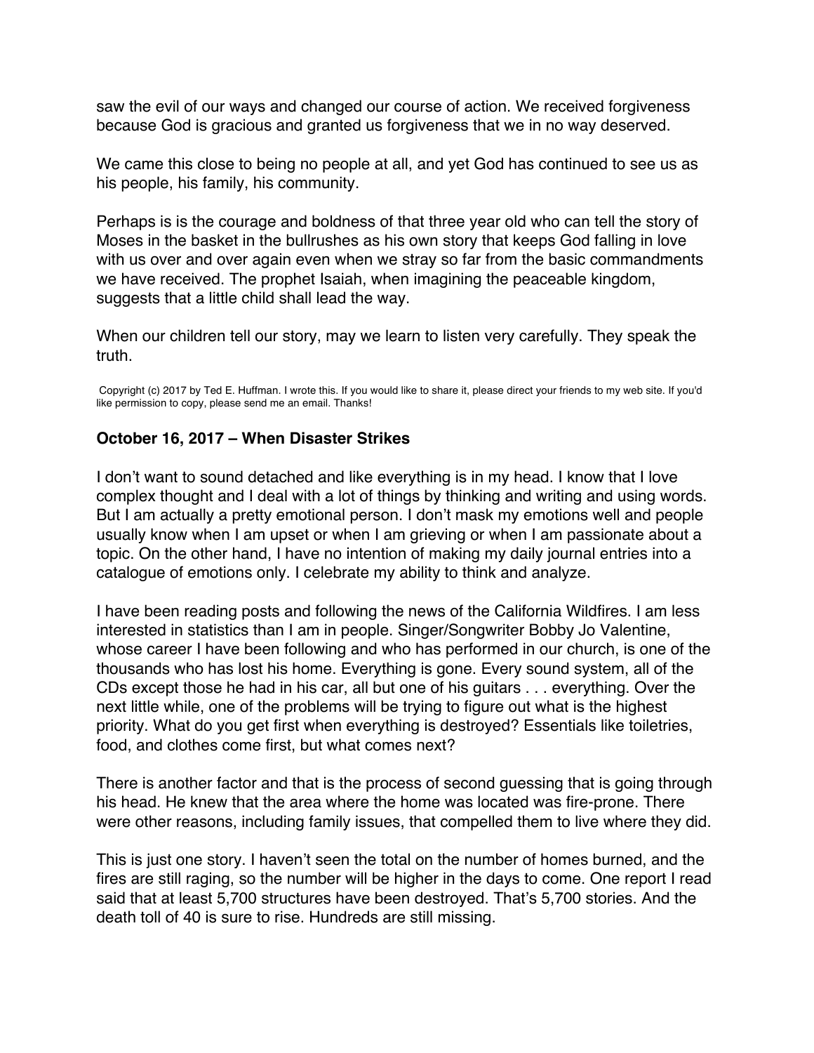saw the evil of our ways and changed our course of action. We received forgiveness because God is gracious and granted us forgiveness that we in no way deserved.

We came this close to being no people at all, and yet God has continued to see us as his people, his family, his community.

Perhaps is is the courage and boldness of that three year old who can tell the story of Moses in the basket in the bullrushes as his own story that keeps God falling in love with us over and over again even when we stray so far from the basic commandments we have received. The prophet Isaiah, when imagining the peaceable kingdom, suggests that a little child shall lead the way.

When our children tell our story, may we learn to listen very carefully. They speak the truth.

Copyright (c) 2017 by Ted E. Huffman. I wrote this. If you would like to share it, please direct your friends to my web site. If you'd like permission to copy, please send me an email. Thanks!

### October 16, 2017 – When Disaster Strikes

I don't want to sound detached and like everything is in my head. I know that I love complex thought and I deal with a lot of things by thinking and writing and using words. But I am actually a pretty emotional person. I don't mask my emotions well and people usually know when I am upset or when I am grieving or when I am passionate about a topic. On the other hand, I have no intention of making my daily journal entries into a catalogue of emotions only. I celebrate my ability to think and analyze.

I have been reading posts and following the news of the California Wildfires. I am less interested in statistics than I am in people. Singer/Songwriter Bobby Jo Valentine, whose career I have been following and who has performed in our church, is one of the thousands who has lost his home. Everything is gone. Every sound system, all of the CDs except those he had in his car, all but one of his guitars . . . everything. Over the next little while, one of the problems will be trying to figure out what is the highest priority. What do you get first when everything is destroyed? Essentials like toiletries, food, and clothes come first, but what comes next?

There is another factor and that is the process of second guessing that is going through his head. He knew that the area where the home was located was fire-prone. There were other reasons, including family issues, that compelled them to live where they did.

This is just one story. I haven't seen the total on the number of homes burned, and the fires are still raging, so the number will be higher in the days to come. One report I read said that at least 5,700 structures have been destroyed. That's 5,700 stories. And the death toll of 40 is sure to rise. Hundreds are still missing.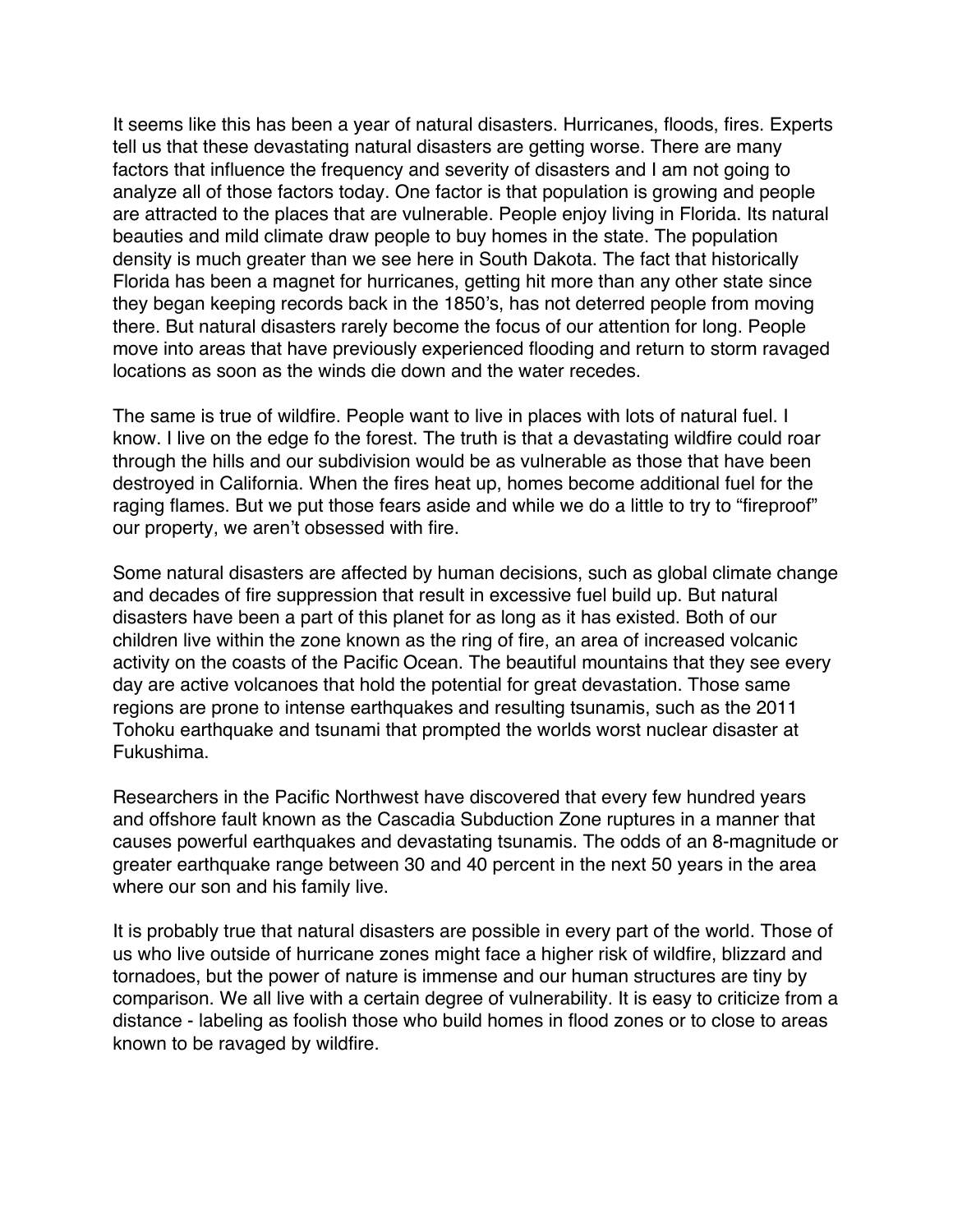It seems like this has been a year of natural disasters. Hurricanes, floods, fires. Experts tell us that these devastating natural disasters are getting worse. There are many factors that influence the frequency and severity of disasters and I am not going to analyze all of those factors today. One factor is that population is growing and people are attracted to the places that are vulnerable. People enjoy living in Florida. Its natural beauties and mild climate draw people to buy homes in the state. The population density is much greater than we see here in South Dakota. The fact that historically Florida has been a magnet for hurricanes, getting hit more than any other state since they began keeping records back in the 1850's, has not deterred people from moving there. But natural disasters rarely become the focus of our attention for long. People move into areas that have previously experienced flooding and return to storm ravaged locations as soon as the winds die down and the water recedes.

The same is true of wildfire. People want to live in places with lots of natural fuel. I know. I live on the edge fo the forest. The truth is that a devastating wildfire could roar through the hills and our subdivision would be as vulnerable as those that have been destroyed in California. When the fires heat up, homes become additional fuel for the raging flames. But we put those fears aside and while we do a little to try to "fireproof" our property, we aren't obsessed with fire.

Some natural disasters are affected by human decisions, such as global climate change and decades of fire suppression that result in excessive fuel build up. But natural disasters have been a part of this planet for as long as it has existed. Both of our children live within the zone known as the ring of fire, an area of increased volcanic activity on the coasts of the Pacific Ocean. The beautiful mountains that they see every day are active volcanoes that hold the potential for great devastation. Those same regions are prone to intense earthquakes and resulting tsunamis, such as the 2011 Tohoku earthquake and tsunami that prompted the worlds worst nuclear disaster at Fukushima.

Researchers in the Pacific Northwest have discovered that every few hundred years and offshore fault known as the Cascadia Subduction Zone ruptures in a manner that causes powerful earthquakes and devastating tsunamis. The odds of an 8-magnitude or greater earthquake range between 30 and 40 percent in the next 50 years in the area where our son and his family live.

It is probably true that natural disasters are possible in every part of the world. Those of us who live outside of hurricane zones might face a higher risk of wildfire, blizzard and tornadoes, but the power of nature is immense and our human structures are tiny by comparison. We all live with a certain degree of vulnerability. It is easy to criticize from a distance - labeling as foolish those who build homes in flood zones or to close to areas known to be ravaged by wildfire.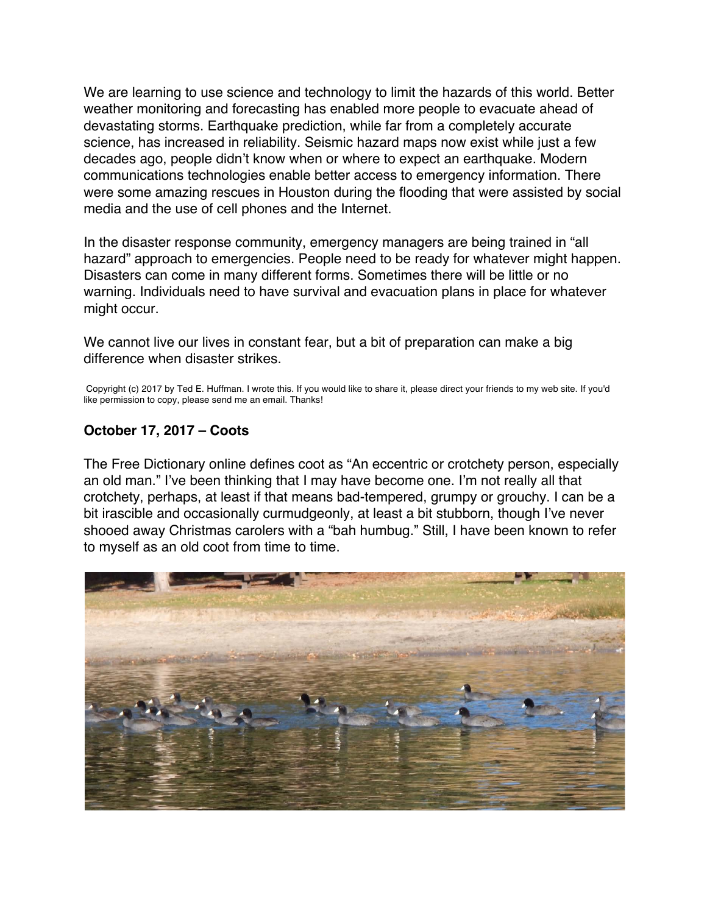We are learning to use science and technology to limit the hazards of this world. Better weather monitoring and forecasting has enabled more people to evacuate ahead of devastating storms. Earthquake prediction, while far from a completely accurate science, has increased in reliability. Seismic hazard maps now exist while just a few decades ago, people didn't know when or where to expect an earthquake. Modern communications technologies enable better access to emergency information. There were some amazing rescues in Houston during the flooding that were assisted by social media and the use of cell phones and the Internet.

In the disaster response community, emergency managers are being trained in "all hazard" approach to emergencies. People need to be ready for whatever might happen. Disasters can come in many different forms. Sometimes there will be little or no warning. Individuals need to have survival and evacuation plans in place for whatever might occur.

We cannot live our lives in constant fear, but a bit of preparation can make a big difference when disaster strikes.

Copyright (c) 2017 by Ted E. Huffman. I wrote this. If you would like to share it, please direct your friends to my web site. If you'd like permission to copy, please send me an email. Thanks!

### October 17, 2017 – Coots

The Free Dictionary online defines coot as "An eccentric or crotchety person, especially an old man." I've been thinking that I may have become one. I'm not really all that crotchety, perhaps, at least if that means bad-tempered, grumpy or grouchy. I can be a bit irascible and occasionally curmudgeonly, at least a bit stubborn, though I've never shooed away Christmas carolers with a "bah humbug." Still, I have been known to refer to myself as an old coot from time to time.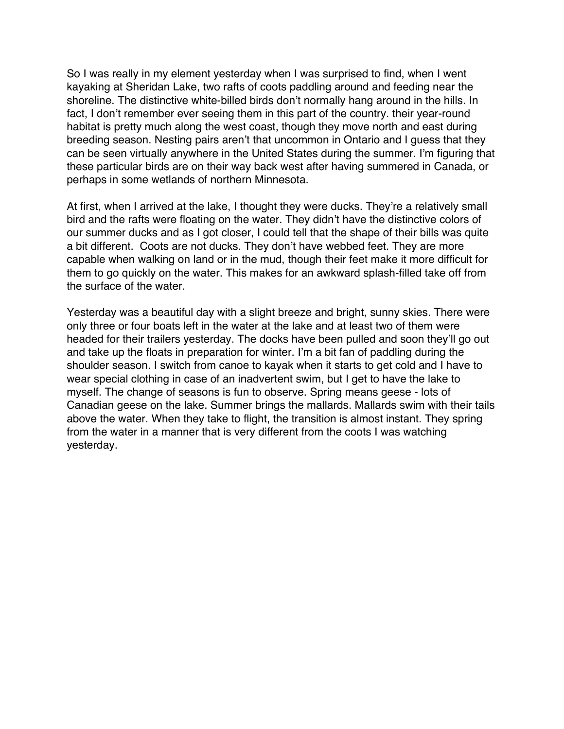So I was really in my element yesterday when I was surprised to find, when I went kayaking at Sheridan Lake, two rafts of coots paddling around and feeding near the shoreline. The distinctive white-billed birds don't normally hang around in the hills. In fact, I don't remember ever seeing them in this part of the country. their year-round habitat is pretty much along the west coast, though they move north and east during breeding season. Nesting pairs aren't that uncommon in Ontario and I guess that they can be seen virtually anywhere in the United States during the summer. I'm figuring that these particular birds are on their way back west after having summered in Canada, or perhaps in some wetlands of northern Minnesota.

At first, when I arrived at the lake, I thought they were ducks. They're a relatively small bird and the rafts were floating on the water. They didn't have the distinctive colors of our summer ducks and as I got closer, I could tell that the shape of their bills was quite a bit different. Coots are not ducks. They don't have webbed feet. They are more capable when walking on land or in the mud, though their feet make it more difficult for them to go quickly on the water. This makes for an awkward splash-filled take off from the surface of the water.

Yesterday was a beautiful day with a slight breeze and bright, sunny skies. There were only three or four boats left in the water at the lake and at least two of them were headed for their trailers yesterday. The docks have been pulled and soon they'll go out and take up the floats in preparation for winter. I'm a bit fan of paddling during the shoulder season. I switch from canoe to kayak when it starts to get cold and I have to wear special clothing in case of an inadvertent swim, but I get to have the lake to myself. The change of seasons is fun to observe. Spring means geese - lots of Canadian geese on the lake. Summer brings the mallards. Mallards swim with their tails above the water. When they take to flight, the transition is almost instant. They spring from the water in a manner that is very different from the coots I was watching yesterday.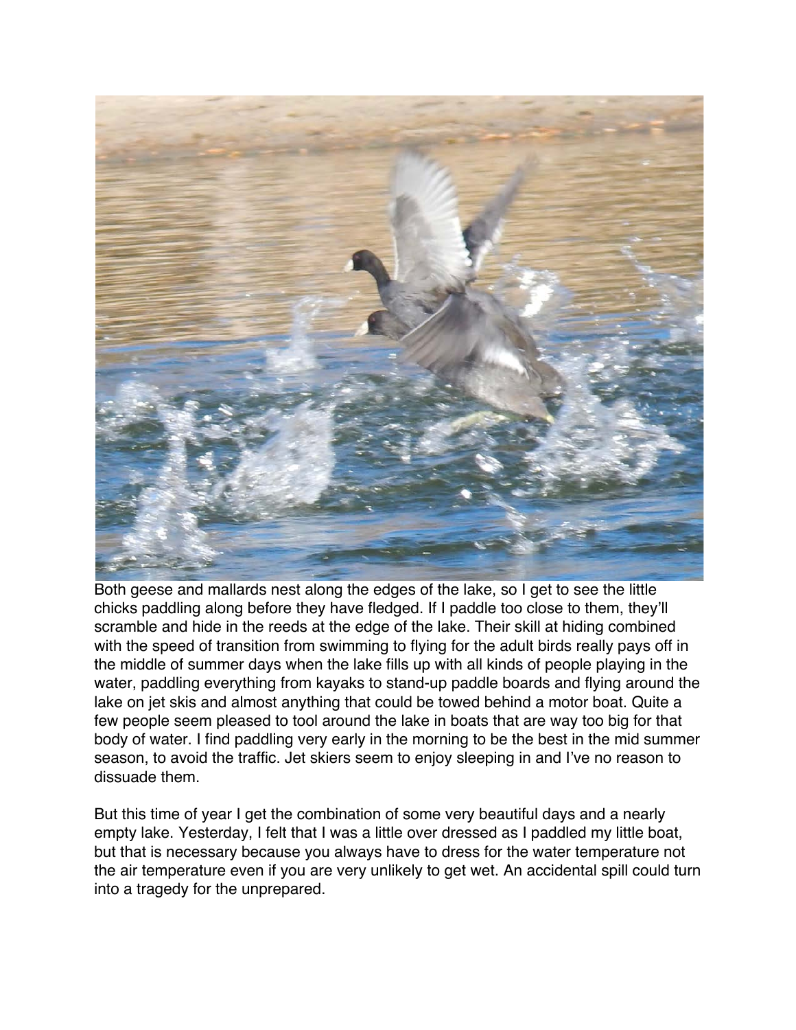Both geese and mallards nest along the edges of the lake, so I get to see the little chicks paddling along before they have fledged. If I paddle too close to them, they'll scramble and hide in the reeds at the edge of the lake. Their skill at hiding combined with the speed of transition from swimming to flying for the adult birds really pays off in the middle of summer days when the lake fills up with all kinds of people playing in the water, paddling everything from kayaks to stand-up paddle boards and flying around the lake on jet skis and almost anything that could be towed behind a motor boat. Quite a few people seem pleased to tool around the lake in boats that are way too big for that body of water. I find paddling very early in the morning to be the best in the mid summer season, to avoid the traffic. Jet skiers seem to enjoy sleeping in and I've no reason to dissuade them.

But this time of year I get the combination of some very beautiful days and a nearly empty lake. Yesterday, I felt that I was a little over dressed as I paddled my little boat, but that is necessary because you always have to dress for the water temperature not the air temperature even if you are very unlikely to get wet. An accidental spill could turn into a tragedy for the unprepared.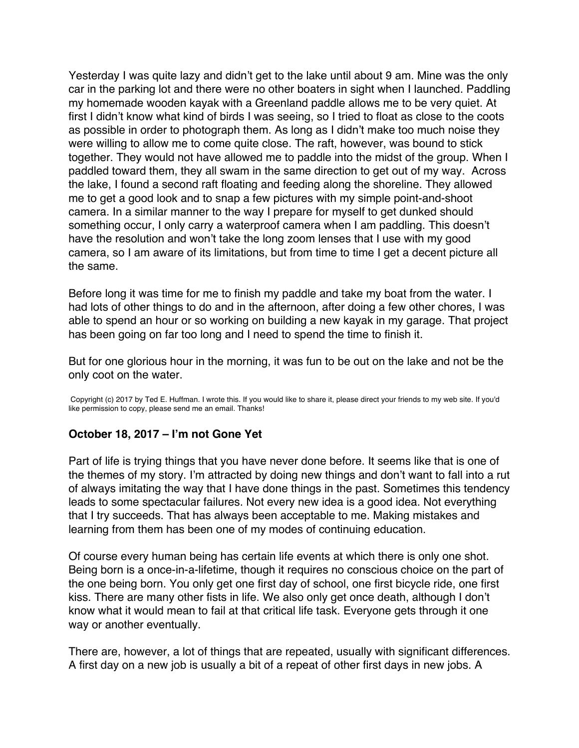Yesterday I was quite lazy and didn't get to the lake until about 9 am. Mine was the only car in the parking lot and there were no other boaters in sight when I launched. Paddling my homemade wooden kayak with a Greenland paddle allows me to be very quiet. At first I didn't know what kind of birds I was seeing, so I tried to float as close to the coots as possible in order to photograph them. As long as I didn't make too much noise they were willing to allow me to come quite close. The raft, however, was bound to stick together. They would not have allowed me to paddle into the midst of the group. When I paddled toward them, they all swam in the same direction to get out of my way. Across the lake, I found a second raft floating and feeding along the shoreline. They allowed me to get a good look and to snap a few pictures with my simple point-and-shoot camera. In a similar manner to the way I prepare for myself to get dunked should something occur, I only carry a waterproof camera when I am paddling. This doesn't have the resolution and won't take the long zoom lenses that I use with my good camera, so I am aware of its limitations, but from time to time I get a decent picture all the same.

Before long it was time for me to finish my paddle and take my boat from the water. I had lots of other things to do and in the afternoon, after doing a few other chores, I was able to spend an hour or so working on building a new kayak in my garage. That project has been going on far too long and I need to spend the time to finish it.

But for one glorious hour in the morning, it was fun to be out on the lake and not be the only coot on the water.

Copyright (c) 2017 by Ted E. Huffman. I wrote this. If you would like to share it, please direct your friends to my web site. If you'd like permission to copy, please send me an email. Thanks!

### October 18, 2017 – I'm not Gone Yet

Part of life is trying things that you have never done before. It seems like that is one of the themes of my story. I'm attracted by doing new things and don't want to fall into a rut of always imitating the way that I have done things in the past. Sometimes this tendency leads to some spectacular failures. Not every new idea is a good idea. Not everything that I try succeeds. That has always been acceptable to me. Making mistakes and learning from them has been one of my modes of continuing education.

Of course every human being has certain life events at which there is only one shot. Being born is a once-in-a-lifetime, though it requires no conscious choice on the part of the one being born. You only get one first day of school, one first bicycle ride, one first kiss. There are many other fists in life. We also only get once death, although I don't know what it would mean to fail at that critical life task. Everyone gets through it one way or another eventually.

There are, however, a lot of things that are repeated, usually with significant differences. A first day on a new job is usually a bit of a repeat of other first days in new jobs. A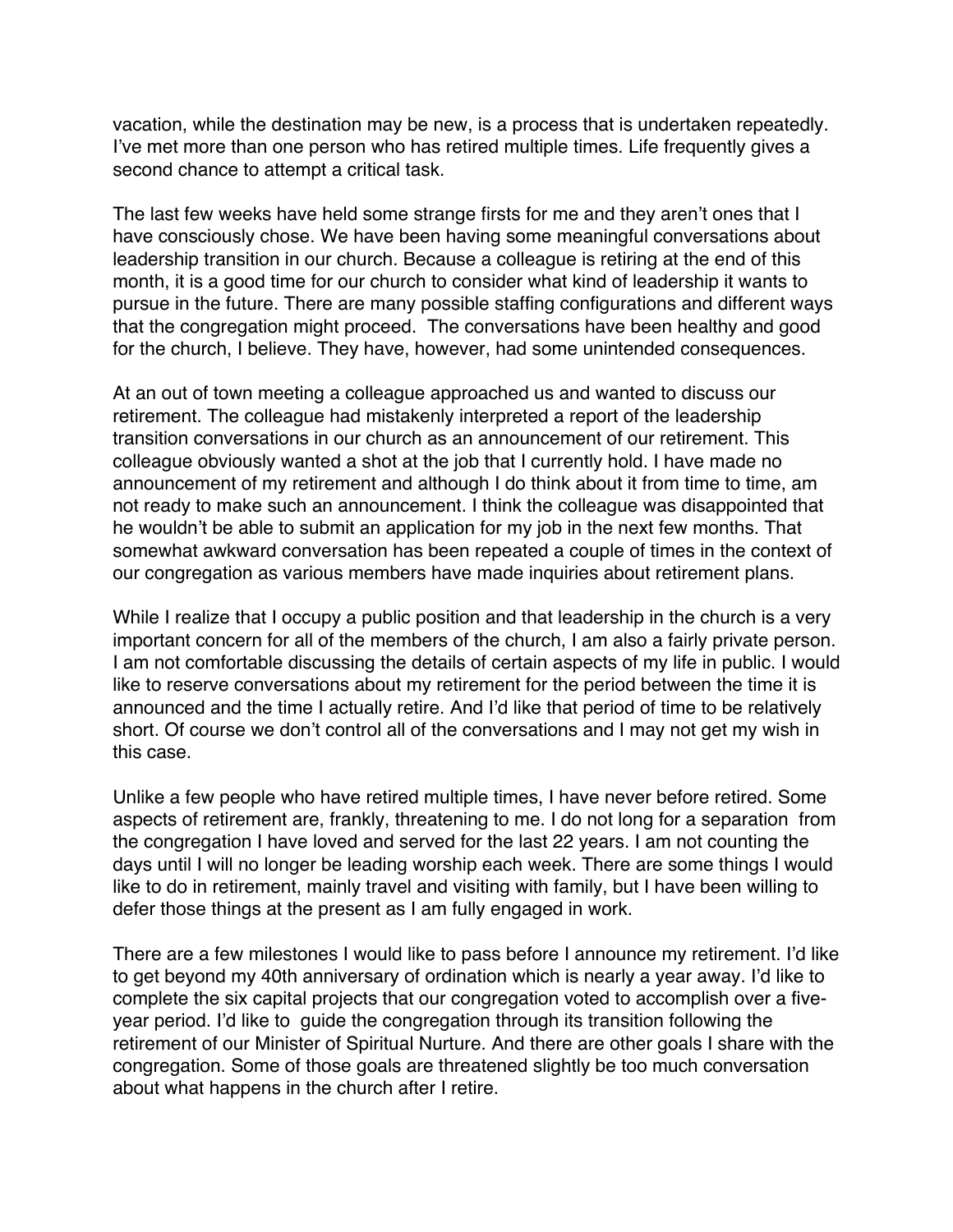vacation, while the destination may be new, is a process that is undertaken repeatedly. I've met more than one person who has retired multiple times. Life frequently gives a second chance to attempt a critical task.

The last few weeks have held some strange firsts for me and they aren't ones that I have consciously chose. We have been having some meaningful conversations about leadership transition in our church. Because a colleague is retiring at the end of this month, it is a good time for our church to consider what kind of leadership it wants to pursue in the future. There are many possible staffing configurations and different ways that the congregation might proceed. The conversations have been healthy and good for the church, I believe. They have, however, had some unintended consequences.

At an out of town meeting a colleague approached us and wanted to discuss our retirement. The colleague had mistakenly interpreted a report of the leadership transition conversations in our church as an announcement of our retirement. This colleague obviously wanted a shot at the job that I currently hold. I have made no announcement of my retirement and although I do think about it from time to time, am not ready to make such an announcement. I think the colleague was disappointed that he wouldn't be able to submit an application for my job in the next few months. That somewhat awkward conversation has been repeated a couple of times in the context of our congregation as various members have made inquiries about retirement plans.

While I realize that I occupy a public position and that leadership in the church is a very important concern for all of the members of the church, I am also a fairly private person. I am not comfortable discussing the details of certain aspects of my life in public. I would like to reserve conversations about my retirement for the period between the time it is announced and the time I actually retire. And I'd like that period of time to be relatively short. Of course we don't control all of the conversations and I may not get my wish in this case.

Unlike a few people who have retired multiple times, I have never before retired. Some aspects of retirement are, frankly, threatening to me. I do not long for a separation from the congregation I have loved and served for the last 22 years. I am not counting the days until I will no longer be leading worship each week. There are some things I would like to do in retirement, mainly travel and visiting with family, but I have been willing to defer those things at the present as I am fully engaged in work.

There are a few milestones I would like to pass before I announce my retirement. I'd like to get beyond my 40th anniversary of ordination which is nearly a year away. I'd like to complete the six capital projects that our congregation voted to accomplish over a five-year period. I'd like to guide the congregation through its transition following the retirement of our Minister of Spiritual Nurture. And there are other goals I share with the congregation. Some of those goals are threatened slightly be too much conversation about what happens in the church after I retire.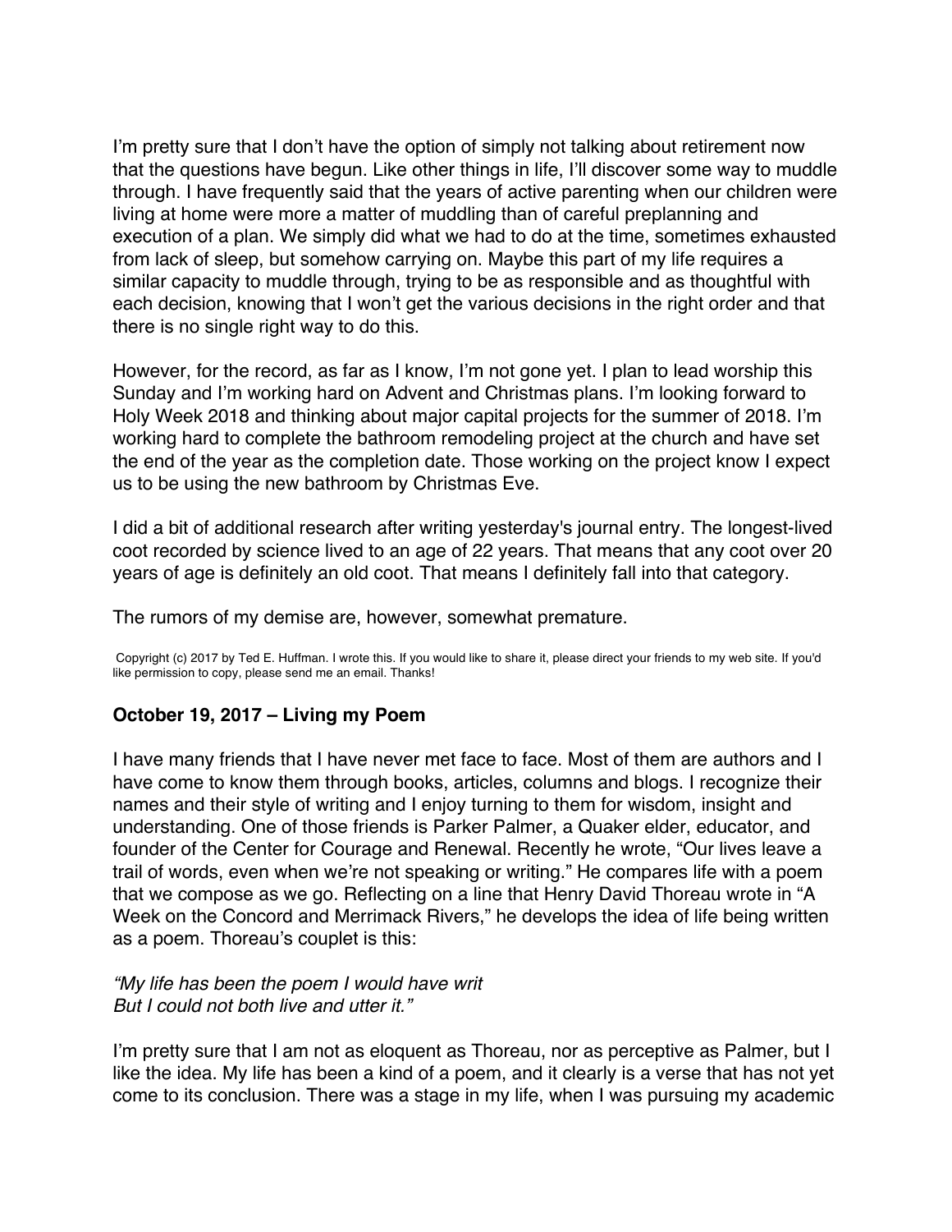I'm pretty sure that I don't have the option of simply not talking about retirement now that the questions have begun. Like other things in life, I'll discover some way to muddle through. I have frequently said that the years of active parenting when our children were living at home were more a matter of muddling than of careful preplanning and execution of a plan. We simply did what we had to do at the time, sometimes exhausted from lack of sleep, but somehow carrying on. Maybe this part of my life requires a similar capacity to muddle through, trying to be as responsible and as thoughtful with each decision, knowing that I won't get the various decisions in the right order and that there is no single right way to do this.

However, for the record, as far as I know, I'm not gone yet. I plan to lead worship this Sunday and I'm working hard on Advent and Christmas plans. I'm looking forward to Holy Week 2018 and thinking about major capital projects for the summer of 2018. I'm working hard to complete the bathroom remodeling project at the church and have set the end of the year as the completion date. Those working on the project know I expect us to be using the new bathroom by Christmas Eve.

I did a bit of additional research after writing yesterday's journal entry. The longest-lived coot recorded by science lived to an age of 22 years. That means that any coot over 20 years of age is definitely an old coot. That means I definitely fall into that category.

The rumors of my demise are, however, somewhat premature.

Copyright (c) 2017 by Ted E. Huffman. I wrote this. If you would like to share it, please direct your friends to my web site. If you'd like permission to copy, please send me an email. Thanks!

### October 19, 2017 – Living my Poem

I have many friends that I have never met face to face. Most of them are authors and I have come to know them through books, articles, columns and blogs. I recognize their names and their style of writing and I enjoy turning to them for wisdom, insight and understanding. One of those friends is Parker Palmer, a Quaker elder, educator, and founder of the Center for Courage and Renewal. Recently he wrote, "Our lives leave a trail of words, even when we're not speaking or writing." He compares life with a poem that we compose as we go. Reflecting on a line that Henry David Thoreau wrote in "A Week on the Concord and Merrimack Rivers," he develops the idea of life being written as a poem. Thoreau's couplet is this:

*"My life has been the poem I would have writ*
*But I could not both live and utter it."*

I'm pretty sure that I am not as eloquent as Thoreau, nor as perceptive as Palmer, but I like the idea. My life has been a kind of a poem, and it clearly is a verse that has not yet come to its conclusion. There was a stage in my life, when I was pursuing my academic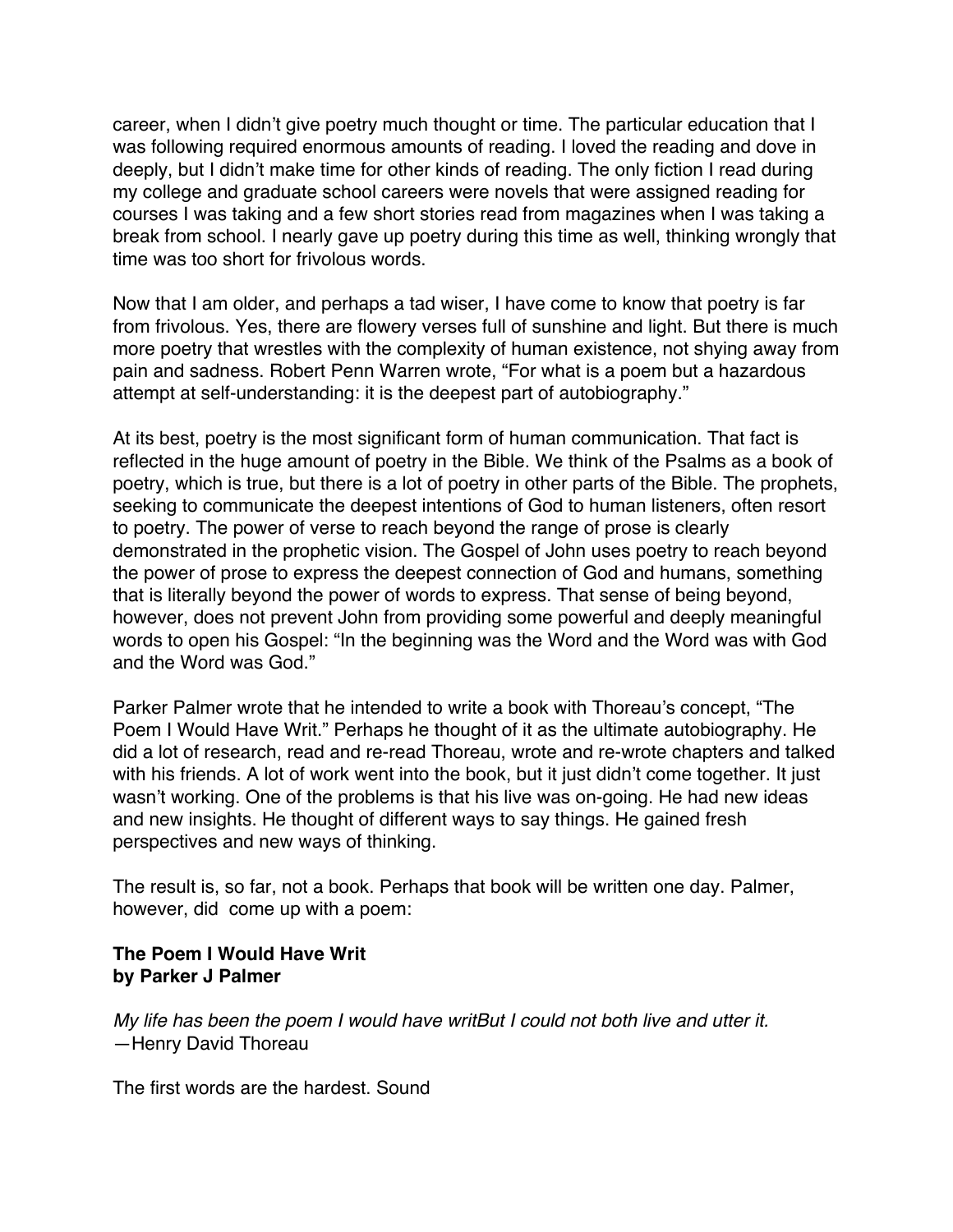career, when I didn't give poetry much thought or time. The particular education that I was following required enormous amounts of reading. I loved the reading and dove in deeply, but I didn't make time for other kinds of reading. The only fiction I read during my college and graduate school careers were novels that were assigned reading for courses I was taking and a few short stories read from magazines when I was taking a break from school. I nearly gave up poetry during this time as well, thinking wrongly that time was too short for frivolous words.

Now that I am older, and perhaps a tad wiser, I have come to know that poetry is far from frivolous. Yes, there are flowery verses full of sunshine and light. But there is much more poetry that wrestles with the complexity of human existence, not shying away from pain and sadness. Robert Penn Warren wrote, "For what is a poem but a hazardous attempt at self-understanding: it is the deepest part of autobiography."

At its best, poetry is the most significant form of human communication. That fact is reflected in the huge amount of poetry in the Bible. We think of the Psalms as a book of poetry, which is true, but there is a lot of poetry in other parts of the Bible. The prophets, seeking to communicate the deepest intentions of God to human listeners, often resort to poetry. The power of verse to reach beyond the range of prose is clearly demonstrated in the prophetic vision. The Gospel of John uses poetry to reach beyond the power of prose to express the deepest connection of God and humans, something that is literally beyond the power of words to express. That sense of being beyond, however, does not prevent John from providing some powerful and deeply meaningful words to open his Gospel: "In the beginning was the Word and the Word was with God and the Word was God."

Parker Palmer wrote that he intended to write a book with Thoreau's concept, "The Poem I Would Have Writ." Perhaps he thought of it as the ultimate autobiography. He did a lot of research, read and re-read Thoreau, wrote and re-wrote chapters and talked with his friends. A lot of work went into the book, but it just didn't come together. It just wasn't working. One of the problems is that his live was on-going. He had new ideas and new insights. He thought of different ways to say things. He gained fresh perspectives and new ways of thinking.

The result is, so far, not a book. Perhaps that book will be written one day. Palmer, however, did come up with a poem:

**The Poem I Would Have Writ**
**by Parker J Palmer**

*My life has been the poem I would have writBut I could not both live and utter it.*
—Henry David Thoreau

The first words are the hardest. Sound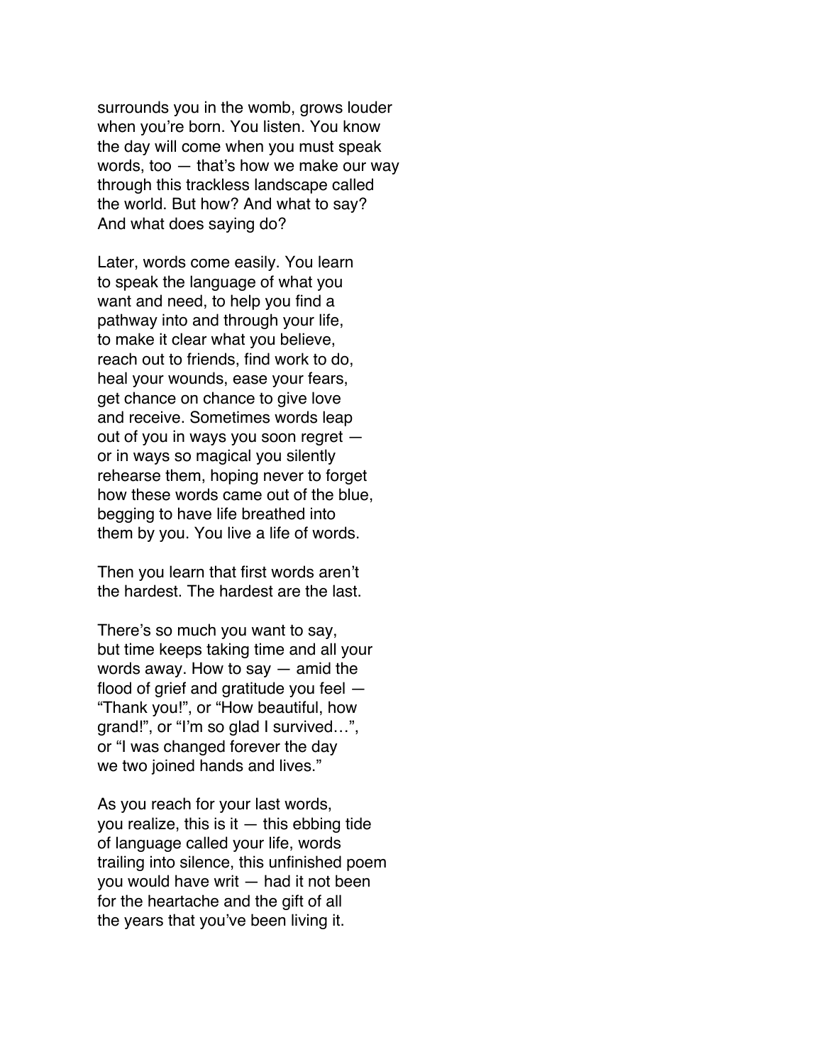surrounds you in the womb, grows louder
when you're born. You listen. You know
the day will come when you must speak
words, too — that's how we make our way
through this trackless landscape called
the world. But how? And what to say?
And what does saying do?

Later, words come easily. You learn
to speak the language of what you
want and need, to help you find a
pathway into and through your life,
to make it clear what you believe,
reach out to friends, find work to do,
heal your wounds, ease your fears,
get chance on chance to give love
and receive. Sometimes words leap
out of you in ways you soon regret —
or in ways so magical you silently
rehearse them, hoping never to forget
how these words came out of the blue,
begging to have life breathed into
them by you. You live a life of words.

Then you learn that first words aren't
the hardest. The hardest are the last.

There's so much you want to say,
but time keeps taking time and all your
words away. How to say — amid the
flood of grief and gratitude you feel —
"Thank you!", or "How beautiful, how
grand!", or "I'm so glad I survived…",
or "I was changed forever the day
we two joined hands and lives."

As you reach for your last words,
you realize, this is it — this ebbing tide
of language called your life, words
trailing into silence, this unfinished poem
you would have writ — had it not been
for the heartache and the gift of all
the years that you've been living it.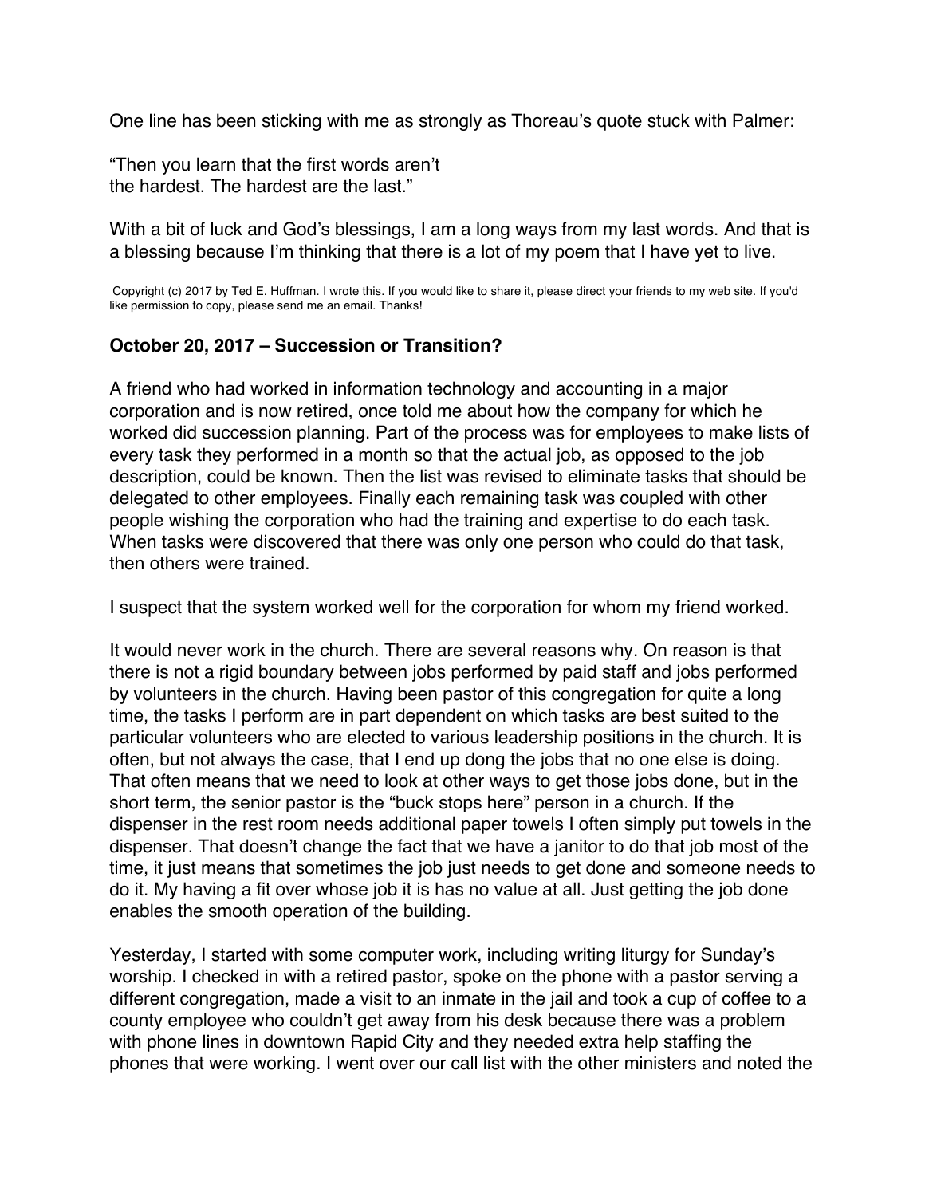One line has been sticking with me as strongly as Thoreau's quote stuck with Palmer:

"Then you learn that the first words aren't
the hardest. The hardest are the last."

With a bit of luck and God's blessings, I am a long ways from my last words. And that is a blessing because I'm thinking that there is a lot of my poem that I have yet to live.

Copyright (c) 2017 by Ted E. Huffman. I wrote this. If you would like to share it, please direct your friends to my web site. If you'd like permission to copy, please send me an email. Thanks!

### October 20, 2017 – Succession or Transition?

A friend who had worked in information technology and accounting in a major corporation and is now retired, once told me about how the company for which he worked did succession planning. Part of the process was for employees to make lists of every task they performed in a month so that the actual job, as opposed to the job description, could be known. Then the list was revised to eliminate tasks that should be delegated to other employees. Finally each remaining task was coupled with other people wishing the corporation who had the training and expertise to do each task. When tasks were discovered that there was only one person who could do that task, then others were trained.

I suspect that the system worked well for the corporation for whom my friend worked.

It would never work in the church. There are several reasons why. On reason is that there is not a rigid boundary between jobs performed by paid staff and jobs performed by volunteers in the church. Having been pastor of this congregation for quite a long time, the tasks I perform are in part dependent on which tasks are best suited to the particular volunteers who are elected to various leadership positions in the church. It is often, but not always the case, that I end up dong the jobs that no one else is doing. That often means that we need to look at other ways to get those jobs done, but in the short term, the senior pastor is the "buck stops here" person in a church. If the dispenser in the rest room needs additional paper towels I often simply put towels in the dispenser. That doesn't change the fact that we have a janitor to do that job most of the time, it just means that sometimes the job just needs to get done and someone needs to do it. My having a fit over whose job it is has no value at all. Just getting the job done enables the smooth operation of the building.

Yesterday, I started with some computer work, including writing liturgy for Sunday's worship. I checked in with a retired pastor, spoke on the phone with a pastor serving a different congregation, made a visit to an inmate in the jail and took a cup of coffee to a county employee who couldn't get away from his desk because there was a problem with phone lines in downtown Rapid City and they needed extra help staffing the phones that were working. I went over our call list with the other ministers and noted the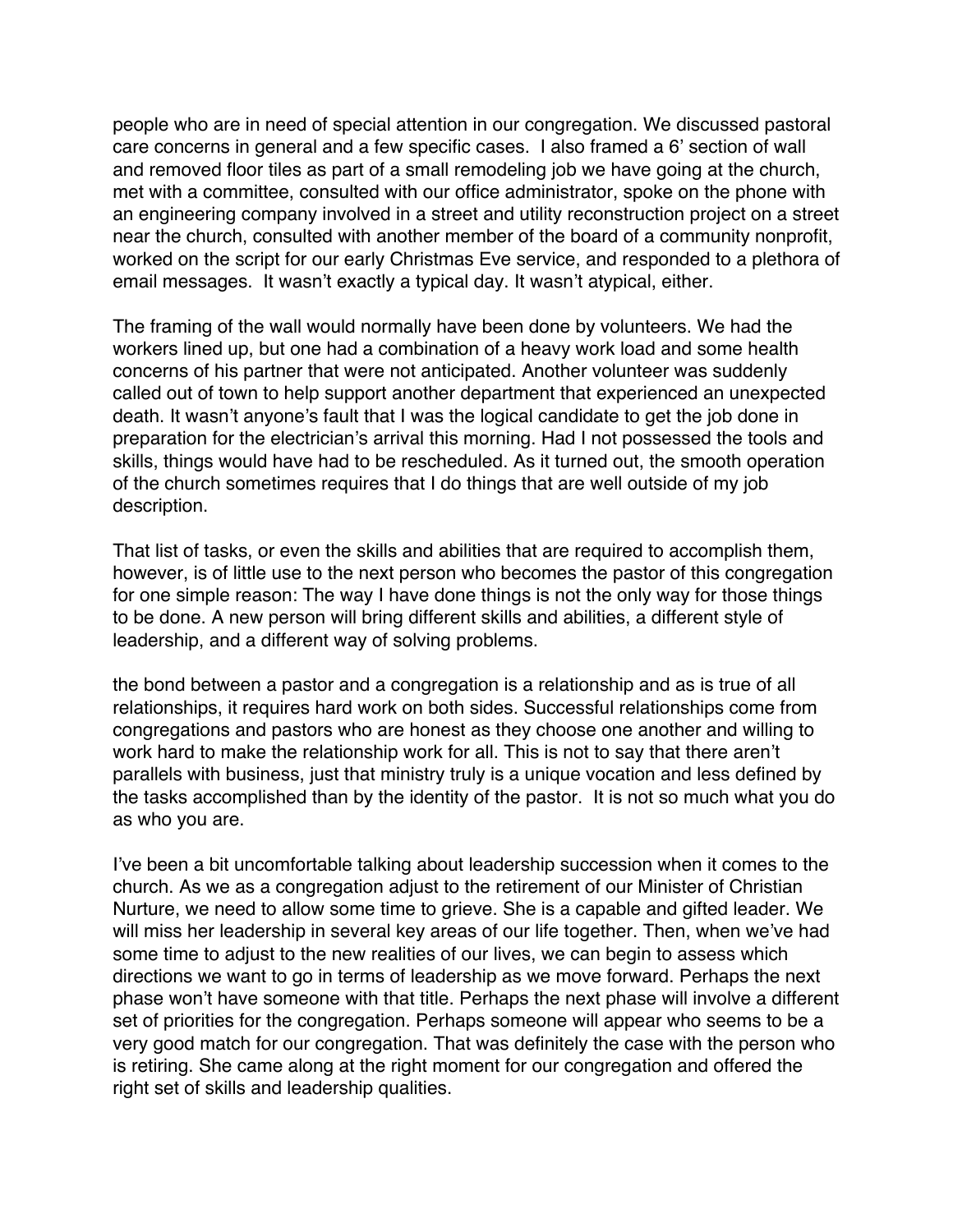people who are in need of special attention in our congregation. We discussed pastoral care concerns in general and a few specific cases. I also framed a 6' section of wall and removed floor tiles as part of a small remodeling job we have going at the church, met with a committee, consulted with our office administrator, spoke on the phone with an engineering company involved in a street and utility reconstruction project on a street near the church, consulted with another member of the board of a community nonprofit, worked on the script for our early Christmas Eve service, and responded to a plethora of email messages. It wasn't exactly a typical day. It wasn't atypical, either.

The framing of the wall would normally have been done by volunteers. We had the workers lined up, but one had a combination of a heavy work load and some health concerns of his partner that were not anticipated. Another volunteer was suddenly called out of town to help support another department that experienced an unexpected death. It wasn't anyone's fault that I was the logical candidate to get the job done in preparation for the electrician's arrival this morning. Had I not possessed the tools and skills, things would have had to be rescheduled. As it turned out, the smooth operation of the church sometimes requires that I do things that are well outside of my job description.

That list of tasks, or even the skills and abilities that are required to accomplish them, however, is of little use to the next person who becomes the pastor of this congregation for one simple reason: The way I have done things is not the only way for those things to be done. A new person will bring different skills and abilities, a different style of leadership, and a different way of solving problems.

the bond between a pastor and a congregation is a relationship and as is true of all relationships, it requires hard work on both sides. Successful relationships come from congregations and pastors who are honest as they choose one another and willing to work hard to make the relationship work for all. This is not to say that there aren't parallels with business, just that ministry truly is a unique vocation and less defined by the tasks accomplished than by the identity of the pastor. It is not so much what you do as who you are.

I've been a bit uncomfortable talking about leadership succession when it comes to the church. As we as a congregation adjust to the retirement of our Minister of Christian Nurture, we need to allow some time to grieve. She is a capable and gifted leader. We will miss her leadership in several key areas of our life together. Then, when we've had some time to adjust to the new realities of our lives, we can begin to assess which directions we want to go in terms of leadership as we move forward. Perhaps the next phase won't have someone with that title. Perhaps the next phase will involve a different set of priorities for the congregation. Perhaps someone will appear who seems to be a very good match for our congregation. That was definitely the case with the person who is retiring. She came along at the right moment for our congregation and offered the right set of skills and leadership qualities.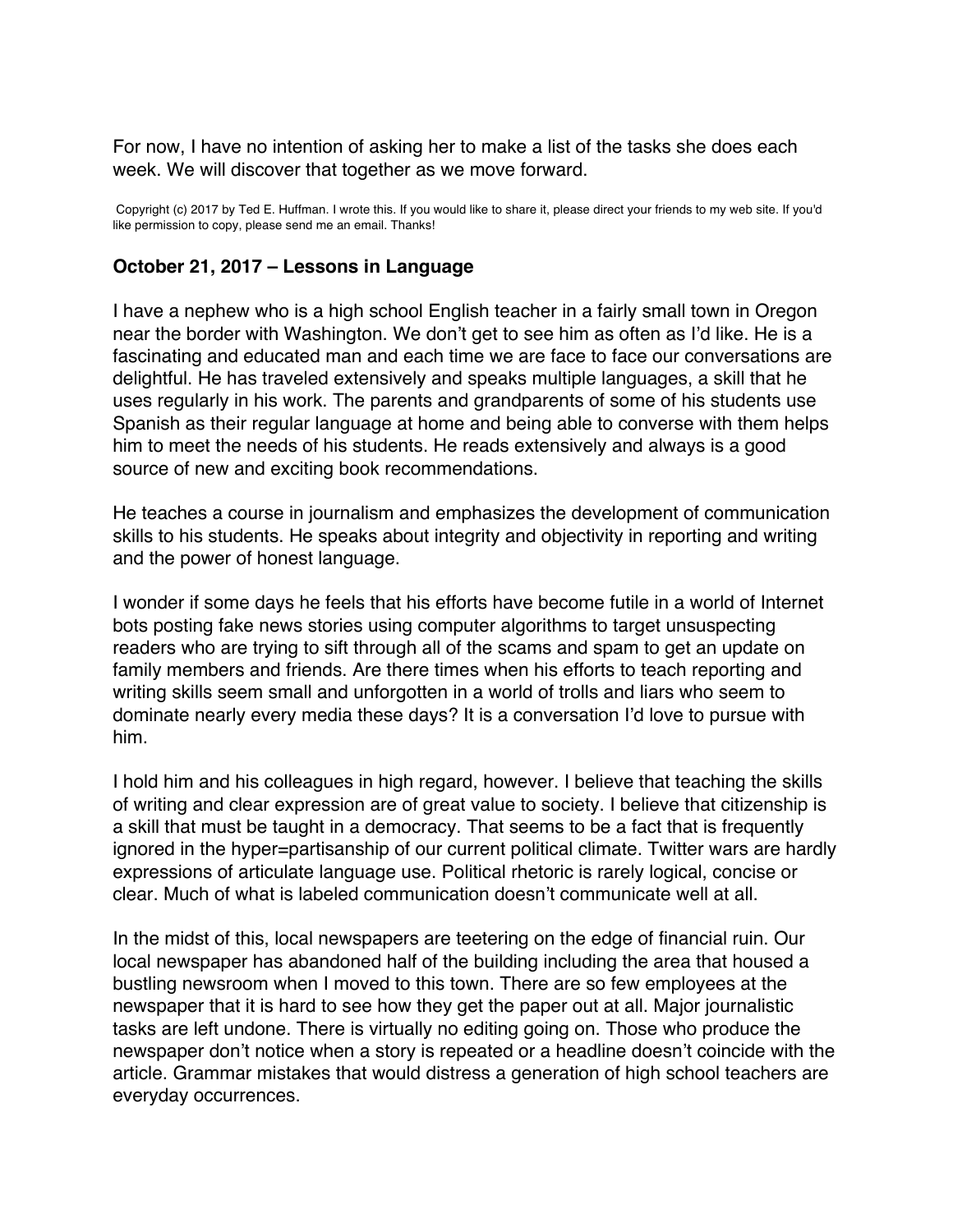For now, I have no intention of asking her to make a list of the tasks she does each week. We will discover that together as we move forward.

Copyright (c) 2017 by Ted E. Huffman. I wrote this. If you would like to share it, please direct your friends to my web site. If you'd like permission to copy, please send me an email. Thanks!

**October 21, 2017 – Lessons in Language**

I have a nephew who is a high school English teacher in a fairly small town in Oregon near the border with Washington. We don't get to see him as often as I'd like. He is a fascinating and educated man and each time we are face to face our conversations are delightful. He has traveled extensively and speaks multiple languages, a skill that he uses regularly in his work. The parents and grandparents of some of his students use Spanish as their regular language at home and being able to converse with them helps him to meet the needs of his students. He reads extensively and always is a good source of new and exciting book recommendations.

He teaches a course in journalism and emphasizes the development of communication skills to his students. He speaks about integrity and objectivity in reporting and writing and the power of honest language.

I wonder if some days he feels that his efforts have become futile in a world of Internet bots posting fake news stories using computer algorithms to target unsuspecting readers who are trying to sift through all of the scams and spam to get an update on family members and friends. Are there times when his efforts to teach reporting and writing skills seem small and unforgotten in a world of trolls and liars who seem to dominate nearly every media these days? It is a conversation I'd love to pursue with him.

I hold him and his colleagues in high regard, however. I believe that teaching the skills of writing and clear expression are of great value to society. I believe that citizenship is a skill that must be taught in a democracy. That seems to be a fact that is frequently ignored in the hyper=partisanship of our current political climate. Twitter wars are hardly expressions of articulate language use. Political rhetoric is rarely logical, concise or clear. Much of what is labeled communication doesn't communicate well at all.

In the midst of this, local newspapers are teetering on the edge of financial ruin. Our local newspaper has abandoned half of the building including the area that housed a bustling newsroom when I moved to this town. There are so few employees at the newspaper that it is hard to see how they get the paper out at all. Major journalistic tasks are left undone. There is virtually no editing going on. Those who produce the newspaper don't notice when a story is repeated or a headline doesn't coincide with the article. Grammar mistakes that would distress a generation of high school teachers are everyday occurrences.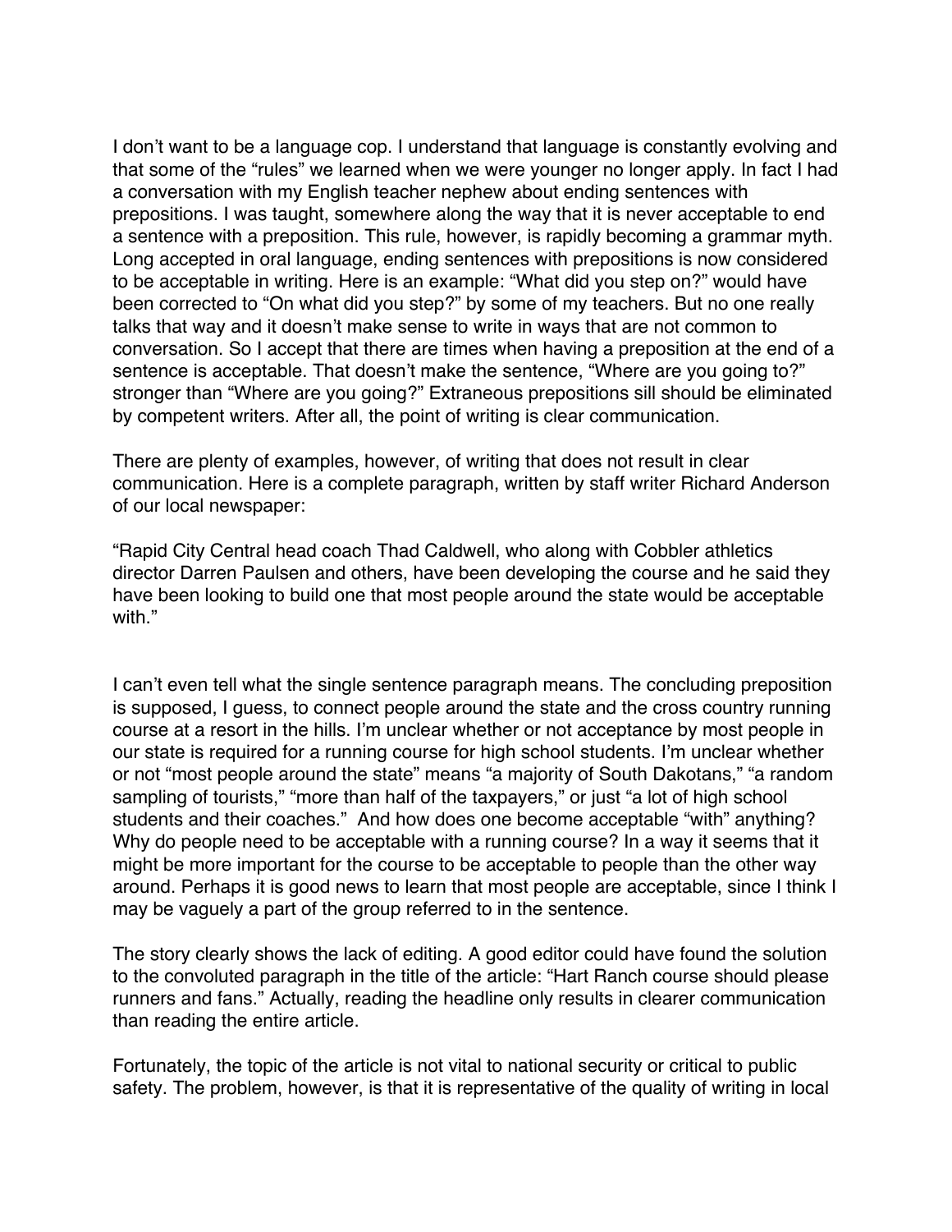I don't want to be a language cop. I understand that language is constantly evolving and that some of the "rules" we learned when we were younger no longer apply. In fact I had a conversation with my English teacher nephew about ending sentences with prepositions. I was taught, somewhere along the way that it is never acceptable to end a sentence with a preposition. This rule, however, is rapidly becoming a grammar myth. Long accepted in oral language, ending sentences with prepositions is now considered to be acceptable in writing. Here is an example: "What did you step on?" would have been corrected to "On what did you step?" by some of my teachers. But no one really talks that way and it doesn't make sense to write in ways that are not common to conversation. So I accept that there are times when having a preposition at the end of a sentence is acceptable. That doesn't make the sentence, "Where are you going to?" stronger than "Where are you going?" Extraneous prepositions sill should be eliminated by competent writers. After all, the point of writing is clear communication.

There are plenty of examples, however, of writing that does not result in clear communication. Here is a complete paragraph, written by staff writer Richard Anderson of our local newspaper:

"Rapid City Central head coach Thad Caldwell, who along with Cobbler athletics director Darren Paulsen and others, have been developing the course and he said they have been looking to build one that most people around the state would be acceptable with."

I can't even tell what the single sentence paragraph means. The concluding preposition is supposed, I guess, to connect people around the state and the cross country running course at a resort in the hills. I'm unclear whether or not acceptance by most people in our state is required for a running course for high school students. I'm unclear whether or not "most people around the state" means "a majority of South Dakotans," "a random sampling of tourists," "more than half of the taxpayers," or just "a lot of high school students and their coaches." And how does one become acceptable "with" anything? Why do people need to be acceptable with a running course? In a way it seems that it might be more important for the course to be acceptable to people than the other way around. Perhaps it is good news to learn that most people are acceptable, since I think I may be vaguely a part of the group referred to in the sentence.

The story clearly shows the lack of editing. A good editor could have found the solution to the convoluted paragraph in the title of the article: "Hart Ranch course should please runners and fans." Actually, reading the headline only results in clearer communication than reading the entire article.

Fortunately, the topic of the article is not vital to national security or critical to public safety. The problem, however, is that it is representative of the quality of writing in local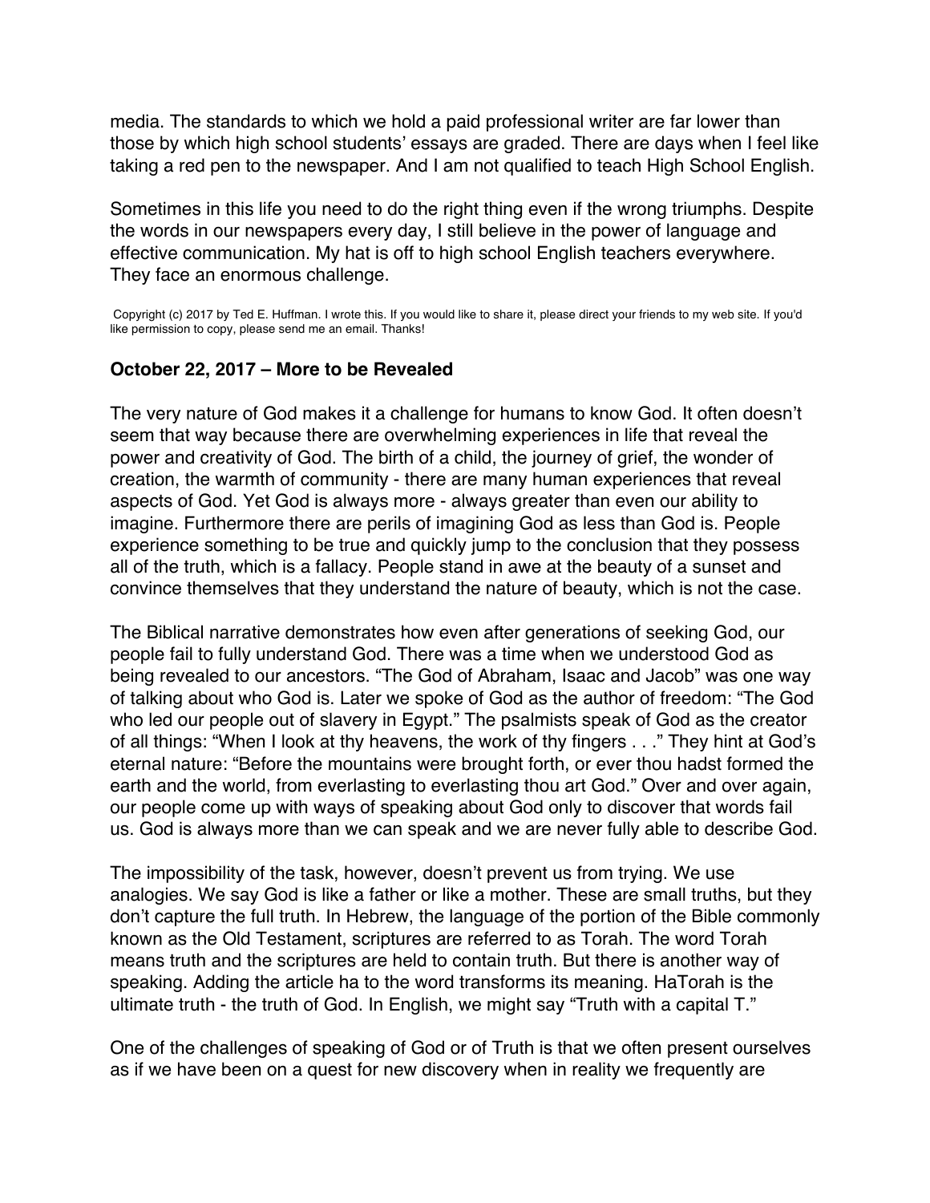media. The standards to which we hold a paid professional writer are far lower than those by which high school students' essays are graded. There are days when I feel like taking a red pen to the newspaper. And I am not qualified to teach High School English.

Sometimes in this life you need to do the right thing even if the wrong triumphs. Despite the words in our newspapers every day, I still believe in the power of language and effective communication. My hat is off to high school English teachers everywhere. They face an enormous challenge.

Copyright (c) 2017 by Ted E. Huffman. I wrote this. If you would like to share it, please direct your friends to my web site. If you'd like permission to copy, please send me an email. Thanks!

**October 22, 2017 – More to be Revealed**

The very nature of God makes it a challenge for humans to know God. It often doesn't seem that way because there are overwhelming experiences in life that reveal the power and creativity of God. The birth of a child, the journey of grief, the wonder of creation, the warmth of community - there are many human experiences that reveal aspects of God. Yet God is always more - always greater than even our ability to imagine. Furthermore there are perils of imagining God as less than God is. People experience something to be true and quickly jump to the conclusion that they possess all of the truth, which is a fallacy. People stand in awe at the beauty of a sunset and convince themselves that they understand the nature of beauty, which is not the case.

The Biblical narrative demonstrates how even after generations of seeking God, our people fail to fully understand God. There was a time when we understood God as being revealed to our ancestors. "The God of Abraham, Isaac and Jacob" was one way of talking about who God is. Later we spoke of God as the author of freedom: "The God who led our people out of slavery in Egypt." The psalmists speak of God as the creator of all things: "When I look at thy heavens, the work of thy fingers . . ." They hint at God's eternal nature: "Before the mountains were brought forth, or ever thou hadst formed the earth and the world, from everlasting to everlasting thou art God." Over and over again, our people come up with ways of speaking about God only to discover that words fail us. God is always more than we can speak and we are never fully able to describe God.

The impossibility of the task, however, doesn't prevent us from trying. We use analogies. We say God is like a father or like a mother. These are small truths, but they don't capture the full truth. In Hebrew, the language of the portion of the Bible commonly known as the Old Testament, scriptures are referred to as Torah. The word Torah means truth and the scriptures are held to contain truth. But there is another way of speaking. Adding the article ha to the word transforms its meaning. HaTorah is the ultimate truth - the truth of God. In English, we might say "Truth with a capital T."

One of the challenges of speaking of God or of Truth is that we often present ourselves as if we have been on a quest for new discovery when in reality we frequently are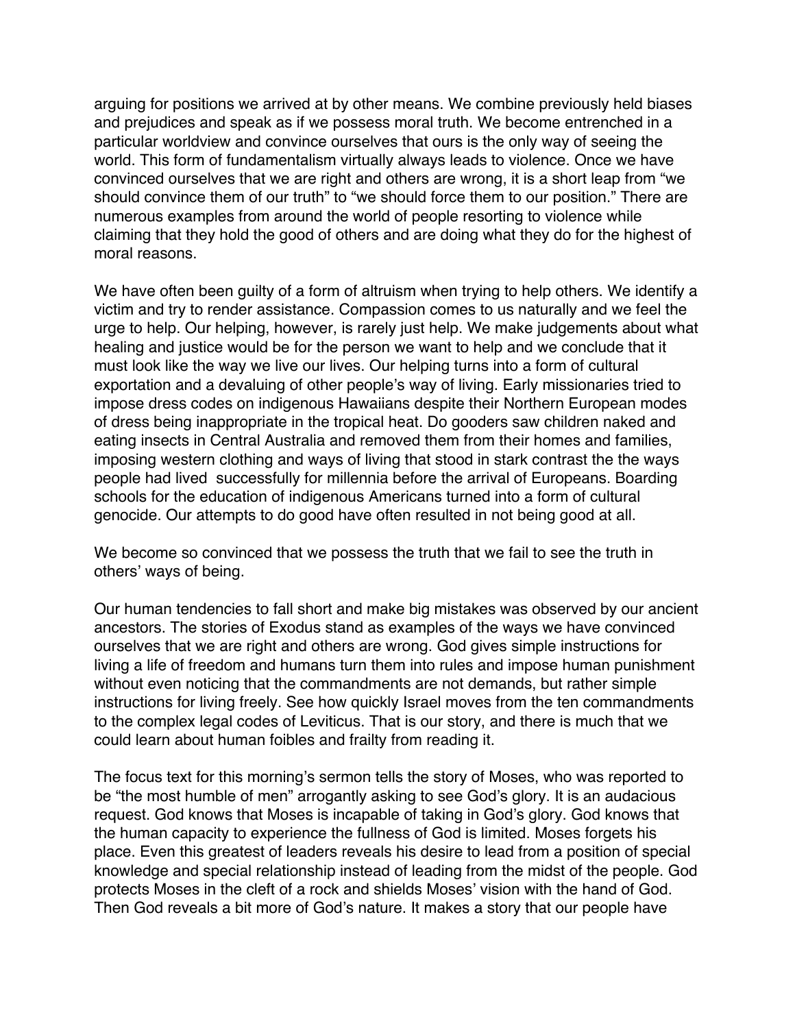arguing for positions we arrived at by other means. We combine previously held biases and prejudices and speak as if we possess moral truth. We become entrenched in a particular worldview and convince ourselves that ours is the only way of seeing the world. This form of fundamentalism virtually always leads to violence. Once we have convinced ourselves that we are right and others are wrong, it is a short leap from "we should convince them of our truth" to "we should force them to our position." There are numerous examples from around the world of people resorting to violence while claiming that they hold the good of others and are doing what they do for the highest of moral reasons.

We have often been guilty of a form of altruism when trying to help others. We identify a victim and try to render assistance. Compassion comes to us naturally and we feel the urge to help. Our helping, however, is rarely just help. We make judgements about what healing and justice would be for the person we want to help and we conclude that it must look like the way we live our lives. Our helping turns into a form of cultural exportation and a devaluing of other people's way of living. Early missionaries tried to impose dress codes on indigenous Hawaiians despite their Northern European modes of dress being inappropriate in the tropical heat. Do gooders saw children naked and eating insects in Central Australia and removed them from their homes and families, imposing western clothing and ways of living that stood in stark contrast the the ways people had lived successfully for millennia before the arrival of Europeans. Boarding schools for the education of indigenous Americans turned into a form of cultural genocide. Our attempts to do good have often resulted in not being good at all.

We become so convinced that we possess the truth that we fail to see the truth in others' ways of being.

Our human tendencies to fall short and make big mistakes was observed by our ancient ancestors. The stories of Exodus stand as examples of the ways we have convinced ourselves that we are right and others are wrong. God gives simple instructions for living a life of freedom and humans turn them into rules and impose human punishment without even noticing that the commandments are not demands, but rather simple instructions for living freely. See how quickly Israel moves from the ten commandments to the complex legal codes of Leviticus. That is our story, and there is much that we could learn about human foibles and frailty from reading it.

The focus text for this morning's sermon tells the story of Moses, who was reported to be "the most humble of men" arrogantly asking to see God's glory. It is an audacious request. God knows that Moses is incapable of taking in God's glory. God knows that the human capacity to experience the fullness of God is limited. Moses forgets his place. Even this greatest of leaders reveals his desire to lead from a position of special knowledge and special relationship instead of leading from the midst of the people. God protects Moses in the cleft of a rock and shields Moses' vision with the hand of God. Then God reveals a bit more of God's nature. It makes a story that our people have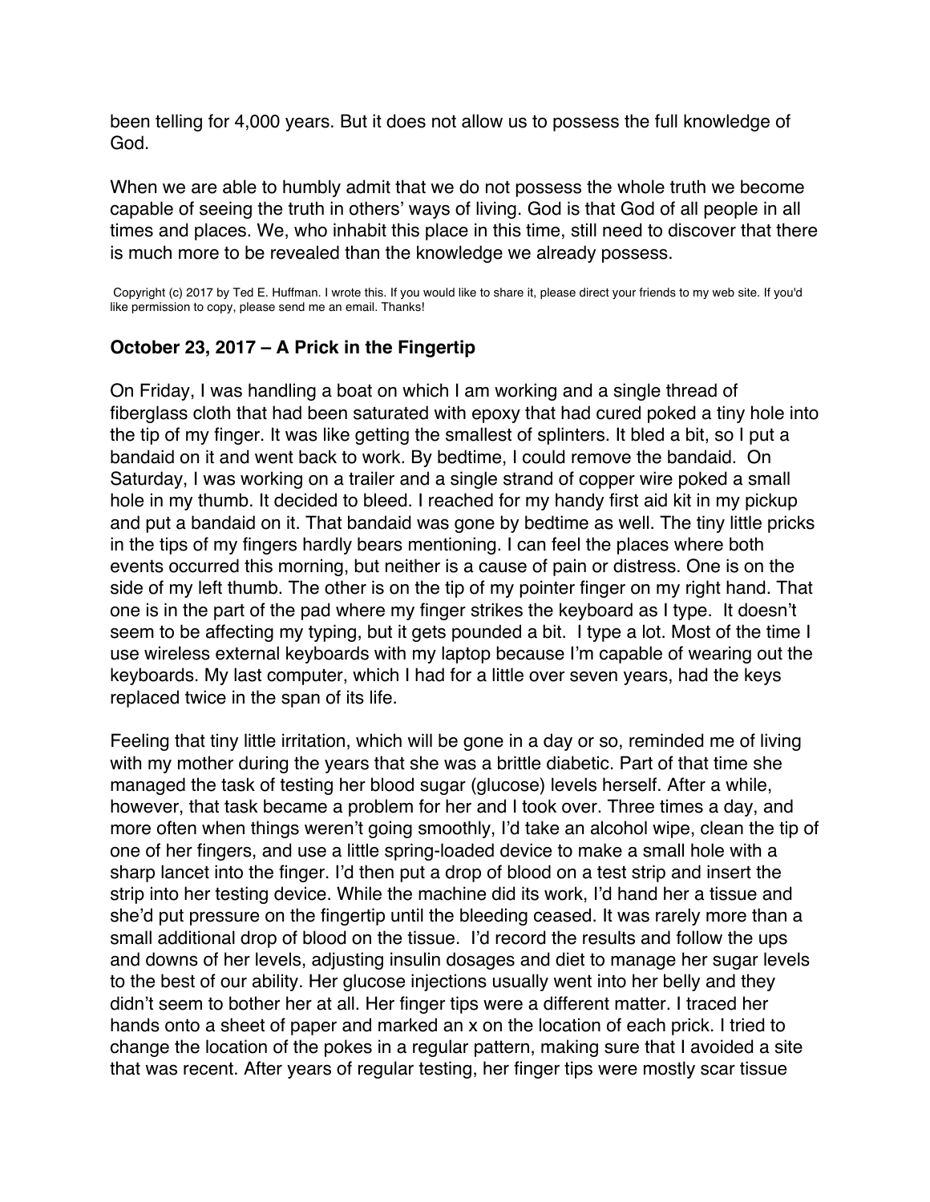been telling for 4,000 years. But it does not allow us to possess the full knowledge of God.

When we are able to humbly admit that we do not possess the whole truth we become capable of seeing the truth in others' ways of living. God is that God of all people in all times and places. We, who inhabit this place in this time, still need to discover that there is much more to be revealed than the knowledge we already possess.

Copyright (c) 2017 by Ted E. Huffman. I wrote this. If you would like to share it, please direct your friends to my web site. If you'd like permission to copy, please send me an email. Thanks!

### October 23, 2017 – A Prick in the Fingertip

On Friday, I was handling a boat on which I am working and a single thread of fiberglass cloth that had been saturated with epoxy that had cured poked a tiny hole into the tip of my finger. It was like getting the smallest of splinters. It bled a bit, so I put a bandaid on it and went back to work. By bedtime, I could remove the bandaid. On Saturday, I was working on a trailer and a single strand of copper wire poked a small hole in my thumb. It decided to bleed. I reached for my handy first aid kit in my pickup and put a bandaid on it. That bandaid was gone by bedtime as well. The tiny little pricks in the tips of my fingers hardly bears mentioning. I can feel the places where both events occurred this morning, but neither is a cause of pain or distress. One is on the side of my left thumb. The other is on the tip of my pointer finger on my right hand. That one is in the part of the pad where my finger strikes the keyboard as I type. It doesn't seem to be affecting my typing, but it gets pounded a bit. I type a lot. Most of the time I use wireless external keyboards with my laptop because I'm capable of wearing out the keyboards. My last computer, which I had for a little over seven years, had the keys replaced twice in the span of its life.

Feeling that tiny little irritation, which will be gone in a day or so, reminded me of living with my mother during the years that she was a brittle diabetic. Part of that time she managed the task of testing her blood sugar (glucose) levels herself. After a while, however, that task became a problem for her and I took over. Three times a day, and more often when things weren't going smoothly, I'd take an alcohol wipe, clean the tip of one of her fingers, and use a little spring-loaded device to make a small hole with a sharp lancet into the finger. I'd then put a drop of blood on a test strip and insert the strip into her testing device. While the machine did its work, I'd hand her a tissue and she'd put pressure on the fingertip until the bleeding ceased. It was rarely more than a small additional drop of blood on the tissue. I'd record the results and follow the ups and downs of her levels, adjusting insulin dosages and diet to manage her sugar levels to the best of our ability. Her glucose injections usually went into her belly and they didn't seem to bother her at all. Her finger tips were a different matter. I traced her hands onto a sheet of paper and marked an x on the location of each prick. I tried to change the location of the pokes in a regular pattern, making sure that I avoided a site that was recent. After years of regular testing, her finger tips were mostly scar tissue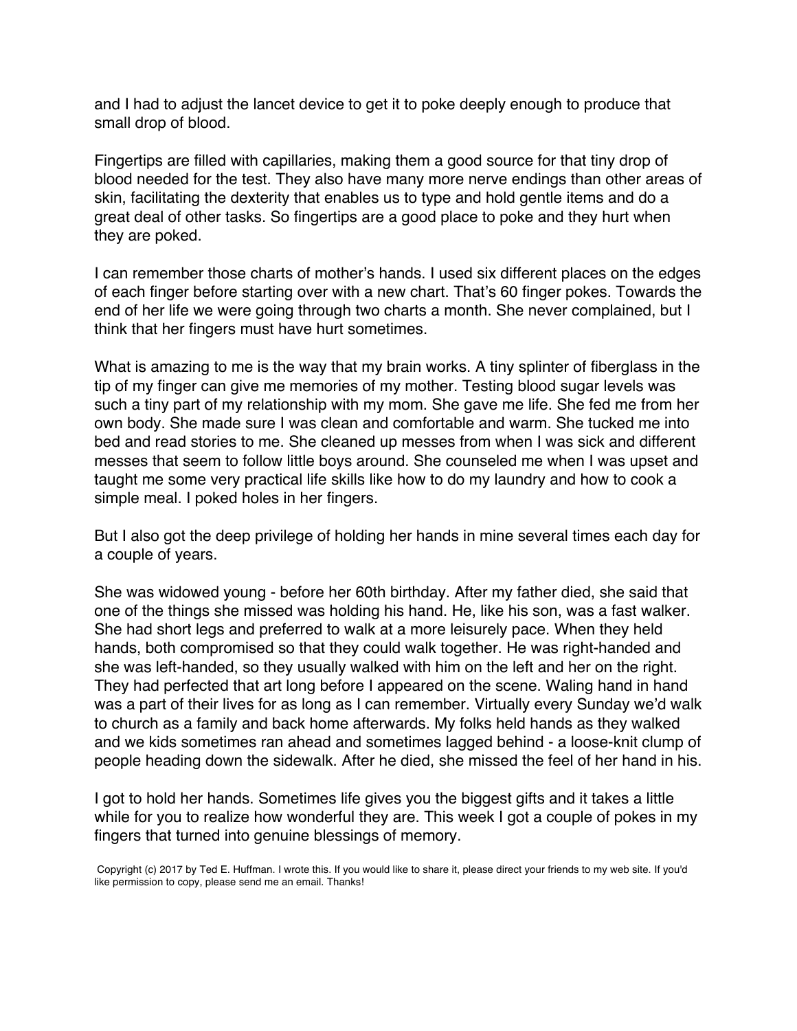and I had to adjust the lancet device to get it to poke deeply enough to produce that small drop of blood.

Fingertips are filled with capillaries, making them a good source for that tiny drop of blood needed for the test. They also have many more nerve endings than other areas of skin, facilitating the dexterity that enables us to type and hold gentle items and do a great deal of other tasks. So fingertips are a good place to poke and they hurt when they are poked.

I can remember those charts of mother's hands. I used six different places on the edges of each finger before starting over with a new chart. That's 60 finger pokes. Towards the end of her life we were going through two charts a month. She never complained, but I think that her fingers must have hurt sometimes.

What is amazing to me is the way that my brain works. A tiny splinter of fiberglass in the tip of my finger can give me memories of my mother. Testing blood sugar levels was such a tiny part of my relationship with my mom. She gave me life. She fed me from her own body. She made sure I was clean and comfortable and warm. She tucked me into bed and read stories to me. She cleaned up messes from when I was sick and different messes that seem to follow little boys around. She counseled me when I was upset and taught me some very practical life skills like how to do my laundry and how to cook a simple meal. I poked holes in her fingers.

But I also got the deep privilege of holding her hands in mine several times each day for a couple of years.

She was widowed young - before her 60th birthday. After my father died, she said that one of the things she missed was holding his hand. He, like his son, was a fast walker. She had short legs and preferred to walk at a more leisurely pace. When they held hands, both compromised so that they could walk together. He was right-handed and she was left-handed, so they usually walked with him on the left and her on the right. They had perfected that art long before I appeared on the scene. Waling hand in hand was a part of their lives for as long as I can remember. Virtually every Sunday we'd walk to church as a family and back home afterwards. My folks held hands as they walked and we kids sometimes ran ahead and sometimes lagged behind - a loose-knit clump of people heading down the sidewalk. After he died, she missed the feel of her hand in his.

I got to hold her hands. Sometimes life gives you the biggest gifts and it takes a little while for you to realize how wonderful they are. This week I got a couple of pokes in my fingers that turned into genuine blessings of memory.

Copyright (c) 2017 by Ted E. Huffman. I wrote this. If you would like to share it, please direct your friends to my web site. If you'd like permission to copy, please send me an email. Thanks!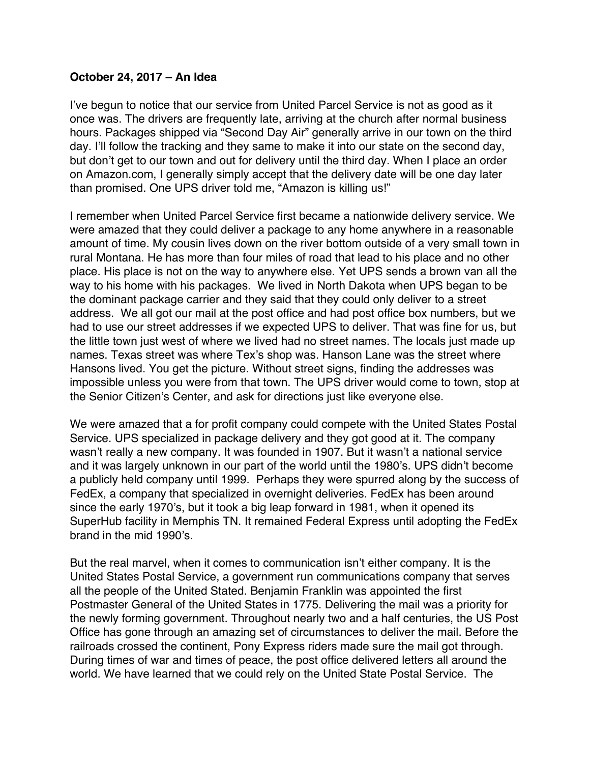**October 24, 2017 – An Idea**

I've begun to notice that our service from United Parcel Service is not as good as it once was. The drivers are frequently late, arriving at the church after normal business hours. Packages shipped via "Second Day Air" generally arrive in our town on the third day. I'll follow the tracking and they same to make it into our state on the second day, but don't get to our town and out for delivery until the third day. When I place an order on Amazon.com, I generally simply accept that the delivery date will be one day later than promised. One UPS driver told me, "Amazon is killing us!"

I remember when United Parcel Service first became a nationwide delivery service. We were amazed that they could deliver a package to any home anywhere in a reasonable amount of time. My cousin lives down on the river bottom outside of a very small town in rural Montana. He has more than four miles of road that lead to his place and no other place. His place is not on the way to anywhere else. Yet UPS sends a brown van all the way to his home with his packages. We lived in North Dakota when UPS began to be the dominant package carrier and they said that they could only deliver to a street address. We all got our mail at the post office and had post office box numbers, but we had to use our street addresses if we expected UPS to deliver. That was fine for us, but the little town just west of where we lived had no street names. The locals just made up names. Texas street was where Tex's shop was. Hanson Lane was the street where Hansons lived. You get the picture. Without street signs, finding the addresses was impossible unless you were from that town. The UPS driver would come to town, stop at the Senior Citizen's Center, and ask for directions just like everyone else.

We were amazed that a for profit company could compete with the United States Postal Service. UPS specialized in package delivery and they got good at it. The company wasn't really a new company. It was founded in 1907. But it wasn't a national service and it was largely unknown in our part of the world until the 1980's. UPS didn't become a publicly held company until 1999. Perhaps they were spurred along by the success of FedEx, a company that specialized in overnight deliveries. FedEx has been around since the early 1970's, but it took a big leap forward in 1981, when it opened its SuperHub facility in Memphis TN. It remained Federal Express until adopting the FedEx brand in the mid 1990's.

But the real marvel, when it comes to communication isn't either company. It is the United States Postal Service, a government run communications company that serves all the people of the United Stated. Benjamin Franklin was appointed the first Postmaster General of the United States in 1775. Delivering the mail was a priority for the newly forming government. Throughout nearly two and a half centuries, the US Post Office has gone through an amazing set of circumstances to deliver the mail. Before the railroads crossed the continent, Pony Express riders made sure the mail got through. During times of war and times of peace, the post office delivered letters all around the world. We have learned that we could rely on the United State Postal Service. The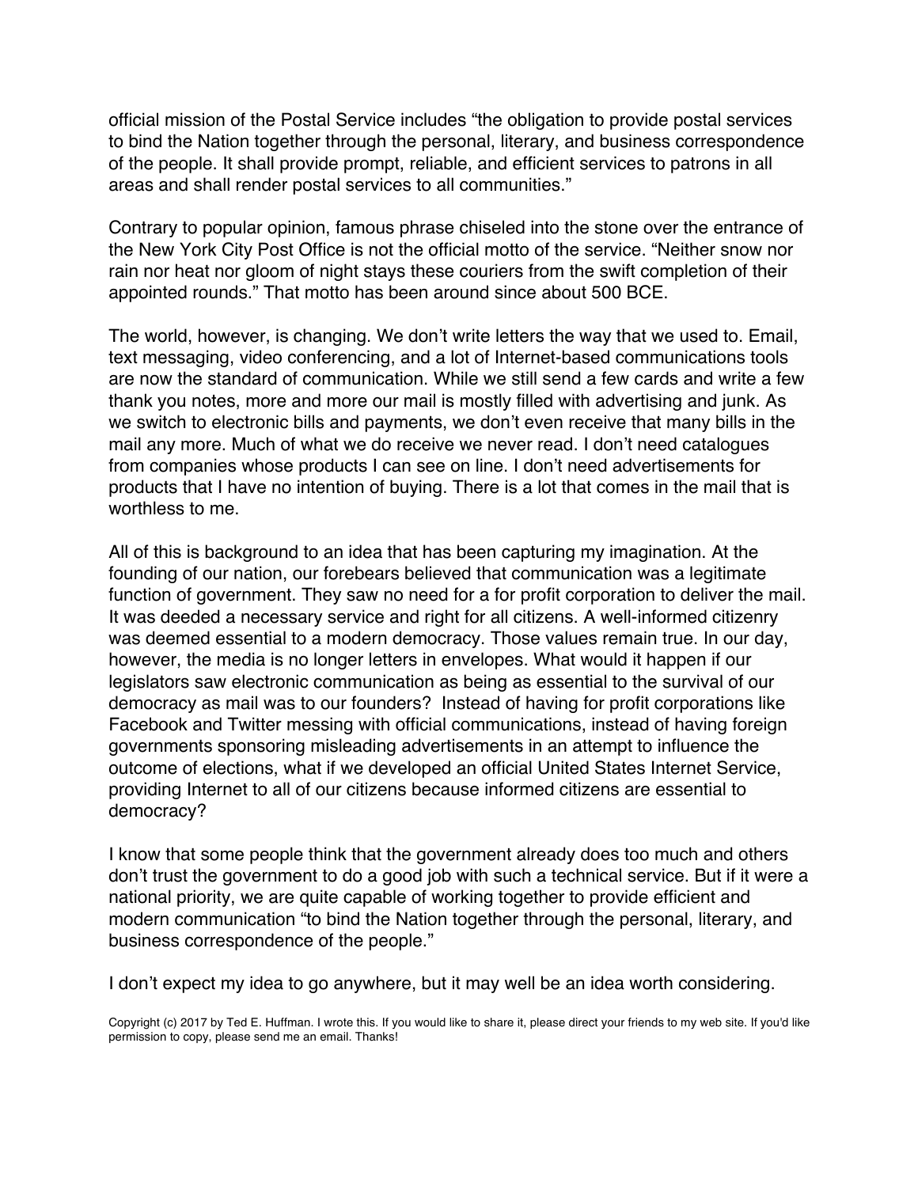official mission of the Postal Service includes "the obligation to provide postal services to bind the Nation together through the personal, literary, and business correspondence of the people. It shall provide prompt, reliable, and efficient services to patrons in all areas and shall render postal services to all communities."

Contrary to popular opinion, famous phrase chiseled into the stone over the entrance of the New York City Post Office is not the official motto of the service. "Neither snow nor rain nor heat nor gloom of night stays these couriers from the swift completion of their appointed rounds." That motto has been around since about 500 BCE.

The world, however, is changing. We don't write letters the way that we used to. Email, text messaging, video conferencing, and a lot of Internet-based communications tools are now the standard of communication. While we still send a few cards and write a few thank you notes, more and more our mail is mostly filled with advertising and junk. As we switch to electronic bills and payments, we don't even receive that many bills in the mail any more. Much of what we do receive we never read. I don't need catalogues from companies whose products I can see on line. I don't need advertisements for products that I have no intention of buying. There is a lot that comes in the mail that is worthless to me.

All of this is background to an idea that has been capturing my imagination. At the founding of our nation, our forebears believed that communication was a legitimate function of government. They saw no need for a for profit corporation to deliver the mail. It was deeded a necessary service and right for all citizens. A well-informed citizenry was deemed essential to a modern democracy. Those values remain true. In our day, however, the media is no longer letters in envelopes. What would it happen if our legislators saw electronic communication as being as essential to the survival of our democracy as mail was to our founders? Instead of having for profit corporations like Facebook and Twitter messing with official communications, instead of having foreign governments sponsoring misleading advertisements in an attempt to influence the outcome of elections, what if we developed an official United States Internet Service, providing Internet to all of our citizens because informed citizens are essential to democracy?

I know that some people think that the government already does too much and others don't trust the government to do a good job with such a technical service. But if it were a national priority, we are quite capable of working together to provide efficient and modern communication "to bind the Nation together through the personal, literary, and business correspondence of the people."

I don't expect my idea to go anywhere, but it may well be an idea worth considering.

Copyright (c) 2017 by Ted E. Huffman. I wrote this. If you would like to share it, please direct your friends to my web site. If you'd like permission to copy, please send me an email. Thanks!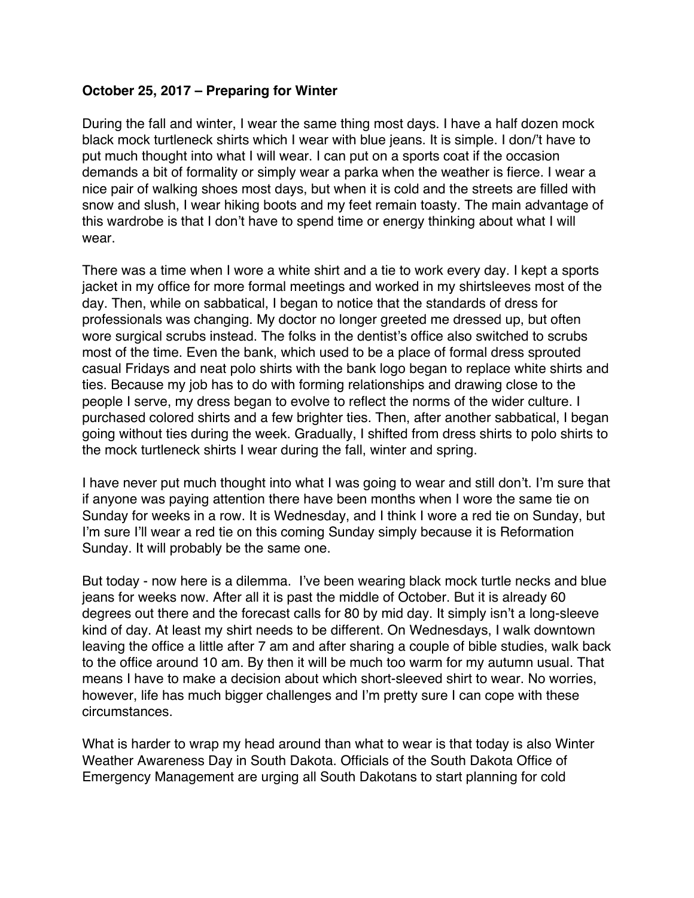**October 25, 2017 – Preparing for Winter**

During the fall and winter, I wear the same thing most days. I have a half dozen mock black mock turtleneck shirts which I wear with blue jeans. It is simple. I don/'t have to put much thought into what I will wear. I can put on a sports coat if the occasion demands a bit of formality or simply wear a parka when the weather is fierce. I wear a nice pair of walking shoes most days, but when it is cold and the streets are filled with snow and slush, I wear hiking boots and my feet remain toasty. The main advantage of this wardrobe is that I don't have to spend time or energy thinking about what I will wear.

There was a time when I wore a white shirt and a tie to work every day. I kept a sports jacket in my office for more formal meetings and worked in my shirtsleeves most of the day. Then, while on sabbatical, I began to notice that the standards of dress for professionals was changing. My doctor no longer greeted me dressed up, but often wore surgical scrubs instead. The folks in the dentist's office also switched to scrubs most of the time. Even the bank, which used to be a place of formal dress sprouted casual Fridays and neat polo shirts with the bank logo began to replace white shirts and ties. Because my job has to do with forming relationships and drawing close to the people I serve, my dress began to evolve to reflect the norms of the wider culture. I purchased colored shirts and a few brighter ties. Then, after another sabbatical, I began going without ties during the week. Gradually, I shifted from dress shirts to polo shirts to the mock turtleneck shirts I wear during the fall, winter and spring.

I have never put much thought into what I was going to wear and still don't. I'm sure that if anyone was paying attention there have been months when I wore the same tie on Sunday for weeks in a row. It is Wednesday, and I think I wore a red tie on Sunday, but I'm sure I'll wear a red tie on this coming Sunday simply because it is Reformation Sunday. It will probably be the same one.

But today - now here is a dilemma. I've been wearing black mock turtle necks and blue jeans for weeks now. After all it is past the middle of October. But it is already 60 degrees out there and the forecast calls for 80 by mid day. It simply isn't a long-sleeve kind of day. At least my shirt needs to be different. On Wednesdays, I walk downtown leaving the office a little after 7 am and after sharing a couple of bible studies, walk back to the office around 10 am. By then it will be much too warm for my autumn usual. That means I have to make a decision about which short-sleeved shirt to wear. No worries, however, life has much bigger challenges and I'm pretty sure I can cope with these circumstances.

What is harder to wrap my head around than what to wear is that today is also Winter Weather Awareness Day in South Dakota. Officials of the South Dakota Office of Emergency Management are urging all South Dakotans to start planning for cold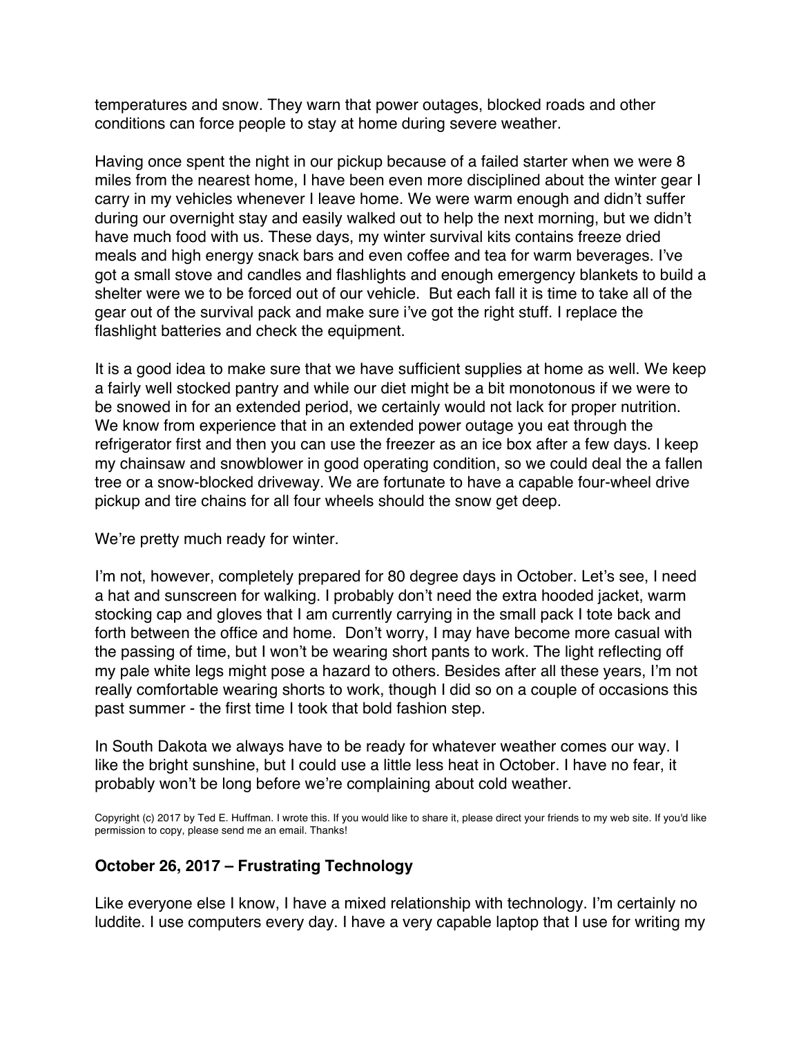temperatures and snow. They warn that power outages, blocked roads and other conditions can force people to stay at home during severe weather.

Having once spent the night in our pickup because of a failed starter when we were 8 miles from the nearest home, I have been even more disciplined about the winter gear I carry in my vehicles whenever I leave home. We were warm enough and didn't suffer during our overnight stay and easily walked out to help the next morning, but we didn't have much food with us. These days, my winter survival kits contains freeze dried meals and high energy snack bars and even coffee and tea for warm beverages. I've got a small stove and candles and flashlights and enough emergency blankets to build a shelter were we to be forced out of our vehicle. But each fall it is time to take all of the gear out of the survival pack and make sure i've got the right stuff. I replace the flashlight batteries and check the equipment.

It is a good idea to make sure that we have sufficient supplies at home as well. We keep a fairly well stocked pantry and while our diet might be a bit monotonous if we were to be snowed in for an extended period, we certainly would not lack for proper nutrition. We know from experience that in an extended power outage you eat through the refrigerator first and then you can use the freezer as an ice box after a few days. I keep my chainsaw and snowblower in good operating condition, so we could deal the a fallen tree or a snow-blocked driveway. We are fortunate to have a capable four-wheel drive pickup and tire chains for all four wheels should the snow get deep.

We're pretty much ready for winter.

I'm not, however, completely prepared for 80 degree days in October. Let's see, I need a hat and sunscreen for walking. I probably don't need the extra hooded jacket, warm stocking cap and gloves that I am currently carrying in the small pack I tote back and forth between the office and home. Don't worry, I may have become more casual with the passing of time, but I won't be wearing short pants to work. The light reflecting off my pale white legs might pose a hazard to others. Besides after all these years, I'm not really comfortable wearing shorts to work, though I did so on a couple of occasions this past summer - the first time I took that bold fashion step.

In South Dakota we always have to be ready for whatever weather comes our way. I like the bright sunshine, but I could use a little less heat in October. I have no fear, it probably won't be long before we're complaining about cold weather.

Copyright (c) 2017 by Ted E. Huffman. I wrote this. If you would like to share it, please direct your friends to my web site. If you'd like permission to copy, please send me an email. Thanks!

## October 26, 2017 – Frustrating Technology

Like everyone else I know, I have a mixed relationship with technology. I'm certainly no luddite. I use computers every day. I have a very capable laptop that I use for writing my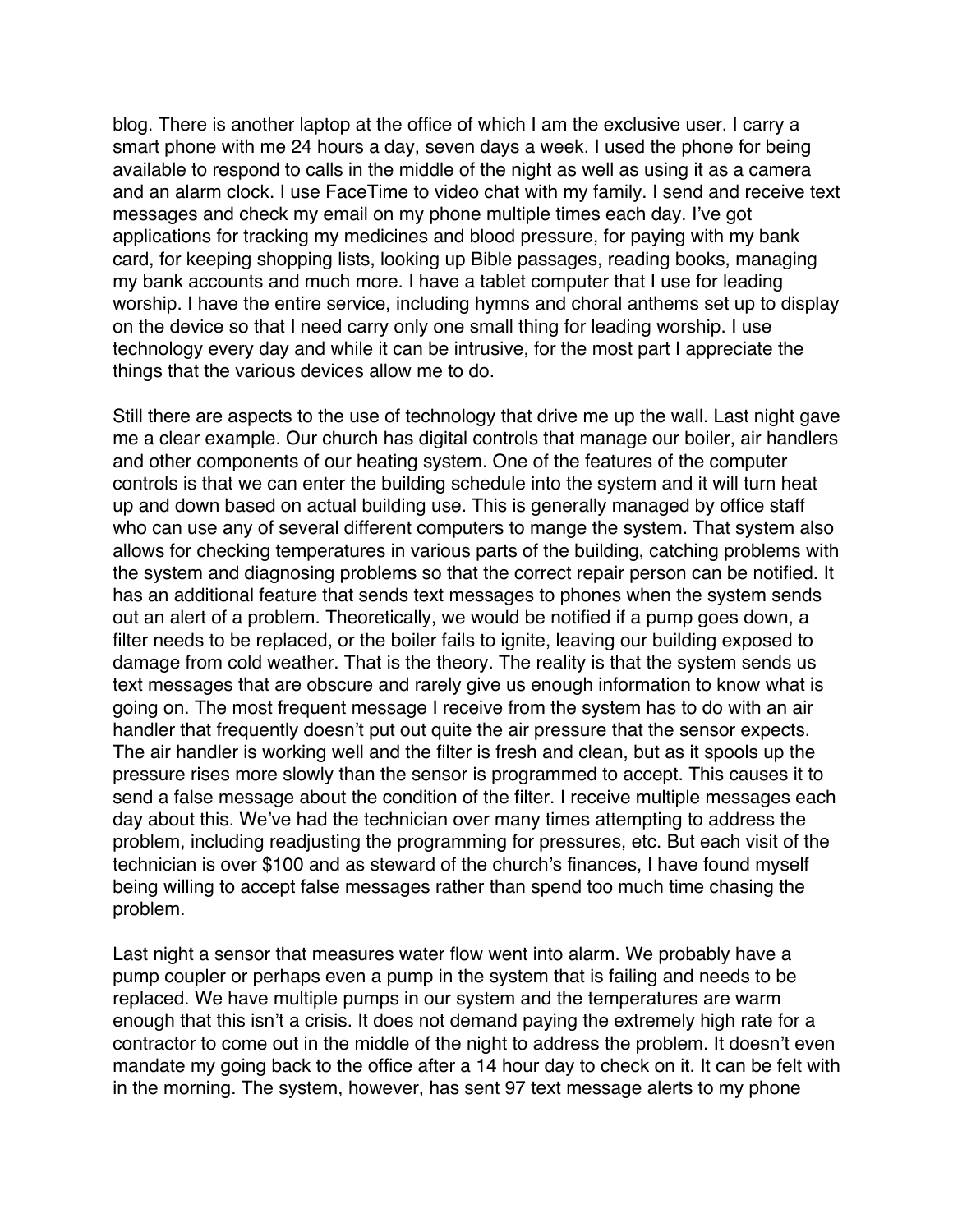blog. There is another laptop at the office of which I am the exclusive user. I carry a smart phone with me 24 hours a day, seven days a week. I used the phone for being available to respond to calls in the middle of the night as well as using it as a camera and an alarm clock. I use FaceTime to video chat with my family. I send and receive text messages and check my email on my phone multiple times each day. I've got applications for tracking my medicines and blood pressure, for paying with my bank card, for keeping shopping lists, looking up Bible passages, reading books, managing my bank accounts and much more. I have a tablet computer that I use for leading worship. I have the entire service, including hymns and choral anthems set up to display on the device so that I need carry only one small thing for leading worship. I use technology every day and while it can be intrusive, for the most part I appreciate the things that the various devices allow me to do.

Still there are aspects to the use of technology that drive me up the wall. Last night gave me a clear example. Our church has digital controls that manage our boiler, air handlers and other components of our heating system. One of the features of the computer controls is that we can enter the building schedule into the system and it will turn heat up and down based on actual building use. This is generally managed by office staff who can use any of several different computers to mange the system. That system also allows for checking temperatures in various parts of the building, catching problems with the system and diagnosing problems so that the correct repair person can be notified. It has an additional feature that sends text messages to phones when the system sends out an alert of a problem. Theoretically, we would be notified if a pump goes down, a filter needs to be replaced, or the boiler fails to ignite, leaving our building exposed to damage from cold weather. That is the theory. The reality is that the system sends us text messages that are obscure and rarely give us enough information to know what is going on. The most frequent message I receive from the system has to do with an air handler that frequently doesn't put out quite the air pressure that the sensor expects. The air handler is working well and the filter is fresh and clean, but as it spools up the pressure rises more slowly than the sensor is programmed to accept. This causes it to send a false message about the condition of the filter. I receive multiple messages each day about this. We've had the technician over many times attempting to address the problem, including readjusting the programming for pressures, etc. But each visit of the technician is over $100 and as steward of the church's finances, I have found myself being willing to accept false messages rather than spend too much time chasing the problem.

Last night a sensor that measures water flow went into alarm. We probably have a pump coupler or perhaps even a pump in the system that is failing and needs to be replaced. We have multiple pumps in our system and the temperatures are warm enough that this isn't a crisis. It does not demand paying the extremely high rate for a contractor to come out in the middle of the night to address the problem. It doesn't even mandate my going back to the office after a 14 hour day to check on it. It can be felt with in the morning. The system, however, has sent 97 text message alerts to my phone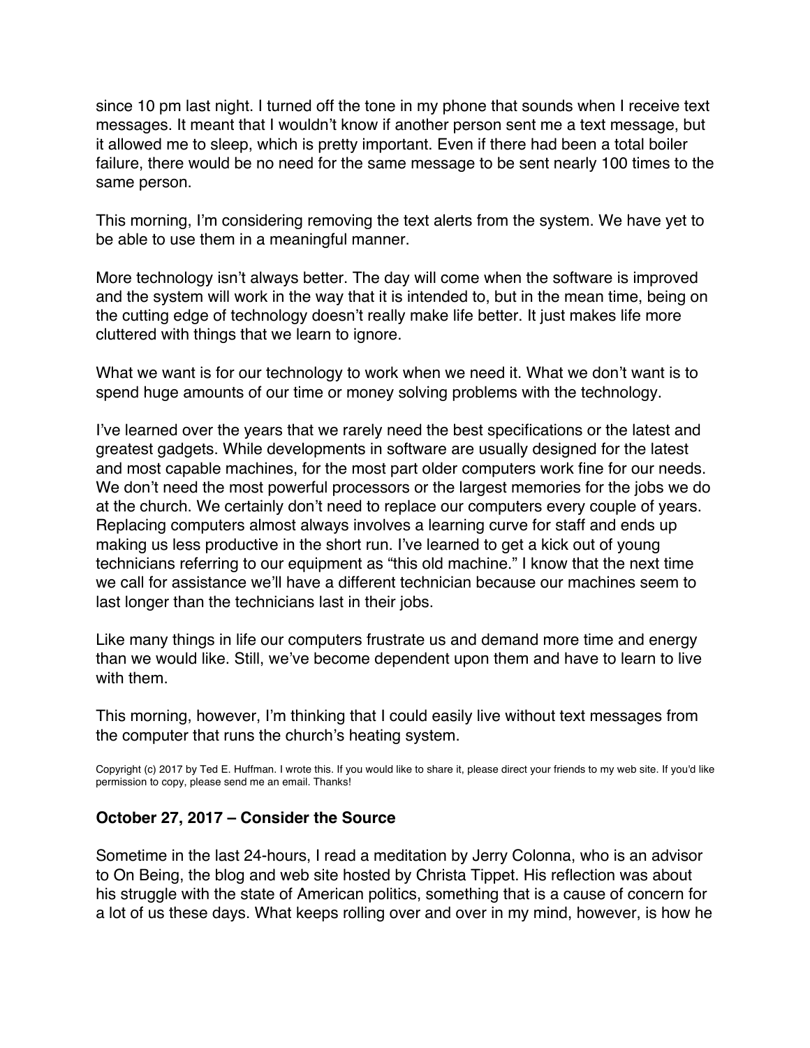since 10 pm last night. I turned off the tone in my phone that sounds when I receive text messages. It meant that I wouldn't know if another person sent me a text message, but it allowed me to sleep, which is pretty important. Even if there had been a total boiler failure, there would be no need for the same message to be sent nearly 100 times to the same person.

This morning, I'm considering removing the text alerts from the system. We have yet to be able to use them in a meaningful manner.

More technology isn't always better. The day will come when the software is improved and the system will work in the way that it is intended to, but in the mean time, being on the cutting edge of technology doesn't really make life better. It just makes life more cluttered with things that we learn to ignore.

What we want is for our technology to work when we need it. What we don't want is to spend huge amounts of our time or money solving problems with the technology.

I've learned over the years that we rarely need the best specifications or the latest and greatest gadgets. While developments in software are usually designed for the latest and most capable machines, for the most part older computers work fine for our needs. We don't need the most powerful processors or the largest memories for the jobs we do at the church. We certainly don't need to replace our computers every couple of years. Replacing computers almost always involves a learning curve for staff and ends up making us less productive in the short run. I've learned to get a kick out of young technicians referring to our equipment as "this old machine." I know that the next time we call for assistance we'll have a different technician because our machines seem to last longer than the technicians last in their jobs.

Like many things in life our computers frustrate us and demand more time and energy than we would like. Still, we've become dependent upon them and have to learn to live with them.

This morning, however, I'm thinking that I could easily live without text messages from the computer that runs the church's heating system.

Copyright (c) 2017 by Ted E. Huffman. I wrote this. If you would like to share it, please direct your friends to my web site. If you'd like permission to copy, please send me an email. Thanks!

### October 27, 2017 – Consider the Source

Sometime in the last 24-hours, I read a meditation by Jerry Colonna, who is an advisor to On Being, the blog and web site hosted by Christa Tippet. His reflection was about his struggle with the state of American politics, something that is a cause of concern for a lot of us these days. What keeps rolling over and over in my mind, however, is how he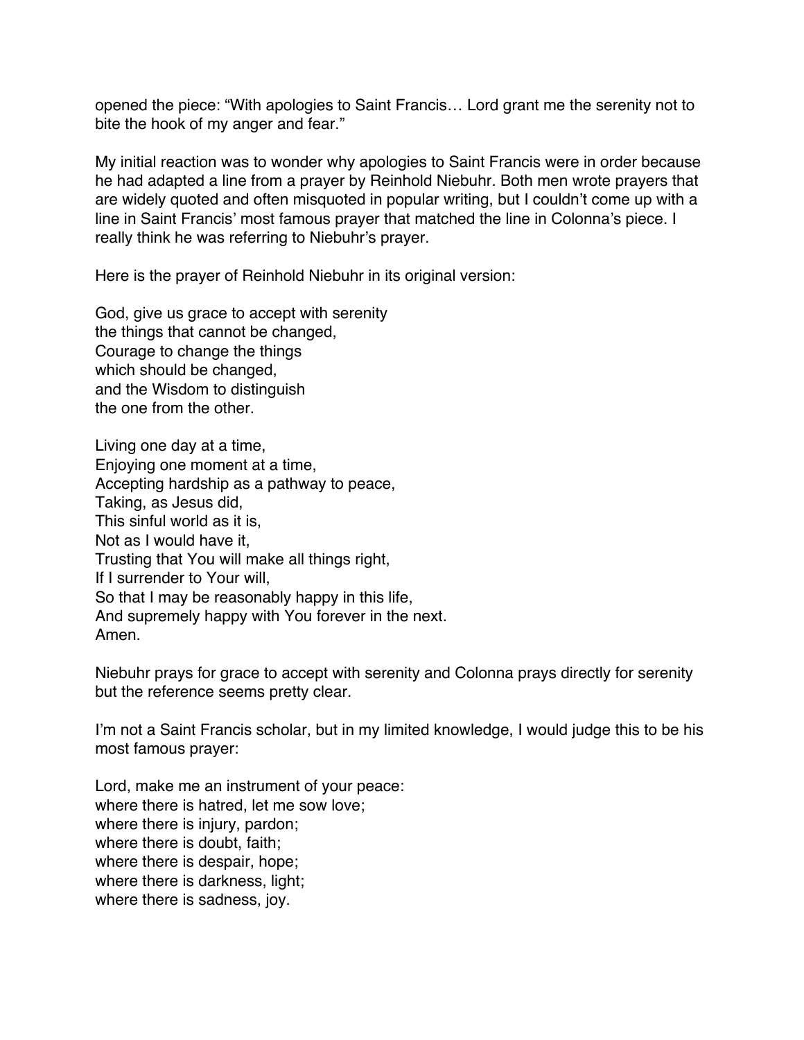opened the piece: “With apologies to Saint Francis… Lord grant me the serenity not to bite the hook of my anger and fear.”

My initial reaction was to wonder why apologies to Saint Francis were in order because he had adapted a line from a prayer by Reinhold Niebuhr. Both men wrote prayers that are widely quoted and often misquoted in popular writing, but I couldn’t come up with a line in Saint Francis’ most famous prayer that matched the line in Colonna’s piece. I really think he was referring to Niebuhr’s prayer.

Here is the prayer of Reinhold Niebuhr in its original version:

God, give us grace to accept with serenity  
the things that cannot be changed,  
Courage to change the things  
which should be changed,  
and the Wisdom to distinguish  
the one from the other.

Living one day at a time,  
Enjoying one moment at a time,  
Accepting hardship as a pathway to peace,  
Taking, as Jesus did,  
This sinful world as it is,  
Not as I would have it,  
Trusting that You will make all things right,  
If I surrender to Your will,  
So that I may be reasonably happy in this life,  
And supremely happy with You forever in the next.  
Amen.

Niebuhr prays for grace to accept with serenity and Colonna prays directly for serenity but the reference seems pretty clear.

I’m not a Saint Francis scholar, but in my limited knowledge, I would judge this to be his most famous prayer:

Lord, make me an instrument of your peace:  
where there is hatred, let me sow love;  
where there is injury, pardon;  
where there is doubt, faith;  
where there is despair, hope;  
where there is darkness, light;  
where there is sadness, joy.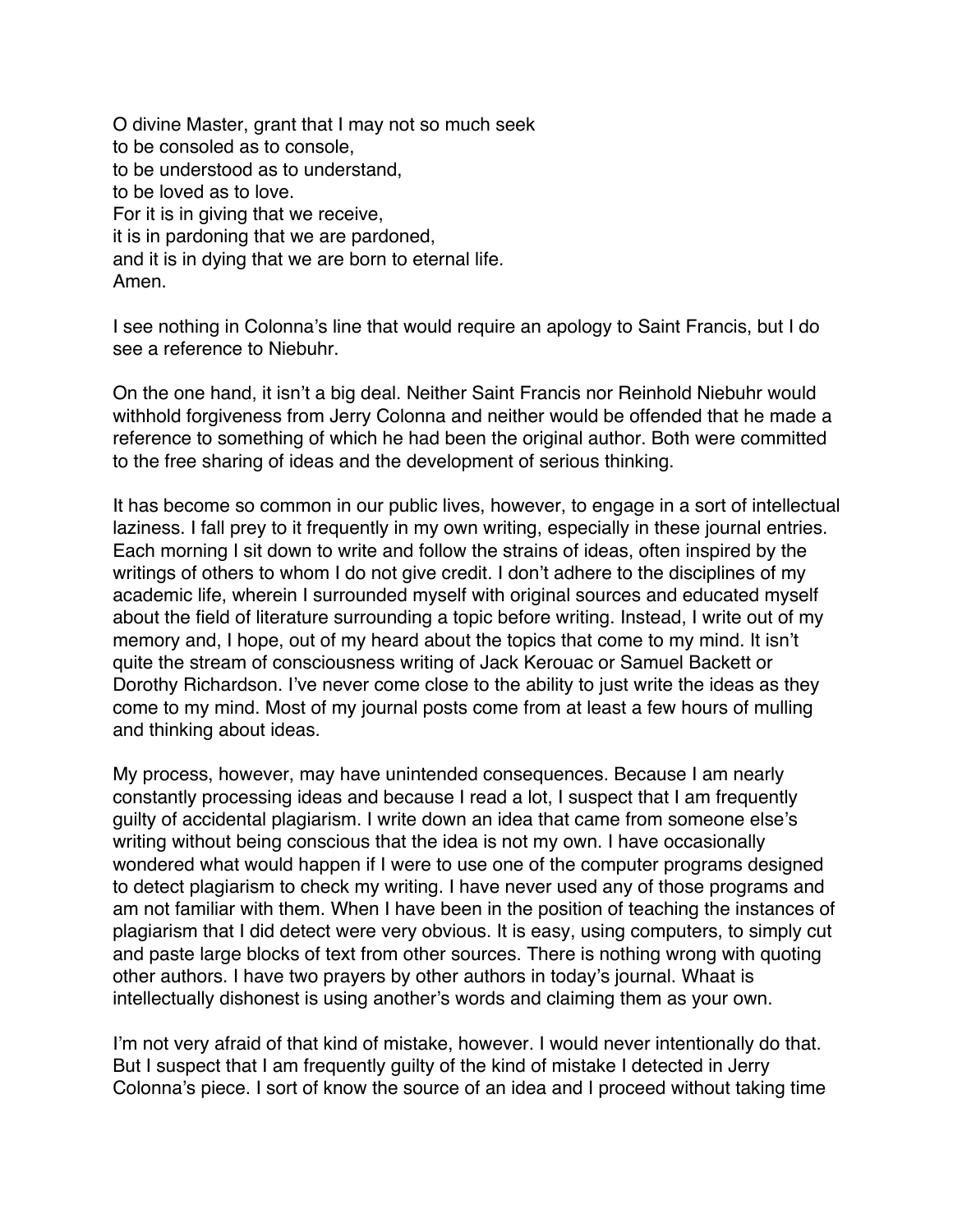O divine Master, grant that I may not so much seek
to be consoled as to console,
to be understood as to understand,
to be loved as to love.
For it is in giving that we receive,
it is in pardoning that we are pardoned,
and it is in dying that we are born to eternal life.
Amen.

I see nothing in Colonna's line that would require an apology to Saint Francis, but I do see a reference to Niebuhr.

On the one hand, it isn't a big deal. Neither Saint Francis nor Reinhold Niebuhr would withhold forgiveness from Jerry Colonna and neither would be offended that he made a reference to something of which he had been the original author. Both were committed to the free sharing of ideas and the development of serious thinking.

It has become so common in our public lives, however, to engage in a sort of intellectual laziness. I fall prey to it frequently in my own writing, especially in these journal entries. Each morning I sit down to write and follow the strains of ideas, often inspired by the writings of others to whom I do not give credit. I don't adhere to the disciplines of my academic life, wherein I surrounded myself with original sources and educated myself about the field of literature surrounding a topic before writing. Instead, I write out of my memory and, I hope, out of my heard about the topics that come to my mind. It isn't quite the stream of consciousness writing of Jack Kerouac or Samuel Backett or Dorothy Richardson. I've never come close to the ability to just write the ideas as they come to my mind. Most of my journal posts come from at least a few hours of mulling and thinking about ideas.

My process, however, may have unintended consequences. Because I am nearly constantly processing ideas and because I read a lot, I suspect that I am frequently guilty of accidental plagiarism. I write down an idea that came from someone else's writing without being conscious that the idea is not my own. I have occasionally wondered what would happen if I were to use one of the computer programs designed to detect plagiarism to check my writing. I have never used any of those programs and am not familiar with them. When I have been in the position of teaching the instances of plagiarism that I did detect were very obvious. It is easy, using computers, to simply cut and paste large blocks of text from other sources. There is nothing wrong with quoting other authors. I have two prayers by other authors in today's journal. Whaat is intellectually dishonest is using another's words and claiming them as your own.

I'm not very afraid of that kind of mistake, however. I would never intentionally do that. But I suspect that I am frequently guilty of the kind of mistake I detected in Jerry Colonna's piece. I sort of know the source of an idea and I proceed without taking time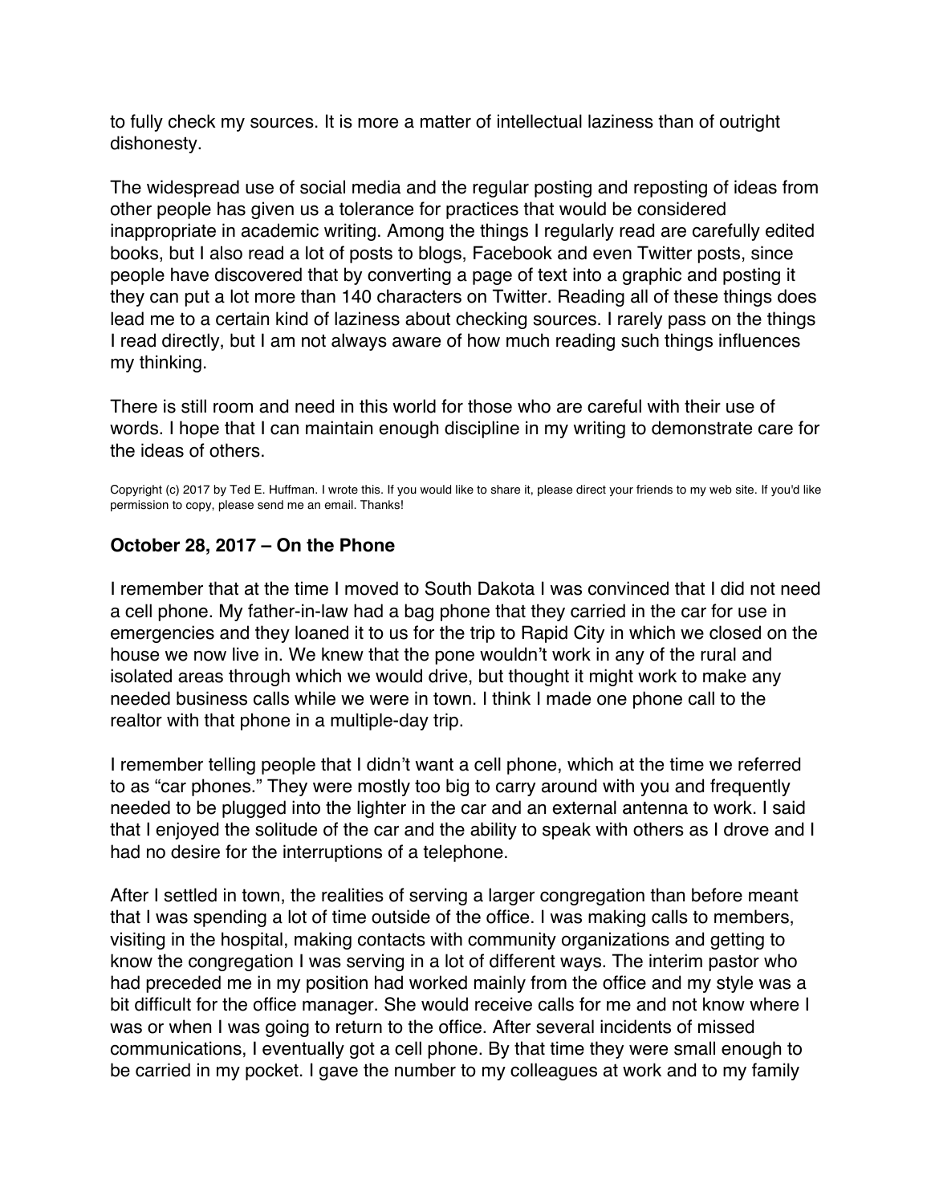to fully check my sources. It is more a matter of intellectual laziness than of outright dishonesty.

The widespread use of social media and the regular posting and reposting of ideas from other people has given us a tolerance for practices that would be considered inappropriate in academic writing. Among the things I regularly read are carefully edited books, but I also read a lot of posts to blogs, Facebook and even Twitter posts, since people have discovered that by converting a page of text into a graphic and posting it they can put a lot more than 140 characters on Twitter. Reading all of these things does lead me to a certain kind of laziness about checking sources. I rarely pass on the things I read directly, but I am not always aware of how much reading such things influences my thinking.

There is still room and need in this world for those who are careful with their use of words. I hope that I can maintain enough discipline in my writing to demonstrate care for the ideas of others.

Copyright (c) 2017 by Ted E. Huffman. I wrote this. If you would like to share it, please direct your friends to my web site. If you'd like permission to copy, please send me an email. Thanks!

### October 28, 2017 – On the Phone

I remember that at the time I moved to South Dakota I was convinced that I did not need a cell phone. My father-in-law had a bag phone that they carried in the car for use in emergencies and they loaned it to us for the trip to Rapid City in which we closed on the house we now live in. We knew that the pone wouldn't work in any of the rural and isolated areas through which we would drive, but thought it might work to make any needed business calls while we were in town. I think I made one phone call to the realtor with that phone in a multiple-day trip.

I remember telling people that I didn't want a cell phone, which at the time we referred to as "car phones." They were mostly too big to carry around with you and frequently needed to be plugged into the lighter in the car and an external antenna to work. I said that I enjoyed the solitude of the car and the ability to speak with others as I drove and I had no desire for the interruptions of a telephone.

After I settled in town, the realities of serving a larger congregation than before meant that I was spending a lot of time outside of the office. I was making calls to members, visiting in the hospital, making contacts with community organizations and getting to know the congregation I was serving in a lot of different ways. The interim pastor who had preceded me in my position had worked mainly from the office and my style was a bit difficult for the office manager. She would receive calls for me and not know where I was or when I was going to return to the office. After several incidents of missed communications, I eventually got a cell phone. By that time they were small enough to be carried in my pocket. I gave the number to my colleagues at work and to my family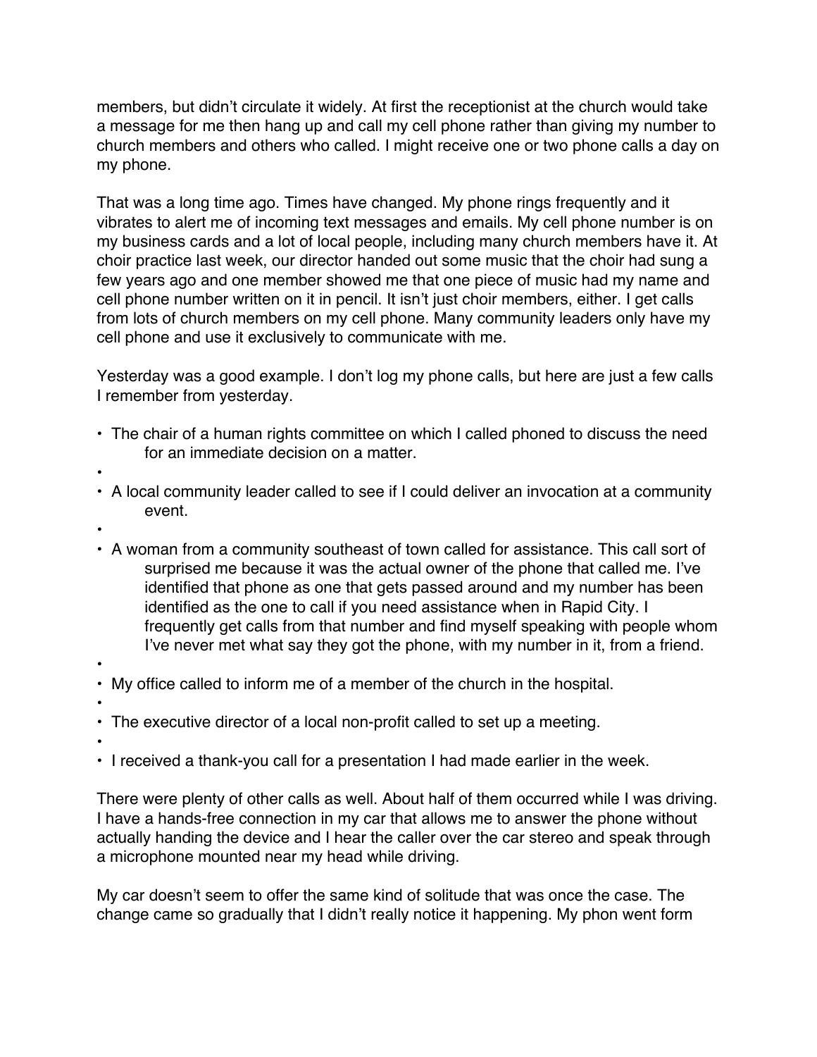members, but didn't circulate it widely. At first the receptionist at the church would take a message for me then hang up and call my cell phone rather than giving my number to church members and others who called. I might receive one or two phone calls a day on my phone.

That was a long time ago. Times have changed. My phone rings frequently and it vibrates to alert me of incoming text messages and emails. My cell phone number is on my business cards and a lot of local people, including many church members have it. At choir practice last week, our director handed out some music that the choir had sung a few years ago and one member showed me that one piece of music had my name and cell phone number written on it in pencil. It isn't just choir members, either. I get calls from lots of church members on my cell phone. Many community leaders only have my cell phone and use it exclusively to communicate with me.

Yesterday was a good example. I don't log my phone calls, but here are just a few calls I remember from yesterday.

- The chair of a human rights committee on which I called phoned to discuss the need for an immediate decision on a matter.
- A local community leader called to see if I could deliver an invocation at a community event.
- A woman from a community southeast of town called for assistance. This call sort of surprised me because it was the actual owner of the phone that called me. I've identified that phone as one that gets passed around and my number has been identified as the one to call if you need assistance when in Rapid City. I frequently get calls from that number and find myself speaking with people whom I've never met what say they got the phone, with my number in it, from a friend.
- My office called to inform me of a member of the church in the hospital.
- The executive director of a local non-profit called to set up a meeting.
- I received a thank-you call for a presentation I had made earlier in the week.

There were plenty of other calls as well. About half of them occurred while I was driving. I have a hands-free connection in my car that allows me to answer the phone without actually handing the device and I hear the caller over the car stereo and speak through a microphone mounted near my head while driving.

My car doesn't seem to offer the same kind of solitude that was once the case. The change came so gradually that I didn't really notice it happening. My phon went form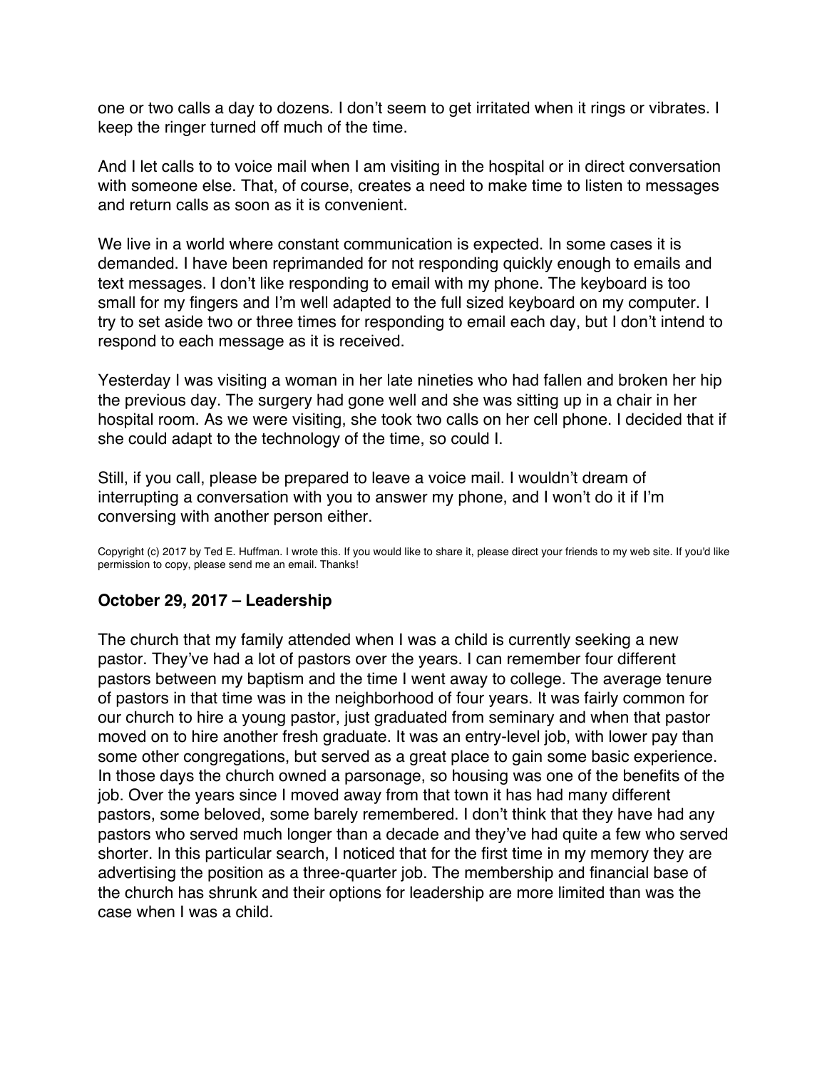one or two calls a day to dozens. I don't seem to get irritated when it rings or vibrates. I keep the ringer turned off much of the time.

And I let calls to to voice mail when I am visiting in the hospital or in direct conversation with someone else. That, of course, creates a need to make time to listen to messages and return calls as soon as it is convenient.

We live in a world where constant communication is expected. In some cases it is demanded. I have been reprimanded for not responding quickly enough to emails and text messages. I don't like responding to email with my phone. The keyboard is too small for my fingers and I'm well adapted to the full sized keyboard on my computer. I try to set aside two or three times for responding to email each day, but I don't intend to respond to each message as it is received.

Yesterday I was visiting a woman in her late nineties who had fallen and broken her hip the previous day. The surgery had gone well and she was sitting up in a chair in her hospital room. As we were visiting, she took two calls on her cell phone. I decided that if she could adapt to the technology of the time, so could I.

Still, if you call, please be prepared to leave a voice mail. I wouldn't dream of interrupting a conversation with you to answer my phone, and I won't do it if I'm conversing with another person either.

Copyright (c) 2017 by Ted E. Huffman. I wrote this. If you would like to share it, please direct your friends to my web site. If you'd like permission to copy, please send me an email. Thanks!

### October 29, 2017 – Leadership

The church that my family attended when I was a child is currently seeking a new pastor. They've had a lot of pastors over the years. I can remember four different pastors between my baptism and the time I went away to college. The average tenure of pastors in that time was in the neighborhood of four years. It was fairly common for our church to hire a young pastor, just graduated from seminary and when that pastor moved on to hire another fresh graduate. It was an entry-level job, with lower pay than some other congregations, but served as a great place to gain some basic experience. In those days the church owned a parsonage, so housing was one of the benefits of the job. Over the years since I moved away from that town it has had many different pastors, some beloved, some barely remembered. I don't think that they have had any pastors who served much longer than a decade and they've had quite a few who served shorter. In this particular search, I noticed that for the first time in my memory they are advertising the position as a three-quarter job. The membership and financial base of the church has shrunk and their options for leadership are more limited than was the case when I was a child.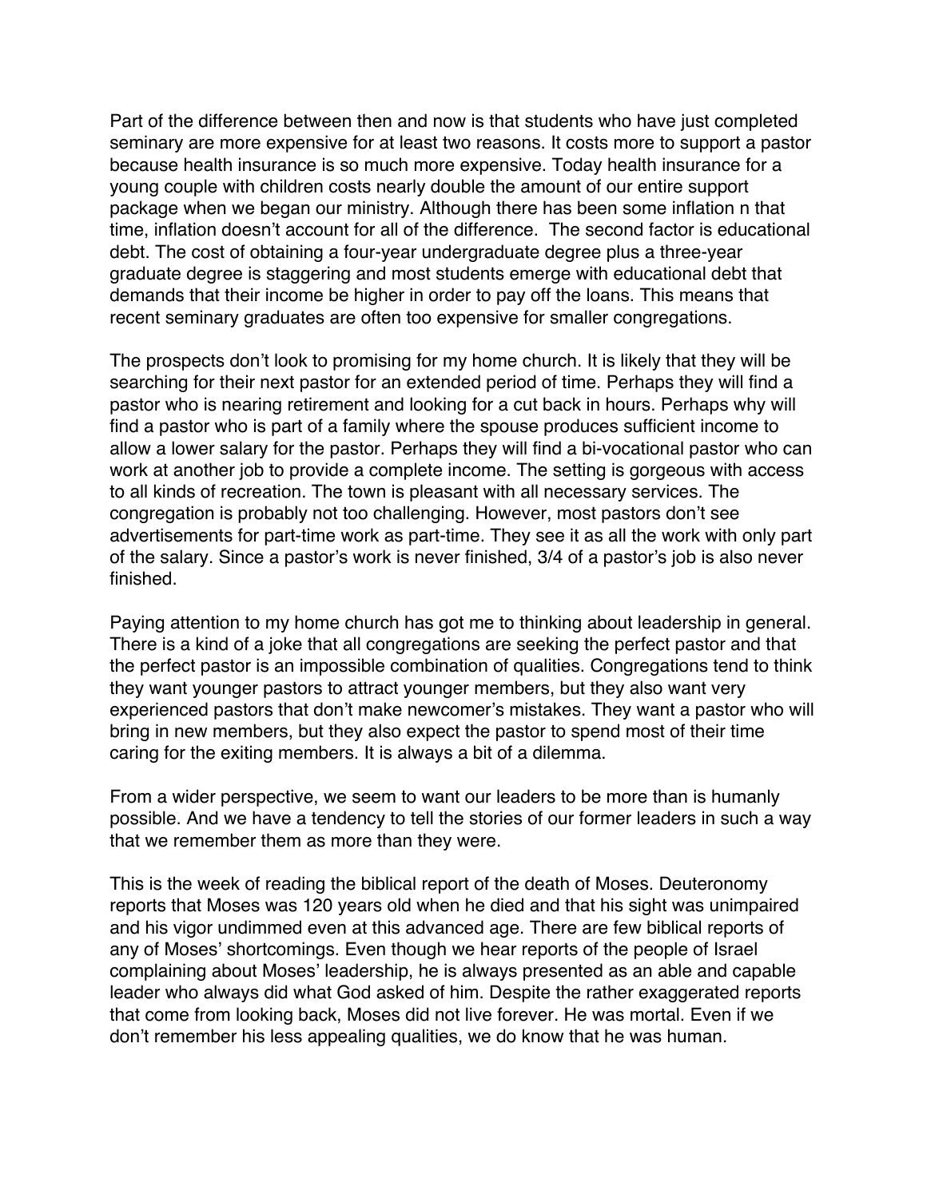Part of the difference between then and now is that students who have just completed seminary are more expensive for at least two reasons. It costs more to support a pastor because health insurance is so much more expensive. Today health insurance for a young couple with children costs nearly double the amount of our entire support package when we began our ministry. Although there has been some inflation n that time, inflation doesn't account for all of the difference. The second factor is educational debt. The cost of obtaining a four-year undergraduate degree plus a three-year graduate degree is staggering and most students emerge with educational debt that demands that their income be higher in order to pay off the loans. This means that recent seminary graduates are often too expensive for smaller congregations.

The prospects don't look to promising for my home church. It is likely that they will be searching for their next pastor for an extended period of time. Perhaps they will find a pastor who is nearing retirement and looking for a cut back in hours. Perhaps why will find a pastor who is part of a family where the spouse produces sufficient income to allow a lower salary for the pastor. Perhaps they will find a bi-vocational pastor who can work at another job to provide a complete income. The setting is gorgeous with access to all kinds of recreation. The town is pleasant with all necessary services. The congregation is probably not too challenging. However, most pastors don't see advertisements for part-time work as part-time. They see it as all the work with only part of the salary. Since a pastor's work is never finished, 3/4 of a pastor's job is also never finished.

Paying attention to my home church has got me to thinking about leadership in general. There is a kind of a joke that all congregations are seeking the perfect pastor and that the perfect pastor is an impossible combination of qualities. Congregations tend to think they want younger pastors to attract younger members, but they also want very experienced pastors that don't make newcomer's mistakes. They want a pastor who will bring in new members, but they also expect the pastor to spend most of their time caring for the exiting members. It is always a bit of a dilemma.

From a wider perspective, we seem to want our leaders to be more than is humanly possible. And we have a tendency to tell the stories of our former leaders in such a way that we remember them as more than they were.

This is the week of reading the biblical report of the death of Moses. Deuteronomy reports that Moses was 120 years old when he died and that his sight was unimpaired and his vigor undimmed even at this advanced age. There are few biblical reports of any of Moses' shortcomings. Even though we hear reports of the people of Israel complaining about Moses' leadership, he is always presented as an able and capable leader who always did what God asked of him. Despite the rather exaggerated reports that come from looking back, Moses did not live forever. He was mortal. Even if we don't remember his less appealing qualities, we do know that he was human.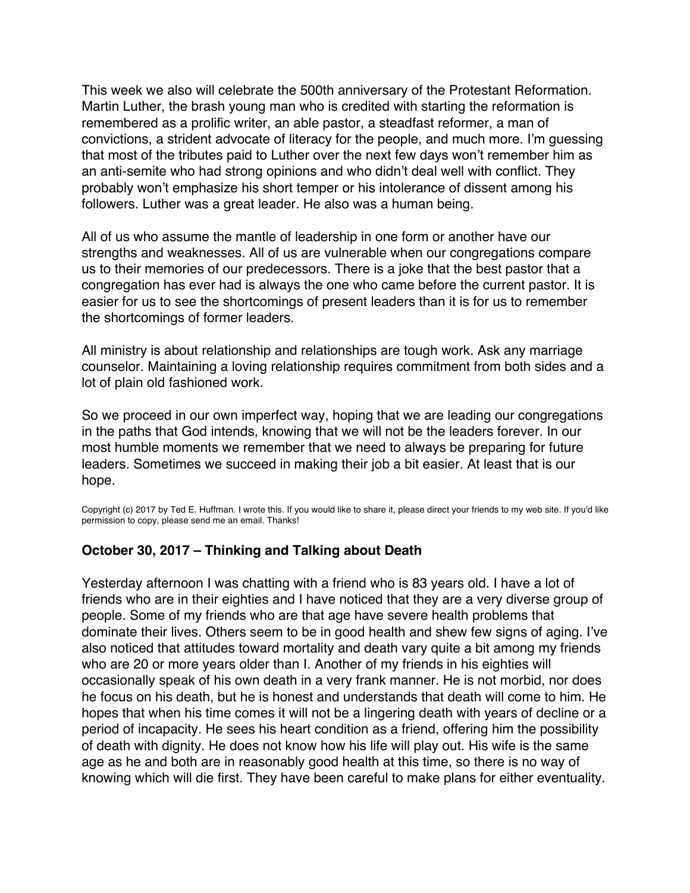This week we also will celebrate the 500th anniversary of the Protestant Reformation. Martin Luther, the brash young man who is credited with starting the reformation is remembered as a prolific writer, an able pastor, a steadfast reformer, a man of convictions, a strident advocate of literacy for the people, and much more. I'm guessing that most of the tributes paid to Luther over the next few days won't remember him as an anti-semite who had strong opinions and who didn't deal well with conflict. They probably won't emphasize his short temper or his intolerance of dissent among his followers. Luther was a great leader. He also was a human being.

All of us who assume the mantle of leadership in one form or another have our strengths and weaknesses. All of us are vulnerable when our congregations compare us to their memories of our predecessors. There is a joke that the best pastor that a congregation has ever had is always the one who came before the current pastor. It is easier for us to see the shortcomings of present leaders than it is for us to remember the shortcomings of former leaders.

All ministry is about relationship and relationships are tough work. Ask any marriage counselor. Maintaining a loving relationship requires commitment from both sides and a lot of plain old fashioned work.

So we proceed in our own imperfect way, hoping that we are leading our congregations in the paths that God intends, knowing that we will not be the leaders forever. In our most humble moments we remember that we need to always be preparing for future leaders. Sometimes we succeed in making their job a bit easier. At least that is our hope.

Copyright (c) 2017 by Ted E. Huffman. I wrote this. If you would like to share it, please direct your friends to my web site. If you'd like permission to copy, please send me an email. Thanks!

### October 30, 2017 – Thinking and Talking about Death

Yesterday afternoon I was chatting with a friend who is 83 years old. I have a lot of friends who are in their eighties and I have noticed that they are a very diverse group of people. Some of my friends who are that age have severe health problems that dominate their lives. Others seem to be in good health and shew few signs of aging. I've also noticed that attitudes toward mortality and death vary quite a bit among my friends who are 20 or more years older than I. Another of my friends in his eighties will occasionally speak of his own death in a very frank manner. He is not morbid, nor does he focus on his death, but he is honest and understands that death will come to him. He hopes that when his time comes it will not be a lingering death with years of decline or a period of incapacity. He sees his heart condition as a friend, offering him the possibility of death with dignity. He does not know how his life will play out. His wife is the same age as he and both are in reasonably good health at this time, so there is no way of knowing which will die first. They have been careful to make plans for either eventuality.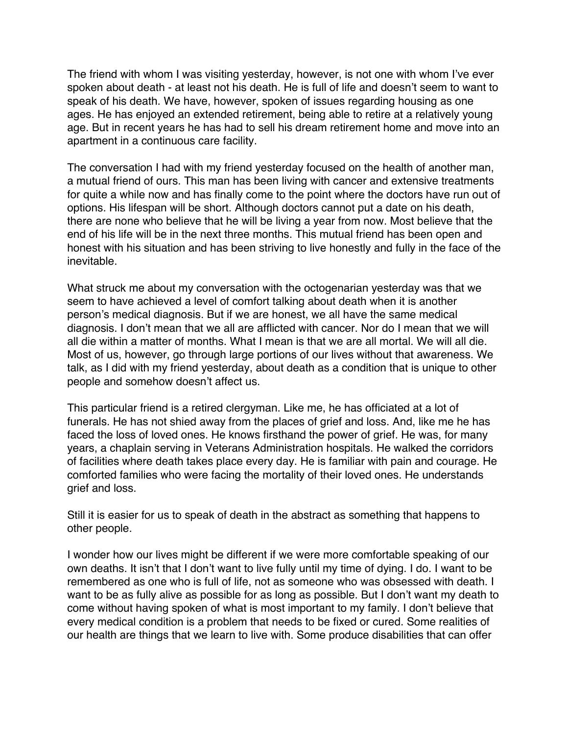The friend with whom I was visiting yesterday, however, is not one with whom I've ever spoken about death - at least not his death. He is full of life and doesn't seem to want to speak of his death. We have, however, spoken of issues regarding housing as one ages. He has enjoyed an extended retirement, being able to retire at a relatively young age. But in recent years he has had to sell his dream retirement home and move into an apartment in a continuous care facility.

The conversation I had with my friend yesterday focused on the health of another man, a mutual friend of ours. This man has been living with cancer and extensive treatments for quite a while now and has finally come to the point where the doctors have run out of options. His lifespan will be short. Although doctors cannot put a date on his death, there are none who believe that he will be living a year from now. Most believe that the end of his life will be in the next three months. This mutual friend has been open and honest with his situation and has been striving to live honestly and fully in the face of the inevitable.

What struck me about my conversation with the octogenarian yesterday was that we seem to have achieved a level of comfort talking about death when it is another person's medical diagnosis. But if we are honest, we all have the same medical diagnosis. I don't mean that we all are afflicted with cancer. Nor do I mean that we will all die within a matter of months. What I mean is that we are all mortal. We will all die. Most of us, however, go through large portions of our lives without that awareness. We talk, as I did with my friend yesterday, about death as a condition that is unique to other people and somehow doesn't affect us.

This particular friend is a retired clergyman. Like me, he has officiated at a lot of funerals. He has not shied away from the places of grief and loss. And, like me he has faced the loss of loved ones. He knows firsthand the power of grief. He was, for many years, a chaplain serving in Veterans Administration hospitals. He walked the corridors of facilities where death takes place every day. He is familiar with pain and courage. He comforted families who were facing the mortality of their loved ones. He understands grief and loss.

Still it is easier for us to speak of death in the abstract as something that happens to other people.

I wonder how our lives might be different if we were more comfortable speaking of our own deaths. It isn't that I don't want to live fully until my time of dying. I do. I want to be remembered as one who is full of life, not as someone who was obsessed with death. I want to be as fully alive as possible for as long as possible. But I don't want my death to come without having spoken of what is most important to my family. I don't believe that every medical condition is a problem that needs to be fixed or cured. Some realities of our health are things that we learn to live with. Some produce disabilities that can offer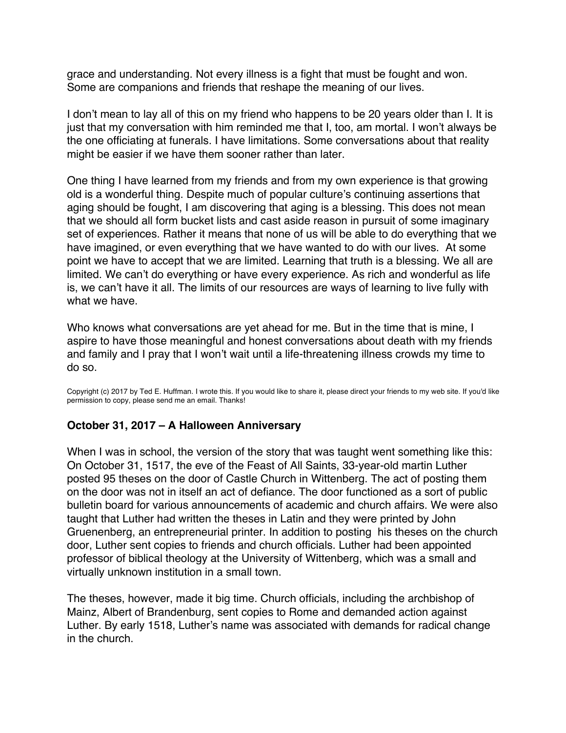grace and understanding. Not every illness is a fight that must be fought and won. Some are companions and friends that reshape the meaning of our lives.

I don't mean to lay all of this on my friend who happens to be 20 years older than I. It is just that my conversation with him reminded me that I, too, am mortal. I won't always be the one officiating at funerals. I have limitations. Some conversations about that reality might be easier if we have them sooner rather than later.

One thing I have learned from my friends and from my own experience is that growing old is a wonderful thing. Despite much of popular culture's continuing assertions that aging should be fought, I am discovering that aging is a blessing. This does not mean that we should all form bucket lists and cast aside reason in pursuit of some imaginary set of experiences. Rather it means that none of us will be able to do everything that we have imagined, or even everything that we have wanted to do with our lives. At some point we have to accept that we are limited. Learning that truth is a blessing. We all are limited. We can't do everything or have every experience. As rich and wonderful as life is, we can't have it all. The limits of our resources are ways of learning to live fully with what we have.

Who knows what conversations are yet ahead for me. But in the time that is mine, I aspire to have those meaningful and honest conversations about death with my friends and family and I pray that I won't wait until a life-threatening illness crowds my time to do so.

Copyright (c) 2017 by Ted E. Huffman. I wrote this. If you would like to share it, please direct your friends to my web site. If you'd like permission to copy, please send me an email. Thanks!

### October 31, 2017 – A Halloween Anniversary

When I was in school, the version of the story that was taught went something like this: On October 31, 1517, the eve of the Feast of All Saints, 33-year-old martin Luther posted 95 theses on the door of Castle Church in Wittenberg. The act of posting them on the door was not in itself an act of defiance. The door functioned as a sort of public bulletin board for various announcements of academic and church affairs. We were also taught that Luther had written the theses in Latin and they were printed by John Gruenenberg, an entrepreneurial printer. In addition to posting his theses on the church door, Luther sent copies to friends and church officials. Luther had been appointed professor of biblical theology at the University of Wittenberg, which was a small and virtually unknown institution in a small town.

The theses, however, made it big time. Church officials, including the archbishop of Mainz, Albert of Brandenburg, sent copies to Rome and demanded action against Luther. By early 1518, Luther's name was associated with demands for radical change in the church.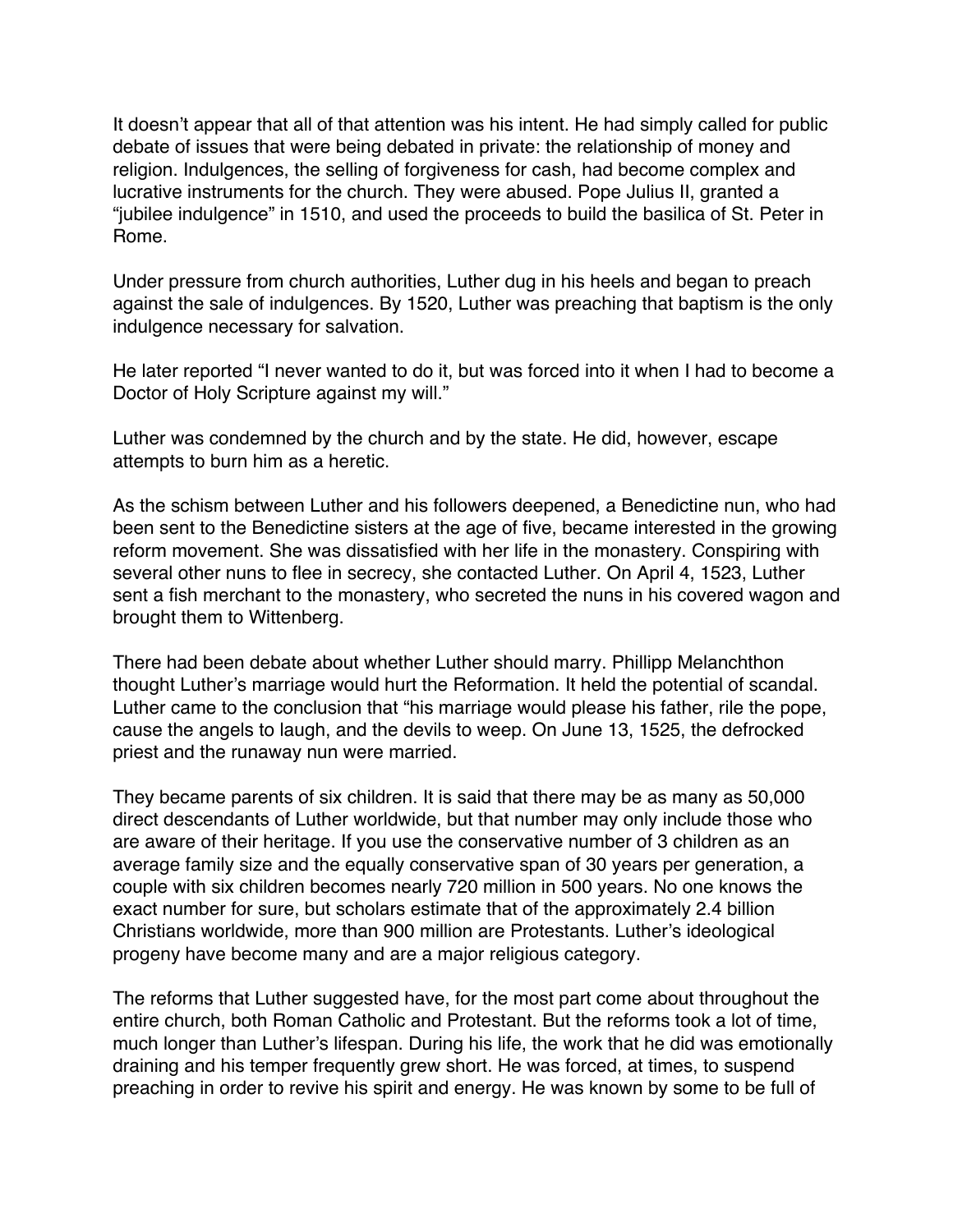It doesn't appear that all of that attention was his intent. He had simply called for public debate of issues that were being debated in private: the relationship of money and religion. Indulgences, the selling of forgiveness for cash, had become complex and lucrative instruments for the church. They were abused. Pope Julius II, granted a "jubilee indulgence" in 1510, and used the proceeds to build the basilica of St. Peter in Rome.

Under pressure from church authorities, Luther dug in his heels and began to preach against the sale of indulgences. By 1520, Luther was preaching that baptism is the only indulgence necessary for salvation.

He later reported "I never wanted to do it, but was forced into it when I had to become a Doctor of Holy Scripture against my will."

Luther was condemned by the church and by the state. He did, however, escape attempts to burn him as a heretic.

As the schism between Luther and his followers deepened, a Benedictine nun, who had been sent to the Benedictine sisters at the age of five, became interested in the growing reform movement. She was dissatisfied with her life in the monastery. Conspiring with several other nuns to flee in secrecy, she contacted Luther. On April 4, 1523, Luther sent a fish merchant to the monastery, who secreted the nuns in his covered wagon and brought them to Wittenberg.

There had been debate about whether Luther should marry. Phillipp Melanchthon thought Luther's marriage would hurt the Reformation. It held the potential of scandal. Luther came to the conclusion that "his marriage would please his father, rile the pope, cause the angels to laugh, and the devils to weep. On June 13, 1525, the defrocked priest and the runaway nun were married.

They became parents of six children. It is said that there may be as many as 50,000 direct descendants of Luther worldwide, but that number may only include those who are aware of their heritage. If you use the conservative number of 3 children as an average family size and the equally conservative span of 30 years per generation, a couple with six children becomes nearly 720 million in 500 years. No one knows the exact number for sure, but scholars estimate that of the approximately 2.4 billion Christians worldwide, more than 900 million are Protestants. Luther's ideological progeny have become many and are a major religious category.

The reforms that Luther suggested have, for the most part come about throughout the entire church, both Roman Catholic and Protestant. But the reforms took a lot of time, much longer than Luther's lifespan. During his life, the work that he did was emotionally draining and his temper frequently grew short. He was forced, at times, to suspend preaching in order to revive his spirit and energy. He was known by some to be full of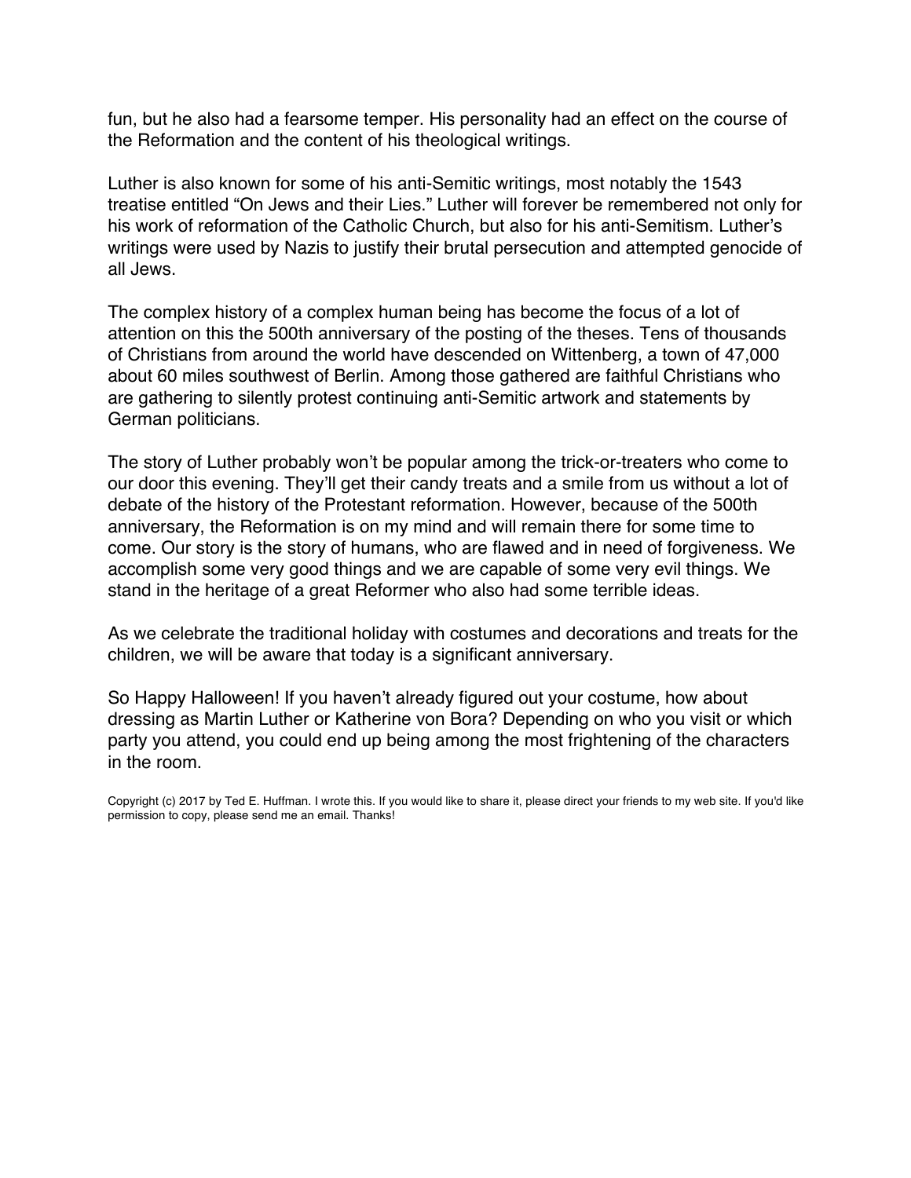fun, but he also had a fearsome temper. His personality had an effect on the course of the Reformation and the content of his theological writings.

Luther is also known for some of his anti-Semitic writings, most notably the 1543 treatise entitled “On Jews and their Lies.” Luther will forever be remembered not only for his work of reformation of the Catholic Church, but also for his anti-Semitism. Luther’s writings were used by Nazis to justify their brutal persecution and attempted genocide of all Jews.

The complex history of a complex human being has become the focus of a lot of attention on this the 500th anniversary of the posting of the theses. Tens of thousands of Christians from around the world have descended on Wittenberg, a town of 47,000 about 60 miles southwest of Berlin. Among those gathered are faithful Christians who are gathering to silently protest continuing anti-Semitic artwork and statements by German politicians.

The story of Luther probably won’t be popular among the trick-or-treaters who come to our door this evening. They’ll get their candy treats and a smile from us without a lot of debate of the history of the Protestant reformation. However, because of the 500th anniversary, the Reformation is on my mind and will remain there for some time to come. Our story is the story of humans, who are flawed and in need of forgiveness. We accomplish some very good things and we are capable of some very evil things. We stand in the heritage of a great Reformer who also had some terrible ideas.

As we celebrate the traditional holiday with costumes and decorations and treats for the children, we will be aware that today is a significant anniversary.

So Happy Halloween! If you haven’t already figured out your costume, how about dressing as Martin Luther or Katherine von Bora? Depending on who you visit or which party you attend, you could end up being among the most frightening of the characters in the room.

Copyright (c) 2017 by Ted E. Huffman. I wrote this. If you would like to share it, please direct your friends to my web site. If you'd like permission to copy, please send me an email. Thanks!